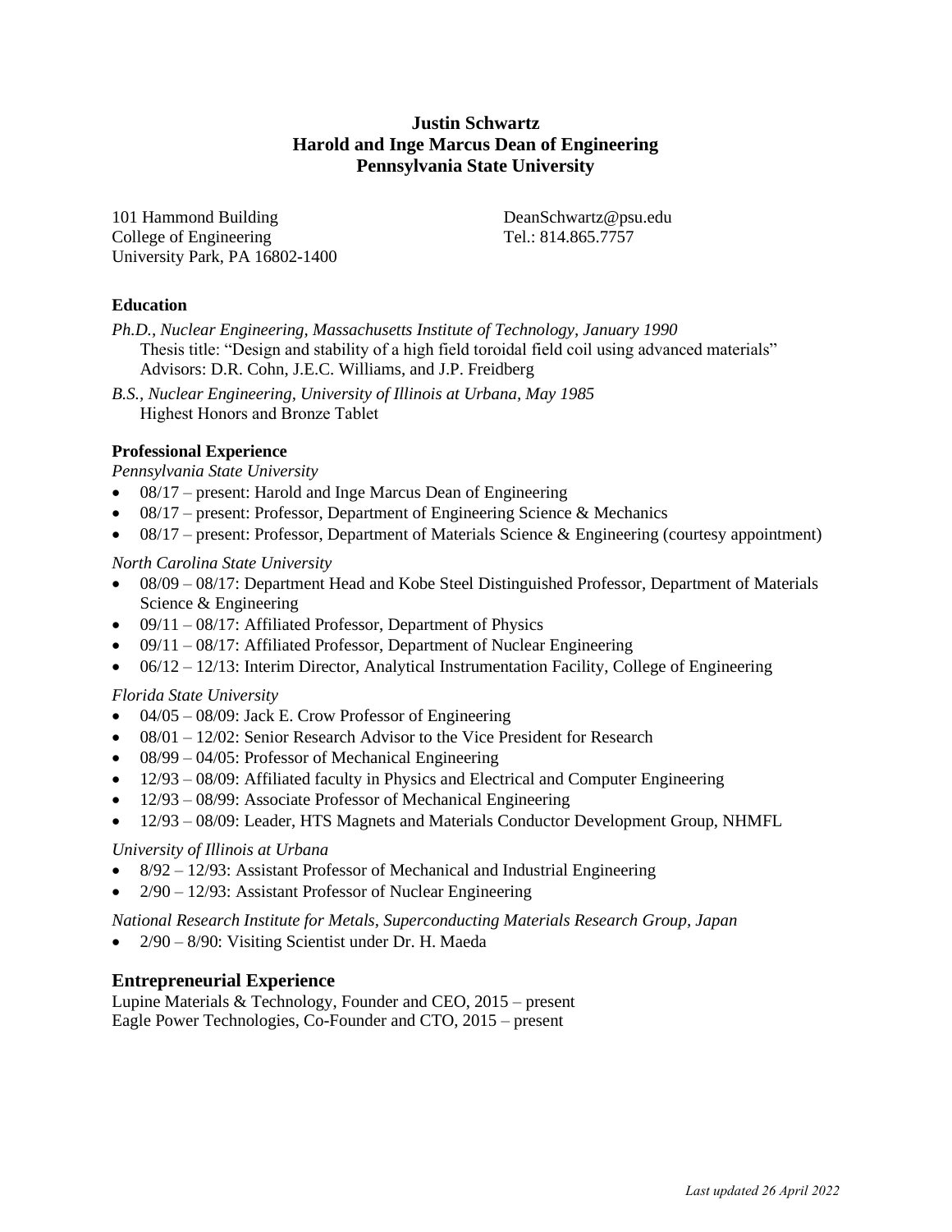# Justin Schwartz
## Harold and Inge Marcus Dean of Engineering
## Pennsylvania State University

101 Hammond Building
College of Engineering
University Park, PA 16802-1400

DeanSchwartz@psu.edu
Tel.: 814.865.7757

### Education

*Ph.D., Nuclear Engineering, Massachusetts Institute of Technology, January 1990*
Thesis title: "Design and stability of a high field toroidal field coil using advanced materials"
Advisors: D.R. Cohn, J.E.C. Williams, and J.P. Freidberg

*B.S., Nuclear Engineering, University of Illinois at Urbana, May 1985*
Highest Honors and Bronze Tablet

### Professional Experience

*Pennsylvania State University*

- 08/17 – present: Harold and Inge Marcus Dean of Engineering
- 08/17 – present: Professor, Department of Engineering Science & Mechanics
- 08/17 – present: Professor, Department of Materials Science & Engineering (courtesy appointment)

*North Carolina State University*

- 08/09 – 08/17: Department Head and Kobe Steel Distinguished Professor, Department of Materials Science & Engineering
- 09/11 – 08/17: Affiliated Professor, Department of Physics
- 09/11 – 08/17: Affiliated Professor, Department of Nuclear Engineering
- 06/12 – 12/13: Interim Director, Analytical Instrumentation Facility, College of Engineering

*Florida State University*

- 04/05 – 08/09: Jack E. Crow Professor of Engineering
- 08/01 – 12/02: Senior Research Advisor to the Vice President for Research
- 08/99 – 04/05: Professor of Mechanical Engineering
- 12/93 – 08/09: Affiliated faculty in Physics and Electrical and Computer Engineering
- 12/93 – 08/99: Associate Professor of Mechanical Engineering
- 12/93 – 08/09: Leader, HTS Magnets and Materials Conductor Development Group, NHMFL

*University of Illinois at Urbana*

- 8/92 – 12/93: Assistant Professor of Mechanical and Industrial Engineering
- 2/90 – 12/93: Assistant Professor of Nuclear Engineering

*National Research Institute for Metals, Superconducting Materials Research Group, Japan*

- 2/90 – 8/90: Visiting Scientist under Dr. H. Maeda

### Entrepreneurial Experience

Lupine Materials & Technology, Founder and CEO, 2015 – present
Eagle Power Technologies, Co-Founder and CTO, 2015 – present

*Last updated 26 April 2022*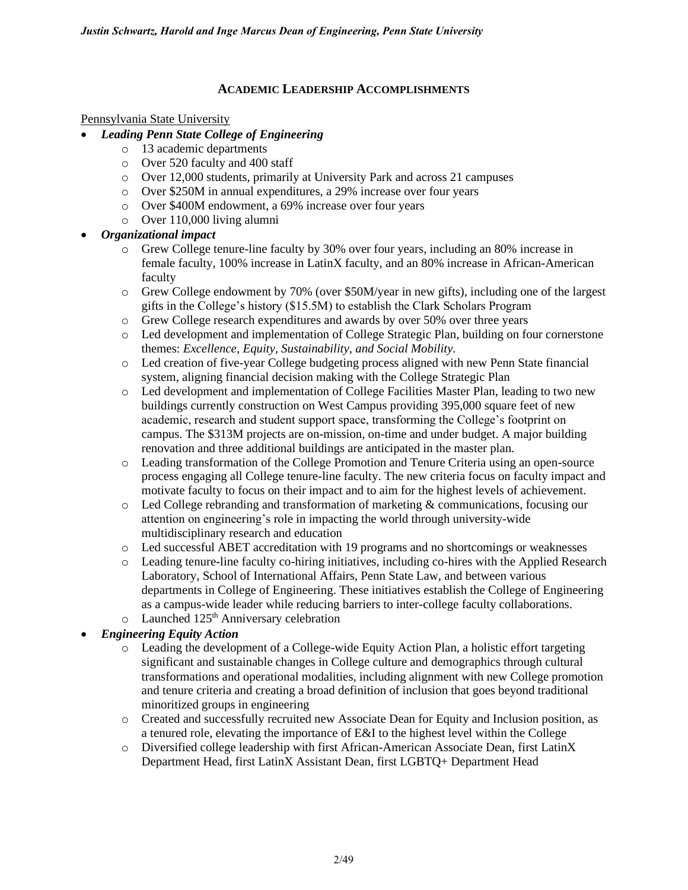## ACADEMIC LEADERSHIP ACCOMPLISHMENTS

Pennsylvania State University

- ***Leading Penn State College of Engineering***
  - 13 academic departments
  - Over 520 faculty and 400 staff
  - Over 12,000 students, primarily at University Park and across 21 campuses
  - Over $250M in annual expenditures, a 29% increase over four years
  - Over $400M endowment, a 69% increase over four years
  - Over 110,000 living alumni
- ***Organizational impact***
  - Grew College tenure-line faculty by 30% over four years, including an 80% increase in female faculty, 100% increase in LatinX faculty, and an 80% increase in African-American faculty
  - Grew College endowment by 70% (over $50M/year in new gifts), including one of the largest gifts in the College's history ($15.5M) to establish the Clark Scholars Program
  - Grew College research expenditures and awards by over 50% over three years
  - Led development and implementation of College Strategic Plan, building on four cornerstone themes: *Excellence, Equity, Sustainability, and Social Mobility.*
  - Led creation of five-year College budgeting process aligned with new Penn State financial system, aligning financial decision making with the College Strategic Plan
  - Led development and implementation of College Facilities Master Plan, leading to two new buildings currently construction on West Campus providing 395,000 square feet of new academic, research and student support space, transforming the College's footprint on campus. The $313M projects are on-mission, on-time and under budget. A major building renovation and three additional buildings are anticipated in the master plan.
  - Leading transformation of the College Promotion and Tenure Criteria using an open-source process engaging all College tenure-line faculty. The new criteria focus on faculty impact and motivate faculty to focus on their impact and to aim for the highest levels of achievement.
  - Led College rebranding and transformation of marketing & communications, focusing our attention on engineering's role in impacting the world through university-wide multidisciplinary research and education
  - Led successful ABET accreditation with 19 programs and no shortcomings or weaknesses
  - Leading tenure-line faculty co-hiring initiatives, including co-hires with the Applied Research Laboratory, School of International Affairs, Penn State Law, and between various departments in College of Engineering. These initiatives establish the College of Engineering as a campus-wide leader while reducing barriers to inter-college faculty collaborations.
  - Launched 125th Anniversary celebration
- ***Engineering Equity Action***
  - Leading the development of a College-wide Equity Action Plan, a holistic effort targeting significant and sustainable changes in College culture and demographics through cultural transformations and operational modalities, including alignment with new College promotion and tenure criteria and creating a broad definition of inclusion that goes beyond traditional minoritized groups in engineering
  - Created and successfully recruited new Associate Dean for Equity and Inclusion position, as a tenured role, elevating the importance of E&I to the highest level within the College
  - Diversified college leadership with first African-American Associate Dean, first LatinX Department Head, first LatinX Assistant Dean, first LGBTQ+ Department Head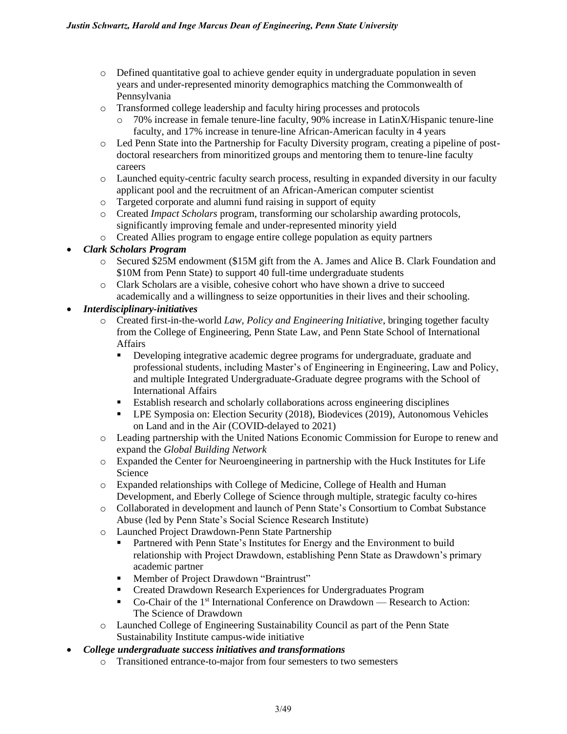- Defined quantitative goal to achieve gender equity in undergraduate population in seven years and under-represented minority demographics matching the Commonwealth of Pennsylvania
    - Transformed college leadership and faculty hiring processes and protocols
        - 70% increase in female tenure-line faculty, 90% increase in LatinX/Hispanic tenure-line faculty, and 17% increase in tenure-line African-American faculty in 4 years
    - Led Penn State into the Partnership for Faculty Diversity program, creating a pipeline of post-doctoral researchers from minoritized groups and mentoring them to tenure-line faculty careers
    - Launched equity-centric faculty search process, resulting in expanded diversity in our faculty applicant pool and the recruitment of an African-American computer scientist
    - Targeted corporate and alumni fund raising in support of equity
    - Created *Impact Scholars* program, transforming our scholarship awarding protocols, significantly improving female and under-represented minority yield
    - Created Allies program to engage entire college population as equity partners
- ***Clark Scholars Program***
    - Secured $25M endowment ($15M gift from the A. James and Alice B. Clark Foundation and $10M from Penn State) to support 40 full-time undergraduate students
    - Clark Scholars are a visible, cohesive cohort who have shown a drive to succeed academically and a willingness to seize opportunities in their lives and their schooling.
- ***Interdisciplinary-initiatives***
    - Created first-in-the-world *Law, Policy and Engineering Initiative*, bringing together faculty from the College of Engineering, Penn State Law, and Penn State School of International Affairs
        - Developing integrative academic degree programs for undergraduate, graduate and professional students, including Master's of Engineering in Engineering, Law and Policy, and multiple Integrated Undergraduate-Graduate degree programs with the School of International Affairs
        - Establish research and scholarly collaborations across engineering disciplines
        - LPE Symposia on: Election Security (2018), Biodevices (2019), Autonomous Vehicles on Land and in the Air (COVID-delayed to 2021)
    - Leading partnership with the United Nations Economic Commission for Europe to renew and expand the *Global Building Network*
    - Expanded the Center for Neuroengineering in partnership with the Huck Institutes for Life Science
    - Expanded relationships with College of Medicine, College of Health and Human Development, and Eberly College of Science through multiple, strategic faculty co-hires
    - Collaborated in development and launch of Penn State's Consortium to Combat Substance Abuse (led by Penn State's Social Science Research Institute)
    - Launched Project Drawdown-Penn State Partnership
        - Partnered with Penn State's Institutes for Energy and the Environment to build relationship with Project Drawdown, establishing Penn State as Drawdown's primary academic partner
        - Member of Project Drawdown "Braintrust"
        - Created Drawdown Research Experiences for Undergraduates Program
        - Co-Chair of the 1st International Conference on Drawdown — Research to Action: The Science of Drawdown
    - Launched College of Engineering Sustainability Council as part of the Penn State Sustainability Institute campus-wide initiative
- ***College undergraduate success initiatives and transformations***
    - Transitioned entrance-to-major from four semesters to two semesters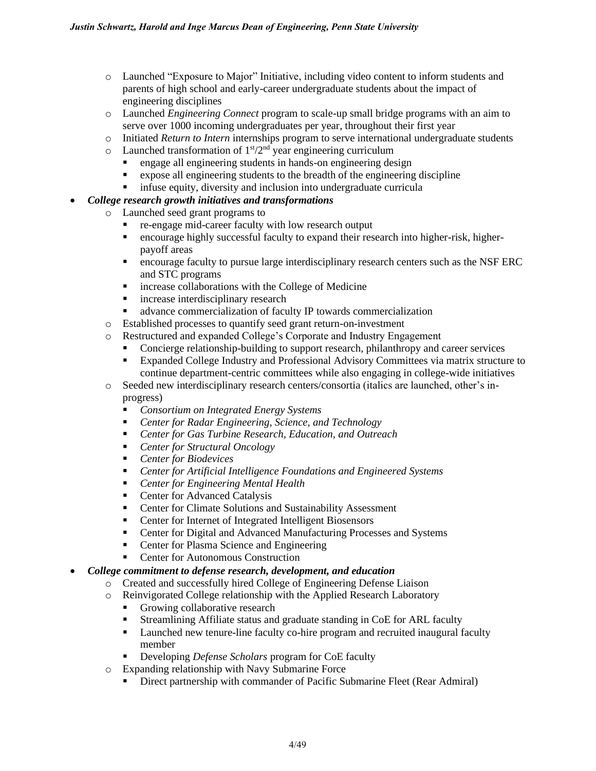- Launched "Exposure to Major" Initiative, including video content to inform students and parents of high school and early-career undergraduate students about the impact of engineering disciplines
  - Launched *Engineering Connect* program to scale-up small bridge programs with an aim to serve over 1000 incoming undergraduates per year, throughout their first year
  - Initiated *Return to Intern* internships program to serve international undergraduate students
  - Launched transformation of 1st/2nd year engineering curriculum
    - engage all engineering students in hands-on engineering design
    - expose all engineering students to the breadth of the engineering discipline
    - infuse equity, diversity and inclusion into undergraduate curricula
- ***College research growth initiatives and transformations***
  - Launched seed grant programs to
    - re-engage mid-career faculty with low research output
    - encourage highly successful faculty to expand their research into higher-risk, higher-payoff areas
    - encourage faculty to pursue large interdisciplinary research centers such as the NSF ERC and STC programs
    - increase collaborations with the College of Medicine
    - increase interdisciplinary research
    - advance commercialization of faculty IP towards commercialization
  - Established processes to quantify seed grant return-on-investment
  - Restructured and expanded College's Corporate and Industry Engagement
    - Concierge relationship-building to support research, philanthropy and career services
    - Expanded College Industry and Professional Advisory Committees via matrix structure to continue department-centric committees while also engaging in college-wide initiatives
  - Seeded new interdisciplinary research centers/consortia (italics are launched, other's in-progress)
    - *Consortium on Integrated Energy Systems*
    - *Center for Radar Engineering, Science, and Technology*
    - *Center for Gas Turbine Research, Education, and Outreach*
    - *Center for Structural Oncology*
    - *Center for Biodevices*
    - *Center for Artificial Intelligence Foundations and Engineered Systems*
    - *Center for Engineering Mental Health*
    - Center for Advanced Catalysis
    - Center for Climate Solutions and Sustainability Assessment
    - Center for Internet of Integrated Intelligent Biosensors
    - Center for Digital and Advanced Manufacturing Processes and Systems
    - Center for Plasma Science and Engineering
    - Center for Autonomous Construction
- ***College commitment to defense research, development, and education***
  - Created and successfully hired College of Engineering Defense Liaison
  - Reinvigorated College relationship with the Applied Research Laboratory
    - Growing collaborative research
    - Streamlining Affiliate status and graduate standing in CoE for ARL faculty
    - Launched new tenure-line faculty co-hire program and recruited inaugural faculty member
    - Developing *Defense Scholars* program for CoE faculty
  - Expanding relationship with Navy Submarine Force
    - Direct partnership with commander of Pacific Submarine Fleet (Rear Admiral)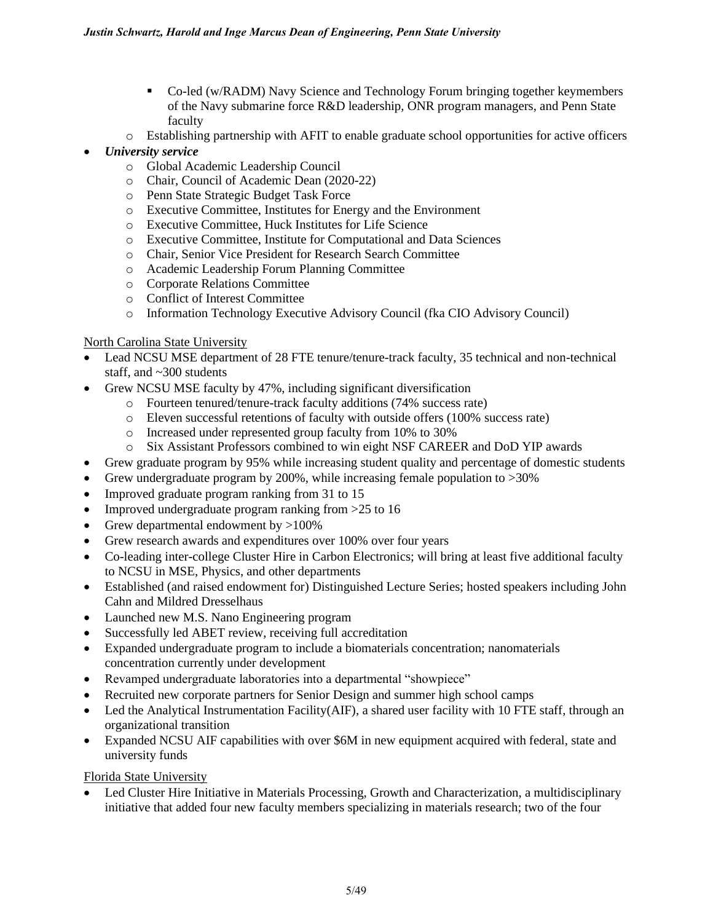- Co-led (w/RADM) Navy Science and Technology Forum bringing together keymembers of the Navy submarine force R&D leadership, ONR program managers, and Penn State faculty
    - Establishing partnership with AFIT to enable graduate school opportunities for active officers
- ***University service***
    - Global Academic Leadership Council
    - Chair, Council of Academic Dean (2020-22)
    - Penn State Strategic Budget Task Force
    - Executive Committee, Institutes for Energy and the Environment
    - Executive Committee, Huck Institutes for Life Science
    - Executive Committee, Institute for Computational and Data Sciences
    - Chair, Senior Vice President for Research Search Committee
    - Academic Leadership Forum Planning Committee
    - Corporate Relations Committee
    - Conflict of Interest Committee
    - Information Technology Executive Advisory Council (fka CIO Advisory Council)

<u>North Carolina State University</u>

- Lead NCSU MSE department of 28 FTE tenure/tenure-track faculty, 35 technical and non-technical staff, and ~300 students
- Grew NCSU MSE faculty by 47%, including significant diversification
    - Fourteen tenured/tenure-track faculty additions (74% success rate)
    - Eleven successful retentions of faculty with outside offers (100% success rate)
    - Increased under represented group faculty from 10% to 30%
    - Six Assistant Professors combined to win eight NSF CAREER and DoD YIP awards
- Grew graduate program by 95% while increasing student quality and percentage of domestic students
- Grew undergraduate program by 200%, while increasing female population to >30%
- Improved graduate program ranking from 31 to 15
- Improved undergraduate program ranking from >25 to 16
- Grew departmental endowment by >100%
- Grew research awards and expenditures over 100% over four years
- Co-leading inter-college Cluster Hire in Carbon Electronics; will bring at least five additional faculty to NCSU in MSE, Physics, and other departments
- Established (and raised endowment for) Distinguished Lecture Series; hosted speakers including John Cahn and Mildred Dresselhaus
- Launched new M.S. Nano Engineering program
- Successfully led ABET review, receiving full accreditation
- Expanded undergraduate program to include a biomaterials concentration; nanomaterials concentration currently under development
- Revamped undergraduate laboratories into a departmental "showpiece"
- Recruited new corporate partners for Senior Design and summer high school camps
- Led the Analytical Instrumentation Facility(AIF), a shared user facility with 10 FTE staff, through an organizational transition
- Expanded NCSU AIF capabilities with over $6M in new equipment acquired with federal, state and university funds

<u>Florida State University</u>

- Led Cluster Hire Initiative in Materials Processing, Growth and Characterization, a multidisciplinary initiative that added four new faculty members specializing in materials research; two of the four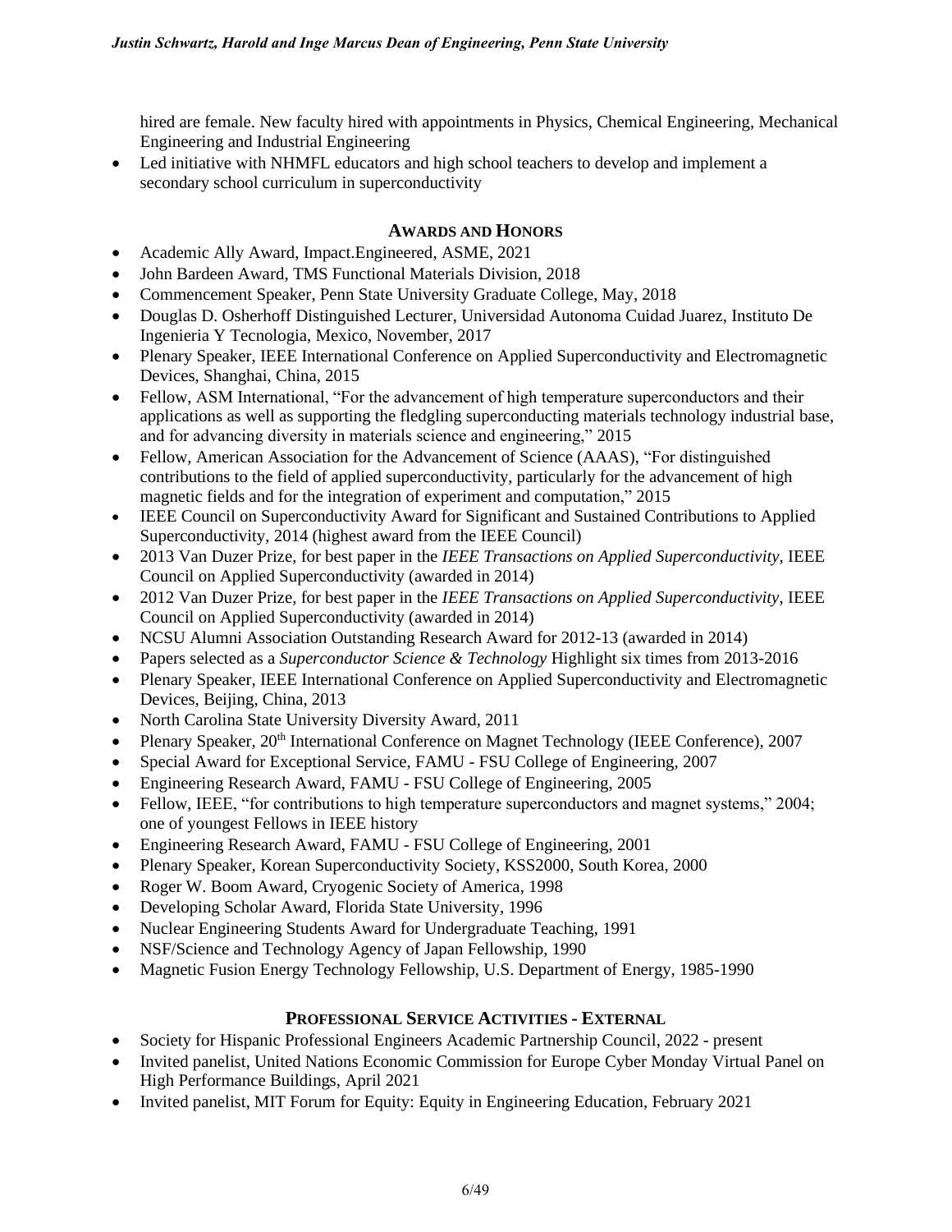hired are female. New faculty hired with appointments in Physics, Chemical Engineering, Mechanical Engineering and Industrial Engineering

- Led initiative with NHMFL educators and high school teachers to develop and implement a secondary school curriculum in superconductivity

## AWARDS AND HONORS

- Academic Ally Award, Impact.Engineered, ASME, 2021
- John Bardeen Award, TMS Functional Materials Division, 2018
- Commencement Speaker, Penn State University Graduate College, May, 2018
- Douglas D. Osherhoff Distinguished Lecturer, Universidad Autonoma Cuidad Juarez, Instituto De Ingenieria Y Tecnologia, Mexico, November, 2017
- Plenary Speaker, IEEE International Conference on Applied Superconductivity and Electromagnetic Devices, Shanghai, China, 2015
- Fellow, ASM International, "For the advancement of high temperature superconductors and their applications as well as supporting the fledgling superconducting materials technology industrial base, and for advancing diversity in materials science and engineering," 2015
- Fellow, American Association for the Advancement of Science (AAAS), "For distinguished contributions to the field of applied superconductivity, particularly for the advancement of high magnetic fields and for the integration of experiment and computation," 2015
- IEEE Council on Superconductivity Award for Significant and Sustained Contributions to Applied Superconductivity, 2014 (highest award from the IEEE Council)
- 2013 Van Duzer Prize, for best paper in the *IEEE Transactions on Applied Superconductivity*, IEEE Council on Applied Superconductivity (awarded in 2014)
- 2012 Van Duzer Prize, for best paper in the *IEEE Transactions on Applied Superconductivity*, IEEE Council on Applied Superconductivity (awarded in 2014)
- NCSU Alumni Association Outstanding Research Award for 2012-13 (awarded in 2014)
- Papers selected as a *Superconductor Science & Technology* Highlight six times from 2013-2016
- Plenary Speaker, IEEE International Conference on Applied Superconductivity and Electromagnetic Devices, Beijing, China, 2013
- North Carolina State University Diversity Award, 2011
- Plenary Speaker, 20th International Conference on Magnet Technology (IEEE Conference), 2007
- Special Award for Exceptional Service, FAMU - FSU College of Engineering, 2007
- Engineering Research Award, FAMU - FSU College of Engineering, 2005
- Fellow, IEEE, "for contributions to high temperature superconductors and magnet systems," 2004; one of youngest Fellows in IEEE history
- Engineering Research Award, FAMU - FSU College of Engineering, 2001
- Plenary Speaker, Korean Superconductivity Society, KSS2000, South Korea, 2000
- Roger W. Boom Award, Cryogenic Society of America, 1998
- Developing Scholar Award, Florida State University, 1996
- Nuclear Engineering Students Award for Undergraduate Teaching, 1991
- NSF/Science and Technology Agency of Japan Fellowship, 1990
- Magnetic Fusion Energy Technology Fellowship, U.S. Department of Energy, 1985-1990

## PROFESSIONAL SERVICE ACTIVITIES - EXTERNAL

- Society for Hispanic Professional Engineers Academic Partnership Council, 2022 - present
- Invited panelist, United Nations Economic Commission for Europe Cyber Monday Virtual Panel on High Performance Buildings, April 2021
- Invited panelist, MIT Forum for Equity: Equity in Engineering Education, February 2021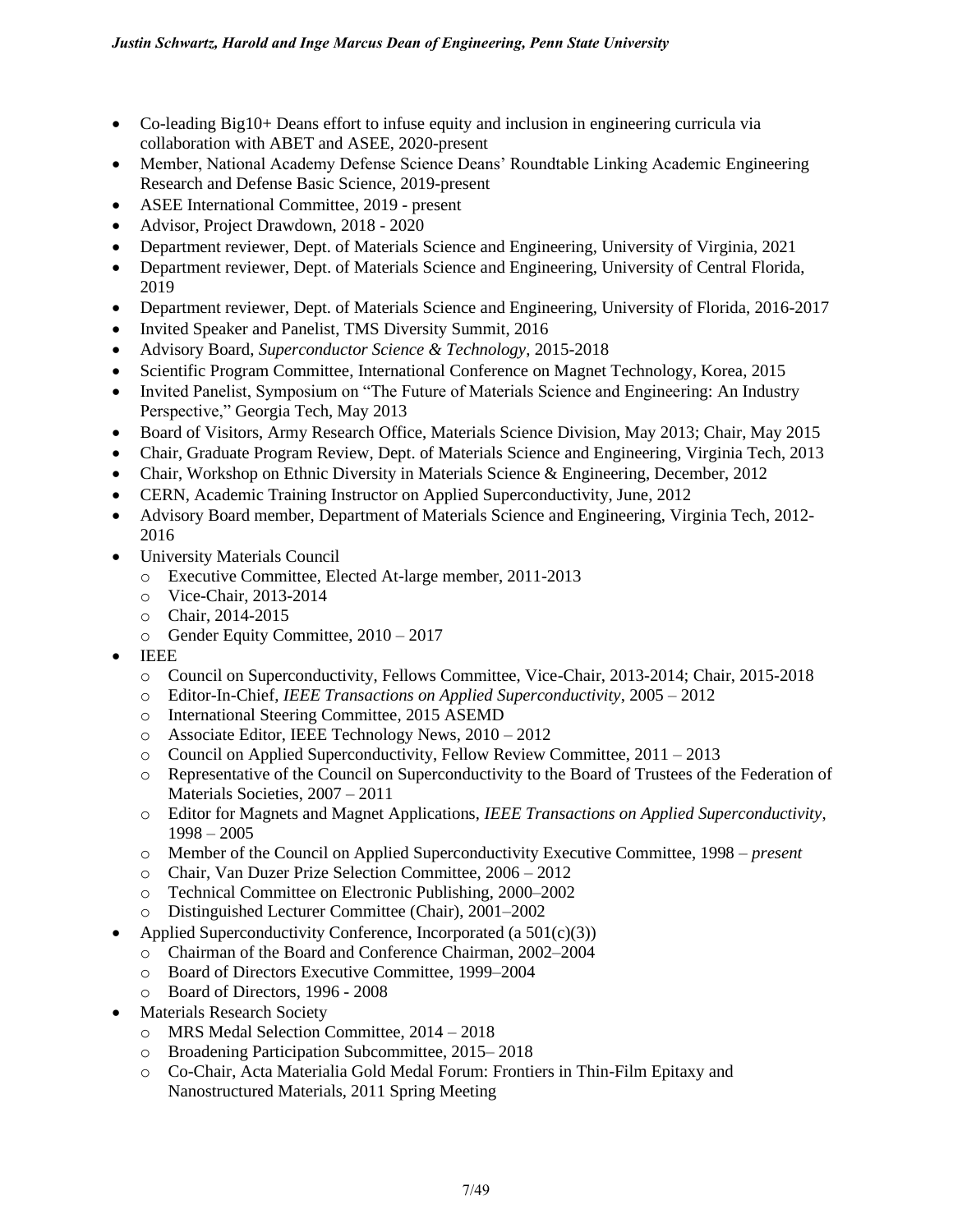- Co-leading Big10+ Deans effort to infuse equity and inclusion in engineering curricula via collaboration with ABET and ASEE, 2020-present
- Member, National Academy Defense Science Deans' Roundtable Linking Academic Engineering Research and Defense Basic Science, 2019-present
- ASEE International Committee, 2019 - present
- Advisor, Project Drawdown, 2018 - 2020
- Department reviewer, Dept. of Materials Science and Engineering, University of Virginia, 2021
- Department reviewer, Dept. of Materials Science and Engineering, University of Central Florida, 2019
- Department reviewer, Dept. of Materials Science and Engineering, University of Florida, 2016-2017
- Invited Speaker and Panelist, TMS Diversity Summit, 2016
- Advisory Board, *Superconductor Science & Technology*, 2015-2018
- Scientific Program Committee, International Conference on Magnet Technology, Korea, 2015
- Invited Panelist, Symposium on "The Future of Materials Science and Engineering: An Industry Perspective," Georgia Tech, May 2013
- Board of Visitors, Army Research Office, Materials Science Division, May 2013; Chair, May 2015
- Chair, Graduate Program Review, Dept. of Materials Science and Engineering, Virginia Tech, 2013
- Chair, Workshop on Ethnic Diversity in Materials Science & Engineering, December, 2012
- CERN, Academic Training Instructor on Applied Superconductivity, June, 2012
- Advisory Board member, Department of Materials Science and Engineering, Virginia Tech, 2012-2016
- University Materials Council
  - Executive Committee, Elected At-large member, 2011-2013
  - Vice-Chair, 2013-2014
  - Chair, 2014-2015
  - Gender Equity Committee, 2010 – 2017
- IEEE
  - Council on Superconductivity, Fellows Committee, Vice-Chair, 2013-2014; Chair, 2015-2018
  - Editor-In-Chief, *IEEE Transactions on Applied Superconductivity*, 2005 – 2012
  - International Steering Committee, 2015 ASEMD
  - Associate Editor, IEEE Technology News, 2010 – 2012
  - Council on Applied Superconductivity, Fellow Review Committee, 2011 – 2013
  - Representative of the Council on Superconductivity to the Board of Trustees of the Federation of Materials Societies, 2007 – 2011
  - Editor for Magnets and Magnet Applications, *IEEE Transactions on Applied Superconductivity*, 1998 – 2005
  - Member of the Council on Applied Superconductivity Executive Committee, 1998 – *present*
  - Chair, Van Duzer Prize Selection Committee, 2006 – 2012
  - Technical Committee on Electronic Publishing, 2000–2002
  - Distinguished Lecturer Committee (Chair), 2001–2002
- Applied Superconductivity Conference, Incorporated (a 501(c)(3))
  - Chairman of the Board and Conference Chairman, 2002–2004
  - Board of Directors Executive Committee, 1999–2004
  - Board of Directors, 1996 - 2008
- Materials Research Society
  - MRS Medal Selection Committee, 2014 – 2018
  - Broadening Participation Subcommittee, 2015– 2018
  - Co-Chair, Acta Materialia Gold Medal Forum: Frontiers in Thin-Film Epitaxy and Nanostructured Materials, 2011 Spring Meeting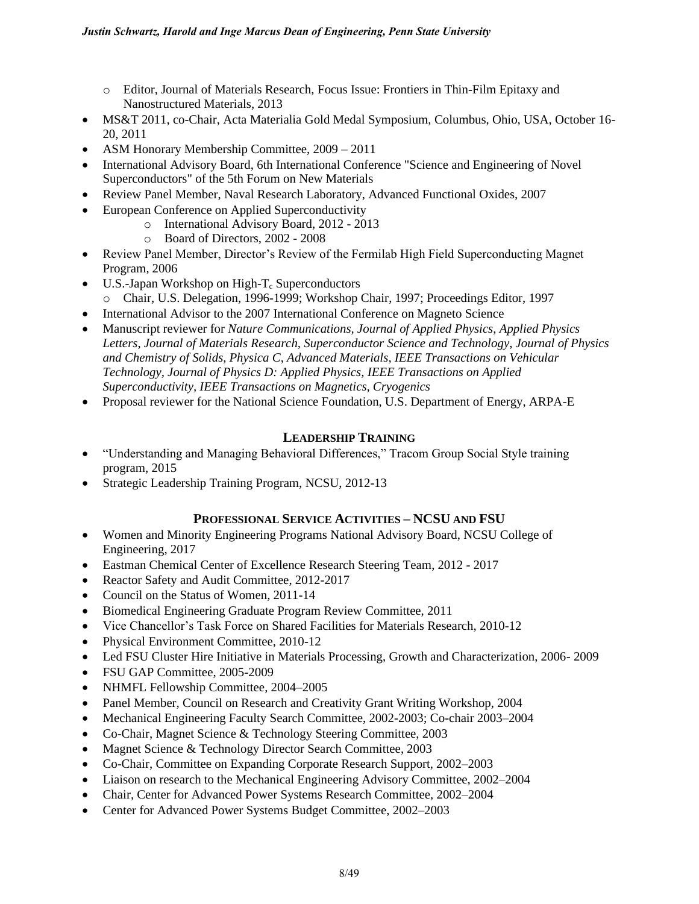- Editor, Journal of Materials Research, Focus Issue: Frontiers in Thin-Film Epitaxy and Nanostructured Materials, 2013

- MS&T 2011, co-Chair, Acta Materialia Gold Medal Symposium, Columbus, Ohio, USA, October 16-20, 2011
- ASM Honorary Membership Committee, 2009 – 2011
- International Advisory Board, 6th International Conference "Science and Engineering of Novel Superconductors" of the 5th Forum on New Materials
- Review Panel Member, Naval Research Laboratory, Advanced Functional Oxides, 2007
- European Conference on Applied Superconductivity
  - International Advisory Board, 2012 - 2013
  - Board of Directors, 2002 - 2008
- Review Panel Member, Director's Review of the Fermilab High Field Superconducting Magnet Program, 2006
- U.S.-Japan Workshop on High-$T_c$ Superconductors
  - Chair, U.S. Delegation, 1996-1999; Workshop Chair, 1997; Proceedings Editor, 1997
- International Advisor to the 2007 International Conference on Magneto Science
- Manuscript reviewer for *Nature Communications, Journal of Applied Physics, Applied Physics Letters, Journal of Materials Research, Superconductor Science and Technology, Journal of Physics and Chemistry of Solids, Physica C, Advanced Materials, IEEE Transactions on Vehicular Technology, Journal of Physics D: Applied Physics, IEEE Transactions on Applied Superconductivity, IEEE Transactions on Magnetics, Cryogenics*
- Proposal reviewer for the National Science Foundation, U.S. Department of Energy, ARPA-E

## Leadership Training

- "Understanding and Managing Behavioral Differences," Tracom Group Social Style training program, 2015
- Strategic Leadership Training Program, NCSU, 2012-13

## Professional Service Activities – NCSU and FSU

- Women and Minority Engineering Programs National Advisory Board, NCSU College of Engineering, 2017
- Eastman Chemical Center of Excellence Research Steering Team, 2012 - 2017
- Reactor Safety and Audit Committee, 2012-2017
- Council on the Status of Women, 2011-14
- Biomedical Engineering Graduate Program Review Committee, 2011
- Vice Chancellor's Task Force on Shared Facilities for Materials Research, 2010-12
- Physical Environment Committee, 2010-12
- Led FSU Cluster Hire Initiative in Materials Processing, Growth and Characterization, 2006- 2009
- FSU GAP Committee, 2005-2009
- NHMFL Fellowship Committee, 2004–2005
- Panel Member, Council on Research and Creativity Grant Writing Workshop, 2004
- Mechanical Engineering Faculty Search Committee, 2002-2003; Co-chair 2003–2004
- Co-Chair, Magnet Science & Technology Steering Committee, 2003
- Magnet Science & Technology Director Search Committee, 2003
- Co-Chair, Committee on Expanding Corporate Research Support, 2002–2003
- Liaison on research to the Mechanical Engineering Advisory Committee, 2002–2004
- Chair, Center for Advanced Power Systems Research Committee, 2002–2004
- Center for Advanced Power Systems Budget Committee, 2002–2003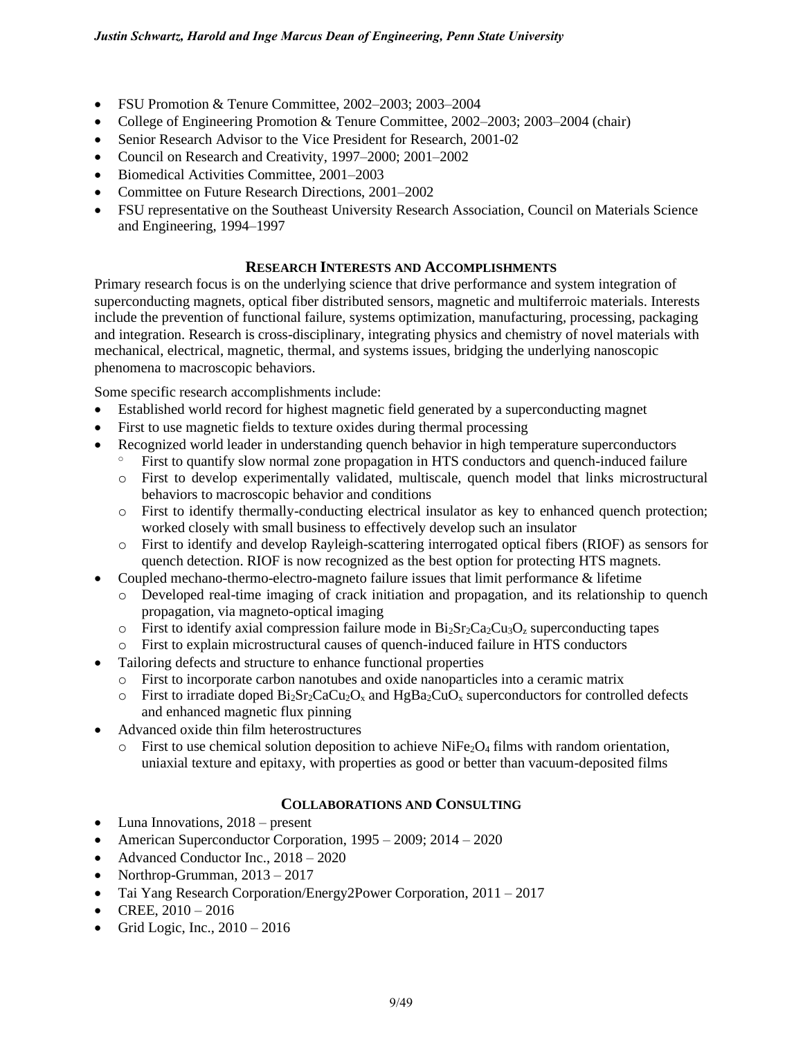- FSU Promotion & Tenure Committee, 2002–2003; 2003–2004
- College of Engineering Promotion & Tenure Committee, 2002–2003; 2003–2004 (chair)
- Senior Research Advisor to the Vice President for Research, 2001-02
- Council on Research and Creativity, 1997–2000; 2001–2002
- Biomedical Activities Committee, 2001–2003
- Committee on Future Research Directions, 2001–2002
- FSU representative on the Southeast University Research Association, Council on Materials Science and Engineering, 1994–1997

## RESEARCH INTERESTS AND ACCOMPLISHMENTS

Primary research focus is on the underlying science that drive performance and system integration of superconducting magnets, optical fiber distributed sensors, magnetic and multiferroic materials. Interests include the prevention of functional failure, systems optimization, manufacturing, processing, packaging and integration. Research is cross-disciplinary, integrating physics and chemistry of novel materials with mechanical, electrical, magnetic, thermal, and systems issues, bridging the underlying nanoscopic phenomena to macroscopic behaviors.

Some specific research accomplishments include:

- Established world record for highest magnetic field generated by a superconducting magnet
- First to use magnetic fields to texture oxides during thermal processing
- Recognized world leader in understanding quench behavior in high temperature superconductors
  - First to quantify slow normal zone propagation in HTS conductors and quench-induced failure
  - First to develop experimentally validated, multiscale, quench model that links microstructural behaviors to macroscopic behavior and conditions
  - First to identify thermally-conducting electrical insulator as key to enhanced quench protection; worked closely with small business to effectively develop such an insulator
  - First to identify and develop Rayleigh-scattering interrogated optical fibers (RIOF) as sensors for quench detection. RIOF is now recognized as the best option for protecting HTS magnets.
- Coupled mechano-thermo-electro-magneto failure issues that limit performance & lifetime
  - Developed real-time imaging of crack initiation and propagation, and its relationship to quench propagation, via magneto-optical imaging
  - First to identify axial compression failure mode in $Bi_2Sr_2Ca_2Cu_3O_z$ superconducting tapes
  - First to explain microstructural causes of quench-induced failure in HTS conductors
- Tailoring defects and structure to enhance functional properties
  - First to incorporate carbon nanotubes and oxide nanoparticles into a ceramic matrix
  - First to irradiate doped $Bi_2Sr_2CaCu_2O_x$ and $HgBa_2CuO_x$ superconductors for controlled defects and enhanced magnetic flux pinning
- Advanced oxide thin film heterostructures
  - First to use chemical solution deposition to achieve $NiFe_2O_4$ films with random orientation, uniaxial texture and epitaxy, with properties as good or better than vacuum-deposited films

## COLLABORATIONS AND CONSULTING

- Luna Innovations, 2018 – present
- American Superconductor Corporation, 1995 – 2009; 2014 – 2020
- Advanced Conductor Inc., 2018 – 2020
- Northrop-Grumman, 2013 – 2017
- Tai Yang Research Corporation/Energy2Power Corporation, 2011 – 2017
- CREE, 2010 – 2016
- Grid Logic, Inc., 2010 – 2016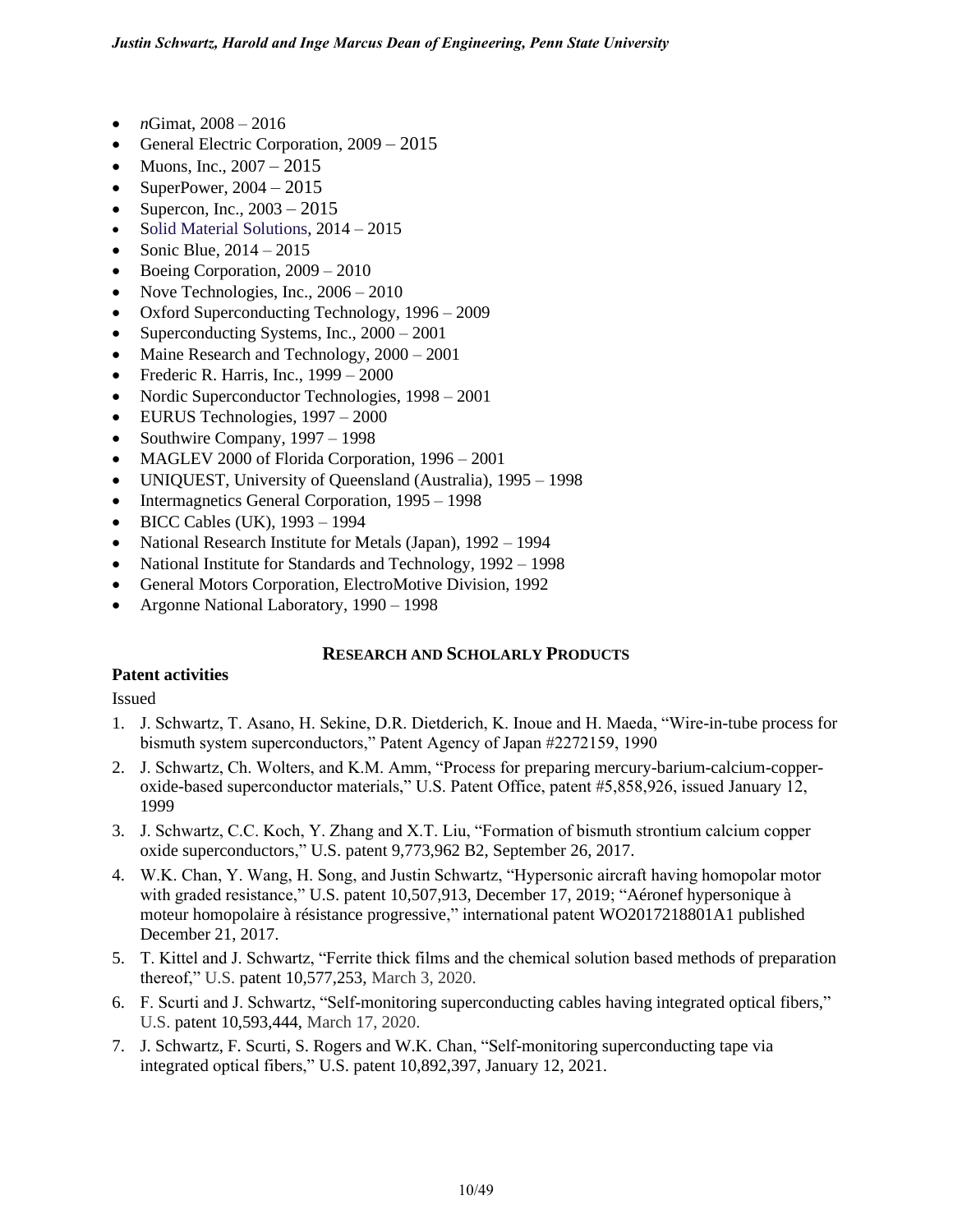- *n*Gimat, 2008 – 2016
- General Electric Corporation, 2009 – 2015
- Muons, Inc., 2007 – 2015
- SuperPower, 2004 – 2015
- Supercon, Inc., 2003 – 2015
- Solid Material Solutions, 2014 – 2015
- Sonic Blue, 2014 – 2015
- Boeing Corporation, 2009 – 2010
- Nove Technologies, Inc., 2006 – 2010
- Oxford Superconducting Technology, 1996 – 2009
- Superconducting Systems, Inc., 2000 – 2001
- Maine Research and Technology, 2000 – 2001
- Frederic R. Harris, Inc., 1999 – 2000
- Nordic Superconductor Technologies, 1998 – 2001
- EURUS Technologies, 1997 – 2000
- Southwire Company, 1997 – 1998
- MAGLEV 2000 of Florida Corporation, 1996 – 2001
- UNIQUEST, University of Queensland (Australia), 1995 – 1998
- Intermagnetics General Corporation, 1995 – 1998
- BICC Cables (UK), 1993 – 1994
- National Research Institute for Metals (Japan), 1992 – 1994
- National Institute for Standards and Technology, 1992 – 1998
- General Motors Corporation, ElectroMotive Division, 1992
- Argonne National Laboratory, 1990 – 1998

## RESEARCH AND SCHOLARLY PRODUCTS

### Patent activities

Issued

1. J. Schwartz, T. Asano, H. Sekine, D.R. Dietderich, K. Inoue and H. Maeda, "Wire-in-tube process for bismuth system superconductors," Patent Agency of Japan #2272159, 1990
2. J. Schwartz, Ch. Wolters, and K.M. Amm, "Process for preparing mercury-barium-calcium-copper-oxide-based superconductor materials," U.S. Patent Office, patent #5,858,926, issued January 12, 1999
3. J. Schwartz, C.C. Koch, Y. Zhang and X.T. Liu, "Formation of bismuth strontium calcium copper oxide superconductors," U.S. patent 9,773,962 B2, September 26, 2017.
4. W.K. Chan, Y. Wang, H. Song, and Justin Schwartz, "Hypersonic aircraft having homopolar motor with graded resistance," U.S. patent 10,507,913, December 17, 2019; "Aéronef hypersonique à moteur homopolaire à résistance progressive," international patent WO2017218801A1 published December 21, 2017.
5. T. Kittel and J. Schwartz, "Ferrite thick films and the chemical solution based methods of preparation thereof," U.S. patent 10,577,253, March 3, 2020.
6. F. Scurti and J. Schwartz, "Self-monitoring superconducting cables having integrated optical fibers," U.S. patent 10,593,444, March 17, 2020.
7. J. Schwartz, F. Scurti, S. Rogers and W.K. Chan, "Self-monitoring superconducting tape via integrated optical fibers," U.S. patent 10,892,397, January 12, 2021.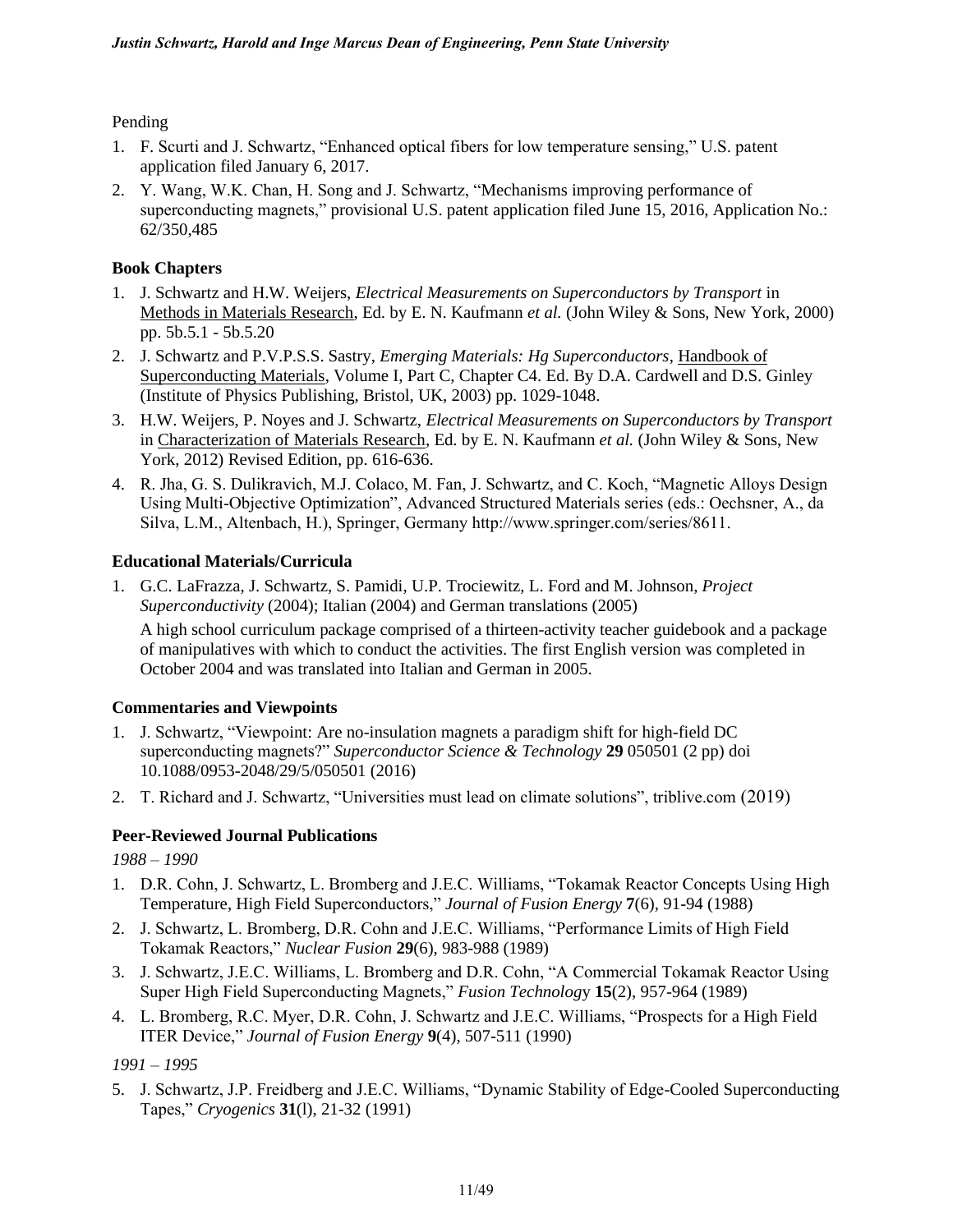Pending

1. F. Scurti and J. Schwartz, "Enhanced optical fibers for low temperature sensing," U.S. patent application filed January 6, 2017.
2. Y. Wang, W.K. Chan, H. Song and J. Schwartz, "Mechanisms improving performance of superconducting magnets," provisional U.S. patent application filed June 15, 2016, Application No.: 62/350,485

### Book Chapters

1. J. Schwartz and H.W. Weijers, *Electrical Measurements on Superconductors by Transport* in Methods in Materials Research, Ed. by E. N. Kaufmann *et al.* (John Wiley & Sons, New York, 2000) pp. 5b.5.1 - 5b.5.20
2. J. Schwartz and P.V.P.S.S. Sastry, *Emerging Materials: Hg Superconductors*, Handbook of Superconducting Materials, Volume I, Part C, Chapter C4. Ed. By D.A. Cardwell and D.S. Ginley (Institute of Physics Publishing, Bristol, UK, 2003) pp. 1029-1048.
3. H.W. Weijers, P. Noyes and J. Schwartz, *Electrical Measurements on Superconductors by Transport* in Characterization of Materials Research, Ed. by E. N. Kaufmann *et al.* (John Wiley & Sons, New York, 2012) Revised Edition, pp. 616-636.
4. R. Jha, G. S. Dulikravich, M.J. Colaco, M. Fan, J. Schwartz, and C. Koch, "Magnetic Alloys Design Using Multi-Objective Optimization", Advanced Structured Materials series (eds.: Oechsner, A., da Silva, L.M., Altenbach, H.), Springer, Germany http://www.springer.com/series/8611.

### Educational Materials/Curricula

1. G.C. LaFrazza, J. Schwartz, S. Pamidi, U.P. Trociewitz, L. Ford and M. Johnson, *Project Superconductivity* (2004); Italian (2004) and German translations (2005)

   A high school curriculum package comprised of a thirteen-activity teacher guidebook and a package of manipulatives with which to conduct the activities. The first English version was completed in October 2004 and was translated into Italian and German in 2005.

### Commentaries and Viewpoints

1. J. Schwartz, "Viewpoint: Are no-insulation magnets a paradigm shift for high-field DC superconducting magnets?" *Superconductor Science & Technology* **29** 050501 (2 pp) doi 10.1088/0953-2048/29/5/050501 (2016)
2. T. Richard and J. Schwartz, "Universities must lead on climate solutions", triblive.com (2019)

### Peer-Reviewed Journal Publications

*1988 – 1990*

1. D.R. Cohn, J. Schwartz, L. Bromberg and J.E.C. Williams, "Tokamak Reactor Concepts Using High Temperature, High Field Superconductors," *Journal of Fusion Energy* **7**(6), 91-94 (1988)
2. J. Schwartz, L. Bromberg, D.R. Cohn and J.E.C. Williams, "Performance Limits of High Field Tokamak Reactors," *Nuclear Fusion* **29**(6), 983-988 (1989)
3. J. Schwartz, J.E.C. Williams, L. Bromberg and D.R. Cohn, "A Commercial Tokamak Reactor Using Super High Field Superconducting Magnets," *Fusion Technology* **15**(2), 957-964 (1989)
4. L. Bromberg, R.C. Myer, D.R. Cohn, J. Schwartz and J.E.C. Williams, "Prospects for a High Field ITER Device," *Journal of Fusion Energy* **9**(4), 507-511 (1990)

*1991 – 1995*

5. J. Schwartz, J.P. Freidberg and J.E.C. Williams, "Dynamic Stability of Edge-Cooled Superconducting Tapes," *Cryogenics* **31**(l), 21-32 (1991)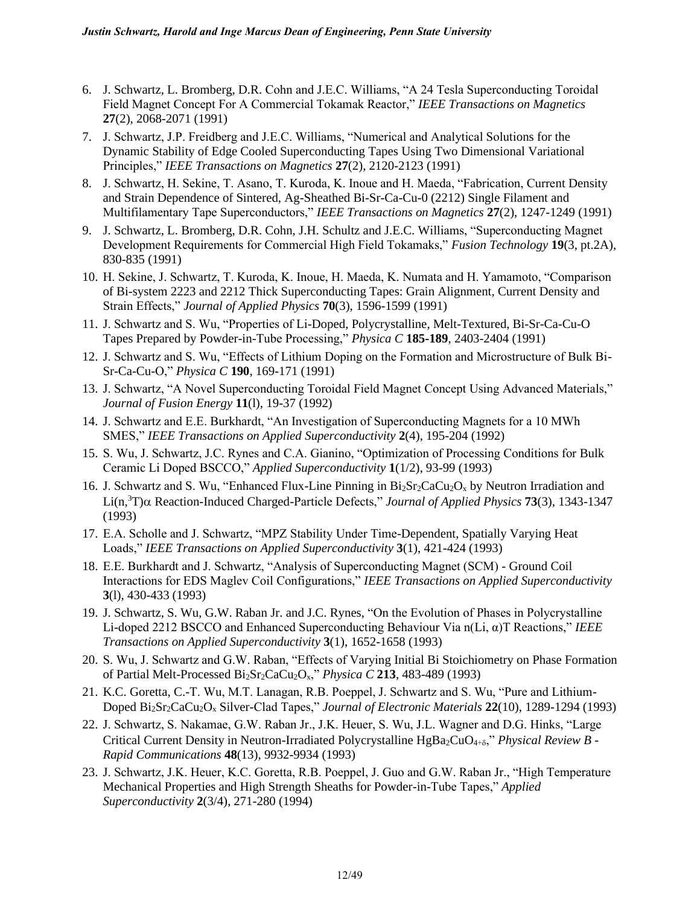6. J. Schwartz, L. Bromberg, D.R. Cohn and J.E.C. Williams, "A 24 Tesla Superconducting Toroidal Field Magnet Concept For A Commercial Tokamak Reactor," *IEEE Transactions on Magnetics* **27**(2), 2068-2071 (1991)
7. J. Schwartz, J.P. Freidberg and J.E.C. Williams, "Numerical and Analytical Solutions for the Dynamic Stability of Edge Cooled Superconducting Tapes Using Two Dimensional Variational Principles," *IEEE Transactions on Magnetics* **27**(2), 2120-2123 (1991)
8. J. Schwartz, H. Sekine, T. Asano, T. Kuroda, K. Inoue and H. Maeda, "Fabrication, Current Density and Strain Dependence of Sintered, Ag-Sheathed Bi-Sr-Ca-Cu-0 (2212) Single Filament and Multifilamentary Tape Superconductors," *IEEE Transactions on Magnetics* **27**(2), 1247-1249 (1991)
9. J. Schwartz, L. Bromberg, D.R. Cohn, J.H. Schultz and J.E.C. Williams, "Superconducting Magnet Development Requirements for Commercial High Field Tokamaks," *Fusion Technology* **19**(3, pt.2A), 830-835 (1991)
10. H. Sekine, J. Schwartz, T. Kuroda, K. Inoue, H. Maeda, K. Numata and H. Yamamoto, "Comparison of Bi-system 2223 and 2212 Thick Superconducting Tapes: Grain Alignment, Current Density and Strain Effects," *Journal of Applied Physics* **70**(3), 1596-1599 (1991)
11. J. Schwartz and S. Wu, "Properties of Li-Doped, Polycrystalline, Melt-Textured, Bi-Sr-Ca-Cu-O Tapes Prepared by Powder-in-Tube Processing," *Physica C* **185-189**, 2403-2404 (1991)
12. J. Schwartz and S. Wu, "Effects of Lithium Doping on the Formation and Microstructure of Bulk Bi-Sr-Ca-Cu-O," *Physica C* **190**, 169-171 (1991)
13. J. Schwartz, "A Novel Superconducting Toroidal Field Magnet Concept Using Advanced Materials," *Journal of Fusion Energy* **11**(l), 19-37 (1992)
14. J. Schwartz and E.E. Burkhardt, "An Investigation of Superconducting Magnets for a 10 MWh SMES," *IEEE Transactions on Applied Superconductivity* **2**(4), 195-204 (1992)
15. S. Wu, J. Schwartz, J.C. Rynes and C.A. Gianino, "Optimization of Processing Conditions for Bulk Ceramic Li Doped BSCCO," *Applied Superconductivity* **1**(1/2), 93-99 (1993)
16. J. Schwartz and S. Wu, "Enhanced Flux-Line Pinning in $Bi_2Sr_2CaCu_2O_x$ by Neutron Irradiation and $Li(n,^3T)\alpha$ Reaction-Induced Charged-Particle Defects," *Journal of Applied Physics* **73**(3), 1343-1347 (1993)
17. E.A. Scholle and J. Schwartz, "MPZ Stability Under Time-Dependent, Spatially Varying Heat Loads," *IEEE Transactions on Applied Superconductivity* **3**(1), 421-424 (1993)
18. E.E. Burkhardt and J. Schwartz, "Analysis of Superconducting Magnet (SCM) - Ground Coil Interactions for EDS Maglev Coil Configurations," *IEEE Transactions on Applied Superconductivity* **3**(l), 430-433 (1993)
19. J. Schwartz, S. Wu, G.W. Raban Jr. and J.C. Rynes, "On the Evolution of Phases in Polycrystalline Li-doped 2212 BSCCO and Enhanced Superconducting Behaviour Via n(Li, α)T Reactions," *IEEE Transactions on Applied Superconductivity* **3**(1), 1652-1658 (1993)
20. S. Wu, J. Schwartz and G.W. Raban, "Effects of Varying Initial Bi Stoichiometry on Phase Formation of Partial Melt-Processed $Bi_2Sr_2CaCu_2O_x$," *Physica C* **213**, 483-489 (1993)
21. K.C. Goretta, C.-T. Wu, M.T. Lanagan, R.B. Poeppel, J. Schwartz and S. Wu, "Pure and Lithium-Doped $Bi_2Sr_2CaCu_2O_x$ Silver-Clad Tapes," *Journal of Electronic Materials* **22**(10), 1289-1294 (1993)
22. J. Schwartz, S. Nakamae, G.W. Raban Jr., J.K. Heuer, S. Wu, J.L. Wagner and D.G. Hinks, "Large Critical Current Density in Neutron-Irradiated Polycrystalline $HgBa_2CuO_{4+\delta}$," *Physical Review B - Rapid Communications* **48**(13), 9932-9934 (1993)
23. J. Schwartz, J.K. Heuer, K.C. Goretta, R.B. Poeppel, J. Guo and G.W. Raban Jr., "High Temperature Mechanical Properties and High Strength Sheaths for Powder-in-Tube Tapes," *Applied Superconductivity* **2**(3/4), 271-280 (1994)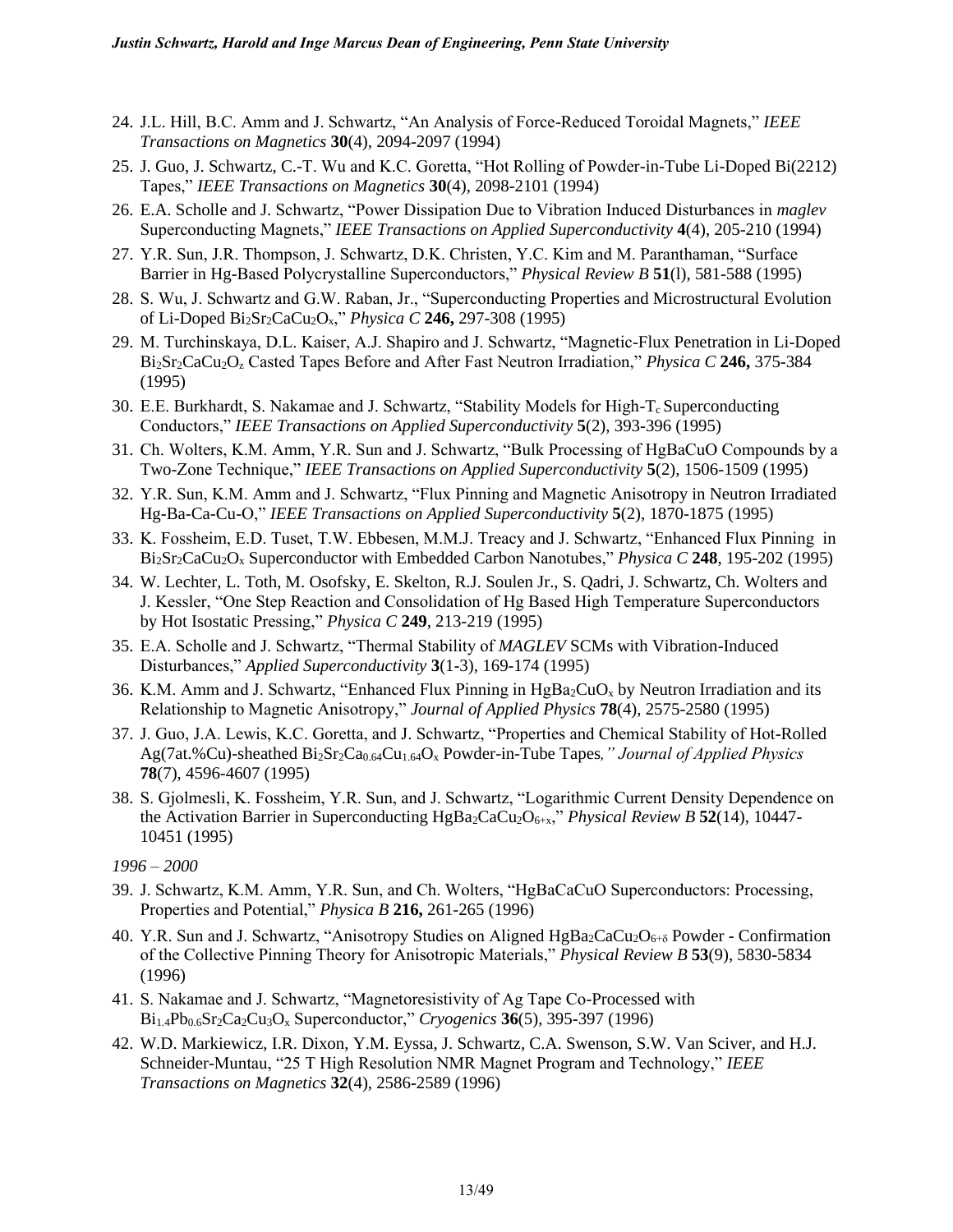24. J.L. Hill, B.C. Amm and J. Schwartz, "An Analysis of Force-Reduced Toroidal Magnets," *IEEE Transactions on Magnetics* **30**(4), 2094-2097 (1994)
25. J. Guo, J. Schwartz, C.-T. Wu and K.C. Goretta, "Hot Rolling of Powder-in-Tube Li-Doped Bi(2212) Tapes," *IEEE Transactions on Magnetics* **30**(4), 2098-2101 (1994)
26. E.A. Scholle and J. Schwartz, "Power Dissipation Due to Vibration Induced Disturbances in *maglev* Superconducting Magnets," *IEEE Transactions on Applied Superconductivity* **4**(4), 205-210 (1994)
27. Y.R. Sun, J.R. Thompson, J. Schwartz, D.K. Christen, Y.C. Kim and M. Paranthaman, "Surface Barrier in Hg-Based Polycrystalline Superconductors," *Physical Review B* **51**(l), 581-588 (1995)
28. S. Wu, J. Schwartz and G.W. Raban, Jr., "Superconducting Properties and Microstructural Evolution of Li-Doped $Bi_2Sr_2CaCu_2O_x$," *Physica C* **246,** 297-308 (1995)
29. M. Turchinskaya, D.L. Kaiser, A.J. Shapiro and J. Schwartz, "Magnetic-Flux Penetration in Li-Doped $Bi_2Sr_2CaCu_2O_z$ Casted Tapes Before and After Fast Neutron Irradiation," *Physica C* **246,** 375-384 (1995)
30. E.E. Burkhardt, S. Nakamae and J. Schwartz, "Stability Models for High-$T_c$ Superconducting Conductors," *IEEE Transactions on Applied Superconductivity* **5**(2), 393-396 (1995)
31. Ch. Wolters, K.M. Amm, Y.R. Sun and J. Schwartz, "Bulk Processing of HgBaCuO Compounds by a Two-Zone Technique," *IEEE Transactions on Applied Superconductivity* **5**(2), 1506-1509 (1995)
32. Y.R. Sun, K.M. Amm and J. Schwartz, "Flux Pinning and Magnetic Anisotropy in Neutron Irradiated Hg-Ba-Ca-Cu-O," *IEEE Transactions on Applied Superconductivity* **5**(2), 1870-1875 (1995)
33. K. Fossheim, E.D. Tuset, T.W. Ebbesen, M.M.J. Treacy and J. Schwartz, "Enhanced Flux Pinning in $Bi_2Sr_2CaCu_2O_x$ Superconductor with Embedded Carbon Nanotubes," *Physica C* **248**, 195-202 (1995)
34. W. Lechter, L. Toth, M. Osofsky, E. Skelton, R.J. Soulen Jr., S. Qadri, J. Schwartz, Ch. Wolters and J. Kessler, "One Step Reaction and Consolidation of Hg Based High Temperature Superconductors by Hot Isostatic Pressing," *Physica C* **249**, 213-219 (1995)
35. E.A. Scholle and J. Schwartz, "Thermal Stability of *MAGLEV* SCMs with Vibration-Induced Disturbances," *Applied Superconductivity* **3**(1-3), 169-174 (1995)
36. K.M. Amm and J. Schwartz, "Enhanced Flux Pinning in $HgBa_2CuO_x$ by Neutron Irradiation and its Relationship to Magnetic Anisotropy," *Journal of Applied Physics* **78**(4), 2575-2580 (1995)
37. J. Guo, J.A. Lewis, K.C. Goretta, and J. Schwartz, "Properties and Chemical Stability of Hot-Rolled Ag(7at.%Cu)-sheathed $Bi_2Sr_2Ca_{0.64}Cu_{1.64}O_x$ Powder-in-Tube Tapes*," Journal of Applied Physics* **78**(7), 4596-4607 (1995)
38. S. Gjolmesli, K. Fossheim, Y.R. Sun, and J. Schwartz, "Logarithmic Current Density Dependence on the Activation Barrier in Superconducting $HgBa_2CaCu_2O_{6+x}$," *Physical Review B* **52**(14), 10447-10451 (1995)

*1996 – 2000*

39. J. Schwartz, K.M. Amm, Y.R. Sun, and Ch. Wolters, "HgBaCaCuO Superconductors: Processing, Properties and Potential," *Physica B* **216,** 261-265 (1996)
40. Y.R. Sun and J. Schwartz, "Anisotropy Studies on Aligned $HgBa_2CaCu_2O_{6+\delta}$ Powder - Confirmation of the Collective Pinning Theory for Anisotropic Materials," *Physical Review B* **53**(9), 5830-5834 (1996)
41. S. Nakamae and J. Schwartz, "Magnetoresistivity of Ag Tape Co-Processed with $Bi_{1.4}Pb_{0.6}Sr_2Ca_2Cu_3O_x$ Superconductor," *Cryogenics* **36**(5), 395-397 (1996)
42. W.D. Markiewicz, I.R. Dixon, Y.M. Eyssa, J. Schwartz, C.A. Swenson, S.W. Van Sciver, and H.J. Schneider-Muntau, "25 T High Resolution NMR Magnet Program and Technology," *IEEE Transactions on Magnetics* **32**(4), 2586-2589 (1996)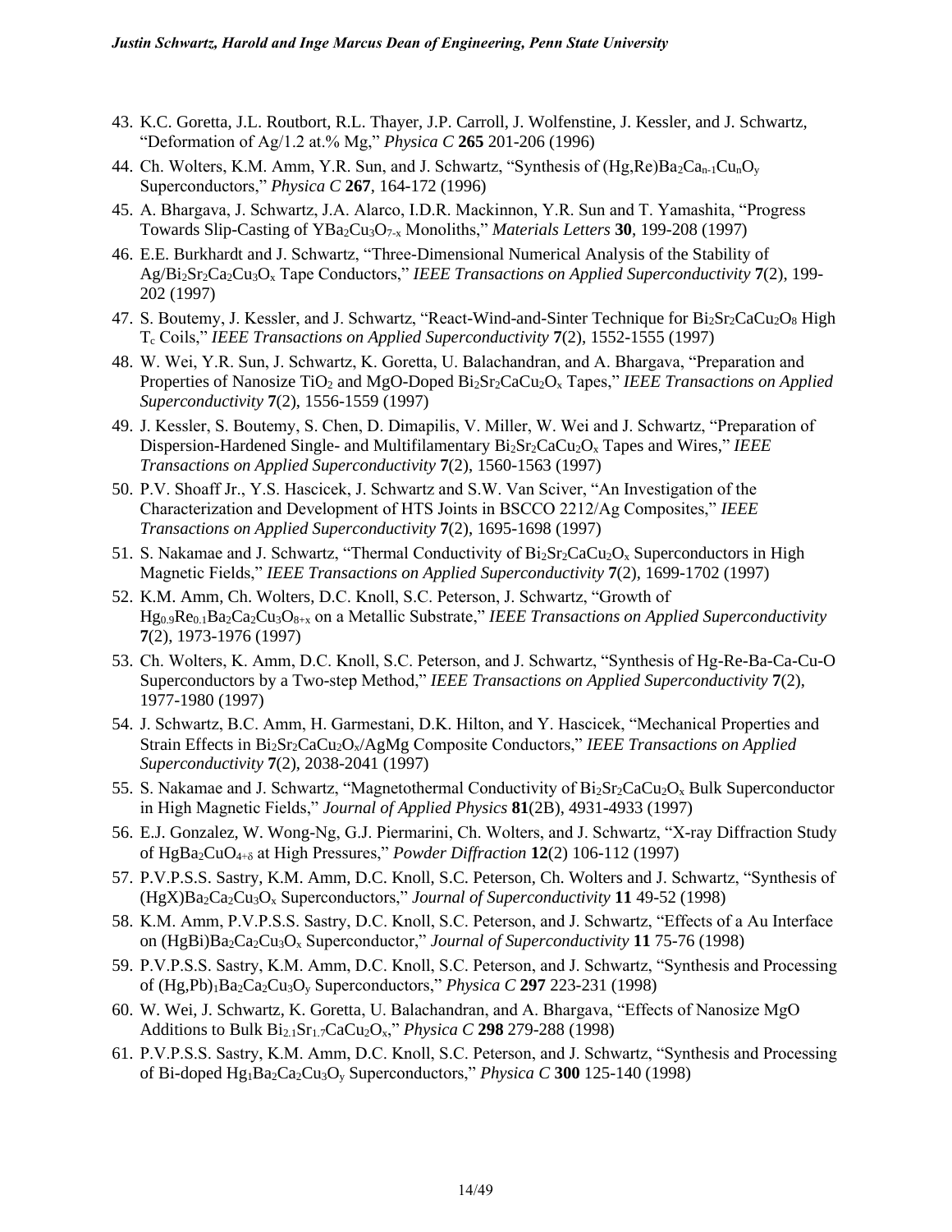43. K.C. Goretta, J.L. Routbort, R.L. Thayer, J.P. Carroll, J. Wolfenstine, J. Kessler, and J. Schwartz, "Deformation of Ag/1.2 at.% Mg," *Physica C* **265** 201-206 (1996)
44. Ch. Wolters, K.M. Amm, Y.R. Sun, and J. Schwartz, "Synthesis of (Hg,Re)$Ba_2Ca_{n-1}Cu_nO_y$ Superconductors," *Physica C* **267**, 164-172 (1996)
45. A. Bhargava, J. Schwartz, J.A. Alarco, I.D.R. Mackinnon, Y.R. Sun and T. Yamashita, "Progress Towards Slip-Casting of $YBa_2Cu_3O_{7-x}$ Monoliths," *Materials Letters* **30**, 199-208 (1997)
46. E.E. Burkhardt and J. Schwartz, "Three-Dimensional Numerical Analysis of the Stability of Ag/$Bi_2Sr_2Ca_2Cu_3O_x$ Tape Conductors," *IEEE Transactions on Applied Superconductivity* **7**(2), 199-202 (1997)
47. S. Boutemy, J. Kessler, and J. Schwartz, "React-Wind-and-Sinter Technique for $Bi_2Sr_2CaCu_2O_8$ High $T_c$ Coils," *IEEE Transactions on Applied Superconductivity* **7**(2), 1552-1555 (1997)
48. W. Wei, Y.R. Sun, J. Schwartz, K. Goretta, U. Balachandran, and A. Bhargava, "Preparation and Properties of Nanosize $TiO_2$ and MgO-Doped $Bi_2Sr_2CaCu_2O_x$ Tapes," *IEEE Transactions on Applied Superconductivity* **7**(2), 1556-1559 (1997)
49. J. Kessler, S. Boutemy, S. Chen, D. Dimapilis, V. Miller, W. Wei and J. Schwartz, "Preparation of Dispersion-Hardened Single- and Multifilamentary $Bi_2Sr_2CaCu_2O_x$ Tapes and Wires," *IEEE Transactions on Applied Superconductivity* **7**(2), 1560-1563 (1997)
50. P.V. Shoaff Jr., Y.S. Hascicek, J. Schwartz and S.W. Van Sciver, "An Investigation of the Characterization and Development of HTS Joints in BSCCO 2212/Ag Composites," *IEEE Transactions on Applied Superconductivity* **7**(2), 1695-1698 (1997)
51. S. Nakamae and J. Schwartz, "Thermal Conductivity of $Bi_2Sr_2CaCu_2O_x$ Superconductors in High Magnetic Fields," *IEEE Transactions on Applied Superconductivity* **7**(2), 1699-1702 (1997)
52. K.M. Amm, Ch. Wolters, D.C. Knoll, S.C. Peterson, J. Schwartz, "Growth of $Hg_{0.9}Re_{0.1}Ba_2Ca_2Cu_3O_{8+x}$ on a Metallic Substrate," *IEEE Transactions on Applied Superconductivity* **7**(2), 1973-1976 (1997)
53. Ch. Wolters, K. Amm, D.C. Knoll, S.C. Peterson, and J. Schwartz, "Synthesis of Hg-Re-Ba-Ca-Cu-O Superconductors by a Two-step Method," *IEEE Transactions on Applied Superconductivity* **7**(2), 1977-1980 (1997)
54. J. Schwartz, B.C. Amm, H. Garmestani, D.K. Hilton, and Y. Hascicek, "Mechanical Properties and Strain Effects in $Bi_2Sr_2CaCu_2O_x$/AgMg Composite Conductors," *IEEE Transactions on Applied Superconductivity* **7**(2), 2038-2041 (1997)
55. S. Nakamae and J. Schwartz, "Magnetothermal Conductivity of $Bi_2Sr_2CaCu_2O_x$ Bulk Superconductor in High Magnetic Fields," *Journal of Applied Physics* **81**(2B), 4931-4933 (1997)
56. E.J. Gonzalez, W. Wong-Ng, G.J. Piermarini, Ch. Wolters, and J. Schwartz, "X-ray Diffraction Study of $HgBa_2CuO_{4+\delta}$ at High Pressures," *Powder Diffraction* **12**(2) 106-112 (1997)
57. P.V.P.S.S. Sastry, K.M. Amm, D.C. Knoll, S.C. Peterson, Ch. Wolters and J. Schwartz, "Synthesis of (HgX)$Ba_2Ca_2Cu_3O_x$ Superconductors," *Journal of Superconductivity* **11** 49-52 (1998)
58. K.M. Amm, P.V.P.S.S. Sastry, D.C. Knoll, S.C. Peterson, and J. Schwartz, "Effects of a Au Interface on (HgBi)$Ba_2Ca_2Cu_3O_x$ Superconductor," *Journal of Superconductivity* **11** 75-76 (1998)
59. P.V.P.S.S. Sastry, K.M. Amm, D.C. Knoll, S.C. Peterson, and J. Schwartz, "Synthesis and Processing of $(Hg,Pb)_1Ba_2Ca_2Cu_3O_y$ Superconductors," *Physica C* **297** 223-231 (1998)
60. W. Wei, J. Schwartz, K. Goretta, U. Balachandran, and A. Bhargava, "Effects of Nanosize MgO Additions to Bulk $Bi_{2.1}Sr_{1.7}CaCu_2O_x$," *Physica C* **298** 279-288 (1998)
61. P.V.P.S.S. Sastry, K.M. Amm, D.C. Knoll, S.C. Peterson, and J. Schwartz, "Synthesis and Processing of Bi-doped $Hg_1Ba_2Ca_2Cu_3O_y$ Superconductors," *Physica C* **300** 125-140 (1998)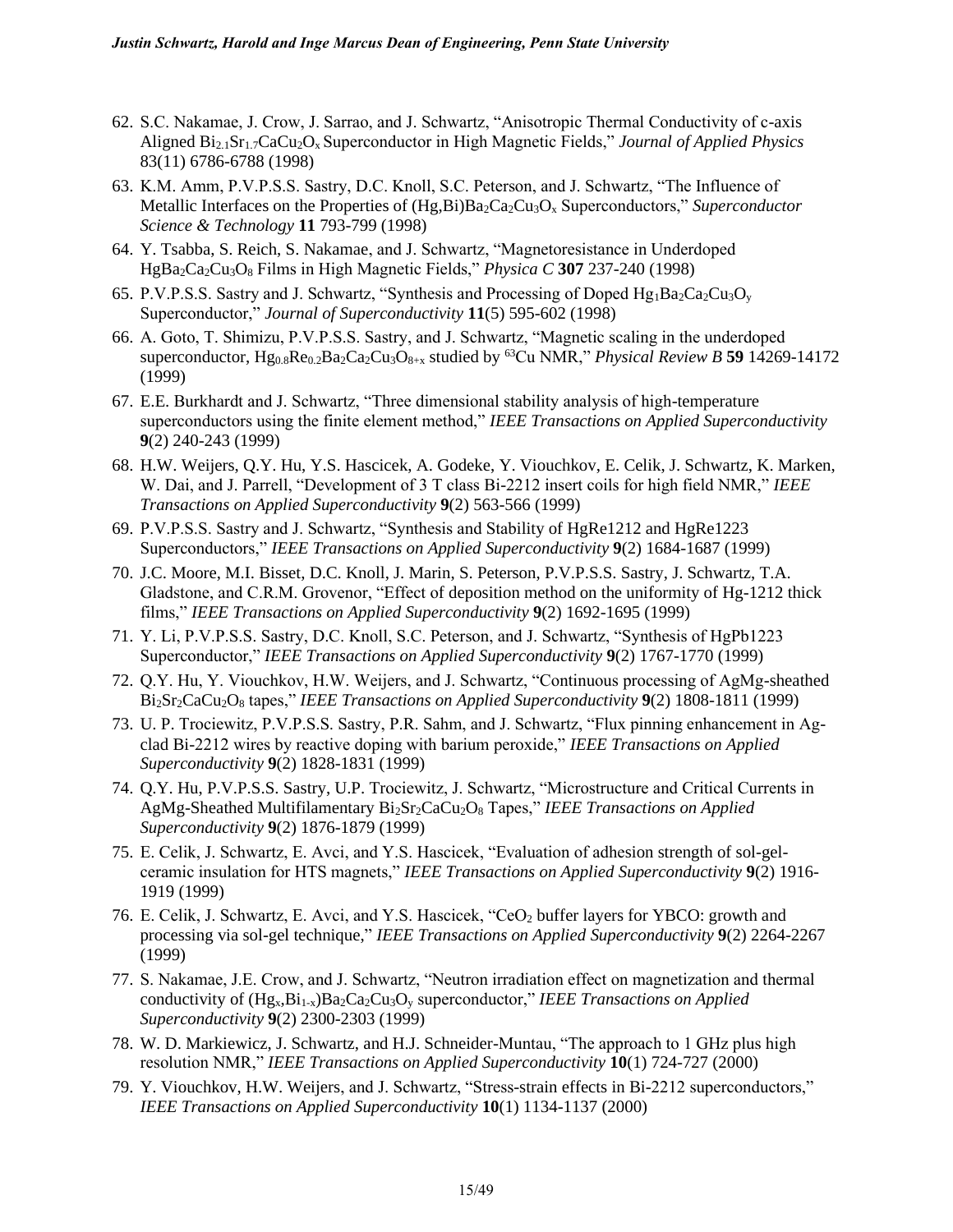62. S.C. Nakamae, J. Crow, J. Sarrao, and J. Schwartz, "Anisotropic Thermal Conductivity of c-axis Aligned $Bi_{2.1}Sr_{1.7}CaCu_2O_x$ Superconductor in High Magnetic Fields," *Journal of Applied Physics* 83(11) 6786-6788 (1998)
63. K.M. Amm, P.V.P.S.S. Sastry, D.C. Knoll, S.C. Peterson, and J. Schwartz, "The Influence of Metallic Interfaces on the Properties of $(Hg,Bi)Ba_2Ca_2Cu_3O_x$ Superconductors," *Superconductor Science & Technology* **11** 793-799 (1998)
64. Y. Tsabba, S. Reich, S. Nakamae, and J. Schwartz, "Magnetoresistance in Underdoped $HgBa_2Ca_2Cu_3O_8$ Films in High Magnetic Fields," *Physica C* **307** 237-240 (1998)
65. P.V.P.S.S. Sastry and J. Schwartz, "Synthesis and Processing of Doped $Hg_1Ba_2Ca_2Cu_3O_y$ Superconductor," *Journal of Superconductivity* **11**(5) 595-602 (1998)
66. A. Goto, T. Shimizu, P.V.P.S.S. Sastry, and J. Schwartz, "Magnetic scaling in the underdoped superconductor, $Hg_{0.8}Re_{0.2}Ba_2Ca_2Cu_3O_{8+x}$ studied by $^{63}$Cu NMR," *Physical Review B* **59** 14269-14172 (1999)
67. E.E. Burkhardt and J. Schwartz, "Three dimensional stability analysis of high-temperature superconductors using the finite element method," *IEEE Transactions on Applied Superconductivity* **9**(2) 240-243 (1999)
68. H.W. Weijers, Q.Y. Hu, Y.S. Hascicek, A. Godeke, Y. Viouchkov, E. Celik, J. Schwartz, K. Marken, W. Dai, and J. Parrell, "Development of 3 T class Bi-2212 insert coils for high field NMR," *IEEE Transactions on Applied Superconductivity* **9**(2) 563-566 (1999)
69. P.V.P.S.S. Sastry and J. Schwartz, "Synthesis and Stability of HgRe1212 and HgRe1223 Superconductors," *IEEE Transactions on Applied Superconductivity* **9**(2) 1684-1687 (1999)
70. J.C. Moore, M.I. Bisset, D.C. Knoll, J. Marin, S. Peterson, P.V.P.S.S. Sastry, J. Schwartz, T.A. Gladstone, and C.R.M. Grovenor, "Effect of deposition method on the uniformity of Hg-1212 thick films," *IEEE Transactions on Applied Superconductivity* **9**(2) 1692-1695 (1999)
71. Y. Li, P.V.P.S.S. Sastry, D.C. Knoll, S.C. Peterson, and J. Schwartz, "Synthesis of HgPb1223 Superconductor," *IEEE Transactions on Applied Superconductivity* **9**(2) 1767-1770 (1999)
72. Q.Y. Hu, Y. Viouchkov, H.W. Weijers, and J. Schwartz, "Continuous processing of AgMg-sheathed $Bi_2Sr_2CaCu_2O_8$ tapes," *IEEE Transactions on Applied Superconductivity* **9**(2) 1808-1811 (1999)
73. U. P. Trociewitz, P.V.P.S.S. Sastry, P.R. Sahm, and J. Schwartz, "Flux pinning enhancement in Ag-clad Bi-2212 wires by reactive doping with barium peroxide," *IEEE Transactions on Applied Superconductivity* **9**(2) 1828-1831 (1999)
74. Q.Y. Hu, P.V.P.S.S. Sastry, U.P. Trociewitz, J. Schwartz, "Microstructure and Critical Currents in AgMg-Sheathed Multifilamentary $Bi_2Sr_2CaCu_2O_8$ Tapes," *IEEE Transactions on Applied Superconductivity* **9**(2) 1876-1879 (1999)
75. E. Celik, J. Schwartz, E. Avci, and Y.S. Hascicek, "Evaluation of adhesion strength of sol-gel-ceramic insulation for HTS magnets," *IEEE Transactions on Applied Superconductivity* **9**(2) 1916-1919 (1999)
76. E. Celik, J. Schwartz, E. Avci, and Y.S. Hascicek, "$CeO_2$ buffer layers for YBCO: growth and processing via sol-gel technique," *IEEE Transactions on Applied Superconductivity* **9**(2) 2264-2267 (1999)
77. S. Nakamae, J.E. Crow, and J. Schwartz, "Neutron irradiation effect on magnetization and thermal conductivity of $(Hg_x,Bi_{1-x})Ba_2Ca_2Cu_3O_y$ superconductor," *IEEE Transactions on Applied Superconductivity* **9**(2) 2300-2303 (1999)
78. W. D. Markiewicz, J. Schwartz, and H.J. Schneider-Muntau, "The approach to 1 GHz plus high resolution NMR," *IEEE Transactions on Applied Superconductivity* **10**(1) 724-727 (2000)
79. Y. Viouchkov, H.W. Weijers, and J. Schwartz, "Stress-strain effects in Bi-2212 superconductors," *IEEE Transactions on Applied Superconductivity* **10**(1) 1134-1137 (2000)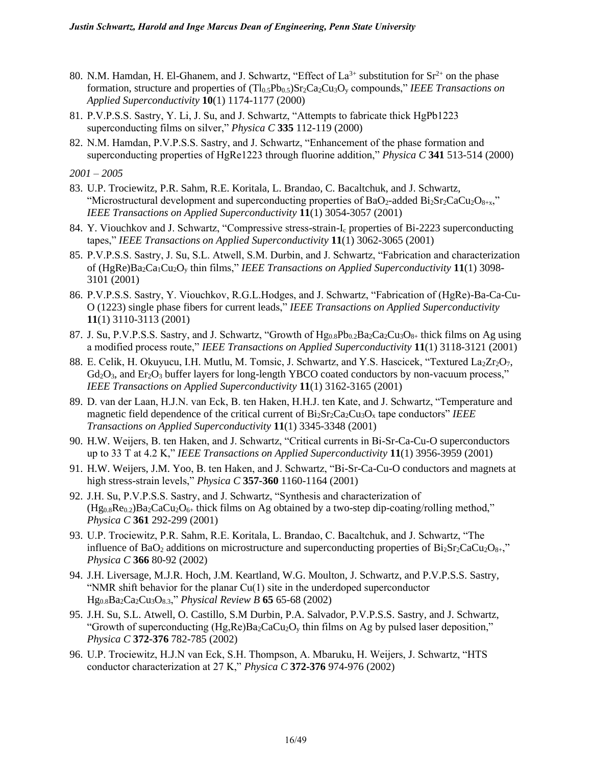80. N.M. Hamdan, H. El-Ghanem, and J. Schwartz, "Effect of $La^{3+}$ substitution for $Sr^{2+}$ on the phase formation, structure and properties of $(Tl_{0.5}Pb_{0.5})Sr_2Ca_2Cu_3O_y$ compounds," *IEEE Transactions on Applied Superconductivity* **10**(1) 1174-1177 (2000)
81. P.V.P.S.S. Sastry, Y. Li, J. Su, and J. Schwartz, "Attempts to fabricate thick HgPb1223 superconducting films on silver," *Physica C* **335** 112-119 (2000)
82. N.M. Hamdan, P.V.P.S.S. Sastry, and J. Schwartz, "Enhancement of the phase formation and superconducting properties of HgRe1223 through fluorine addition," *Physica C* **341** 513-514 (2000)

*2001 – 2005*

83. U.P. Trociewitz, P.R. Sahm, R.E. Koritala, L. Brandao, C. Bacaltchuk, and J. Schwartz, "Microstructural development and superconducting properties of $BaO_2$-added $Bi_2Sr_2CaCu_2O_{8+x}$," *IEEE Transactions on Applied Superconductivity* **11**(1) 3054-3057 (2001)
84. Y. Viouchkov and J. Schwartz, "Compressive stress-strain-$I_c$ properties of Bi-2223 superconducting tapes," *IEEE Transactions on Applied Superconductivity* **11**(1) 3062-3065 (2001)
85. P.V.P.S.S. Sastry, J. Su, S.L. Atwell, S.M. Durbin, and J. Schwartz, "Fabrication and characterization of $(HgRe)Ba_2Ca_1Cu_2O_y$ thin films," *IEEE Transactions on Applied Superconductivity* **11**(1) 3098-3101 (2001)
86. P.V.P.S.S. Sastry, Y. Viouchkov, R.G.L.Hodges, and J. Schwartz, "Fabrication of (HgRe)-Ba-Ca-Cu-O (1223) single phase fibers for current leads," *IEEE Transactions on Applied Superconductivity* **11**(1) 3110-3113 (2001)
87. J. Su, P.V.P.S.S. Sastry, and J. Schwartz, "Growth of $Hg_{0.8}Pb_{0.2}Ba_2Ca_2Cu_3O_{8+}$ thick films on Ag using a modified process route," *IEEE Transactions on Applied Superconductivity* **11**(1) 3118-3121 (2001)
88. E. Celik, H. Okuyucu, I.H. Mutlu, M. Tomsic, J. Schwartz, and Y.S. Hascicek, "Textured $La_2Zr_2O_7$, $Gd_2O_3$, and $Er_2O_3$ buffer layers for long-length YBCO coated conductors by non-vacuum process," *IEEE Transactions on Applied Superconductivity* **11**(1) 3162-3165 (2001)
89. D. van der Laan, H.J.N. van Eck, B. ten Haken, H.H.J. ten Kate, and J. Schwartz, "Temperature and magnetic field dependence of the critical current of $Bi_2Sr_2Ca_2Cu_3O_x$ tape conductors" *IEEE Transactions on Applied Superconductivity* **11**(1) 3345-3348 (2001)
90. H.W. Weijers, B. ten Haken, and J. Schwartz, "Critical currents in Bi-Sr-Ca-Cu-O superconductors up to 33 T at 4.2 K," *IEEE Transactions on Applied Superconductivity* **11**(1) 3956-3959 (2001)
91. H.W. Weijers, J.M. Yoo, B. ten Haken, and J. Schwartz, "Bi-Sr-Ca-Cu-O conductors and magnets at high stress-strain levels," *Physica C* **357-360** 1160-1164 (2001)
92. J.H. Su, P.V.P.S.S. Sastry, and J. Schwartz, "Synthesis and characterization of $(Hg_{0.8}Re_{0.2})Ba_2CaCu_2O_{6+}$ thick films on Ag obtained by a two-step dip-coating/rolling method," *Physica C* **361** 292-299 (2001)
93. U.P. Trociewitz, P.R. Sahm, R.E. Koritala, L. Brandao, C. Bacaltchuk, and J. Schwartz, "The influence of $BaO_2$ additions on microstructure and superconducting properties of $Bi_2Sr_2CaCu_2O_{8+}$," *Physica C* **366** 80-92 (2002)
94. J.H. Liversage, M.J.R. Hoch, J.M. Keartland, W.G. Moulton, J. Schwartz, and P.V.P.S.S. Sastry, "NMR shift behavior for the planar Cu(1) site in the underdoped superconductor $Hg_{0.8}Ba_2Ca_2Cu_3O_{8.3}$," *Physical Review B* **65** 65-68 (2002)
95. J.H. Su, S.L. Atwell, O. Castillo, S.M Durbin, P.A. Salvador, P.V.P.S.S. Sastry, and J. Schwartz, "Growth of superconducting $(Hg,Re)Ba_2CaCu_2O_y$ thin films on Ag by pulsed laser deposition," *Physica C* **372-376** 782-785 (2002)
96. U.P. Trociewitz, H.J.N van Eck, S.H. Thompson, A. Mbaruku, H. Weijers, J. Schwartz, "HTS conductor characterization at 27 K," *Physica C* **372-376** 974-976 (2002)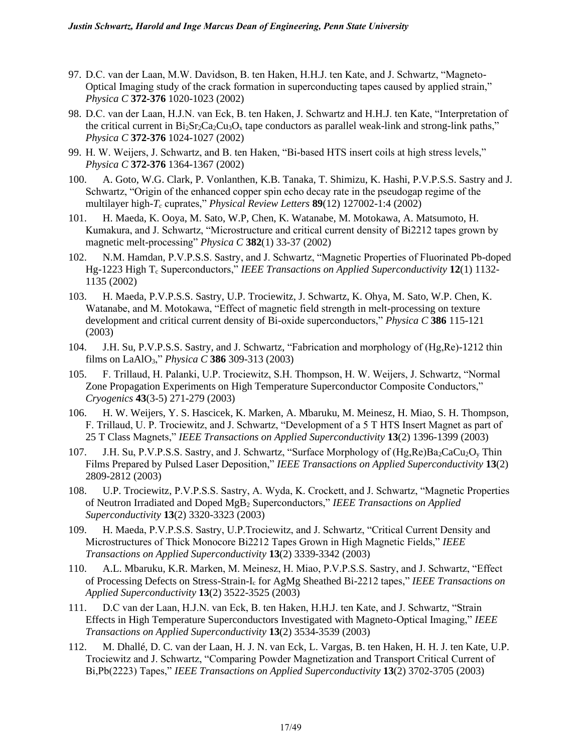97. D.C. van der Laan, M.W. Davidson, B. ten Haken, H.H.J. ten Kate, and J. Schwartz, "Magneto-Optical Imaging study of the crack formation in superconducting tapes caused by applied strain," *Physica C* **372-376** 1020-1023 (2002)

98. D.C. van der Laan, H.J.N. van Eck, B. ten Haken, J. Schwartz and H.H.J. ten Kate, "Interpretation of the critical current in $Bi_2Sr_2Ca_2Cu_3O_x$ tape conductors as parallel weak-link and strong-link paths," *Physica C* **372-376** 1024-1027 (2002)

99. H. W. Weijers, J. Schwartz, and B. ten Haken, "Bi-based HTS insert coils at high stress levels," *Physica C* **372-376** 1364-1367 (2002)

100. A. Goto, W.G. Clark, P. Vonlanthen, K.B. Tanaka, T. Shimizu, K. Hashi, P.V.P.S.S. Sastry and J. Schwartz, "Origin of the enhanced copper spin echo decay rate in the pseudogap regime of the multilayer high-$T_c$ cuprates," *Physical Review Letters* **89**(12) 127002-1:4 (2002)

101. H. Maeda, K. Ooya, M. Sato, W.P, Chen, K. Watanabe, M. Motokawa, A. Matsumoto, H. Kumakura, and J. Schwartz, "Microstructure and critical current density of Bi2212 tapes grown by magnetic melt-processing" *Physica C* **382**(1) 33-37 (2002)

102. N.M. Hamdan, P.V.P.S.S. Sastry, and J. Schwartz, "Magnetic Properties of Fluorinated Pb-doped Hg-1223 High $T_c$ Superconductors," *IEEE Transactions on Applied Superconductivity* **12**(1) 1132-1135 (2002)

103. H. Maeda, P.V.P.S.S. Sastry, U.P. Trociewitz, J. Schwartz, K. Ohya, M. Sato, W.P. Chen, K. Watanabe, and M. Motokawa, "Effect of magnetic field strength in melt-processing on texture development and critical current density of Bi-oxide superconductors," *Physica C* **386** 115-121 (2003)

104. J.H. Su, P.V.P.S.S. Sastry, and J. Schwartz, "Fabrication and morphology of (Hg,Re)-1212 thin films on $LaAlO_3$," *Physica C* **386** 309-313 (2003)

105. F. Trillaud, H. Palanki, U.P. Trociewitz, S.H. Thompson, H. W. Weijers, J. Schwartz, "Normal Zone Propagation Experiments on High Temperature Superconductor Composite Conductors," *Cryogenics* **43**(3-5) 271-279 (2003)

106. H. W. Weijers, Y. S. Hascicek, K. Marken, A. Mbaruku, M. Meinesz, H. Miao, S. H. Thompson, F. Trillaud, U. P. Trociewitz, and J. Schwartz, "Development of a 5 T HTS Insert Magnet as part of 25 T Class Magnets," *IEEE Transactions on Applied Superconductivity* **13**(2) 1396-1399 (2003)

107. J.H. Su, P.V.P.S.S. Sastry, and J. Schwartz, "Surface Morphology of $(Hg,Re)Ba_2CaCu_2O_y$ Thin Films Prepared by Pulsed Laser Deposition," *IEEE Transactions on Applied Superconductivity* **13**(2) 2809-2812 (2003)

108. U.P. Trociewitz, P.V.P.S.S. Sastry, A. Wyda, K. Crockett, and J. Schwartz, "Magnetic Properties of Neutron Irradiated and Doped $MgB_2$ Superconductors," *IEEE Transactions on Applied Superconductivity* **13**(2) 3320-3323 (2003)

109. H. Maeda, P.V.P.S.S. Sastry, U.P.Trociewitz, and J. Schwartz, "Critical Current Density and Microstructures of Thick Monocore Bi2212 Tapes Grown in High Magnetic Fields," *IEEE Transactions on Applied Superconductivity* **13**(2) 3339-3342 (2003)

110. A.L. Mbaruku, K.R. Marken, M. Meinesz, H. Miao, P.V.P.S.S. Sastry, and J. Schwartz, "Effect of Processing Defects on Stress-Strain-$I_c$ for AgMg Sheathed Bi-2212 tapes," *IEEE Transactions on Applied Superconductivity* **13**(2) 3522-3525 (2003)

111. D.C van der Laan, H.J.N. van Eck, B. ten Haken, H.H.J. ten Kate, and J. Schwartz, "Strain Effects in High Temperature Superconductors Investigated with Magneto-Optical Imaging," *IEEE Transactions on Applied Superconductivity* **13**(2) 3534-3539 (2003)

112. M. Dhallé, D. C. van der Laan, H. J. N. van Eck, L. Vargas, B. ten Haken, H. H. J. ten Kate, U.P. Trociewitz and J. Schwartz, "Comparing Powder Magnetization and Transport Critical Current of Bi,Pb(2223) Tapes," *IEEE Transactions on Applied Superconductivity* **13**(2) 3702-3705 (2003)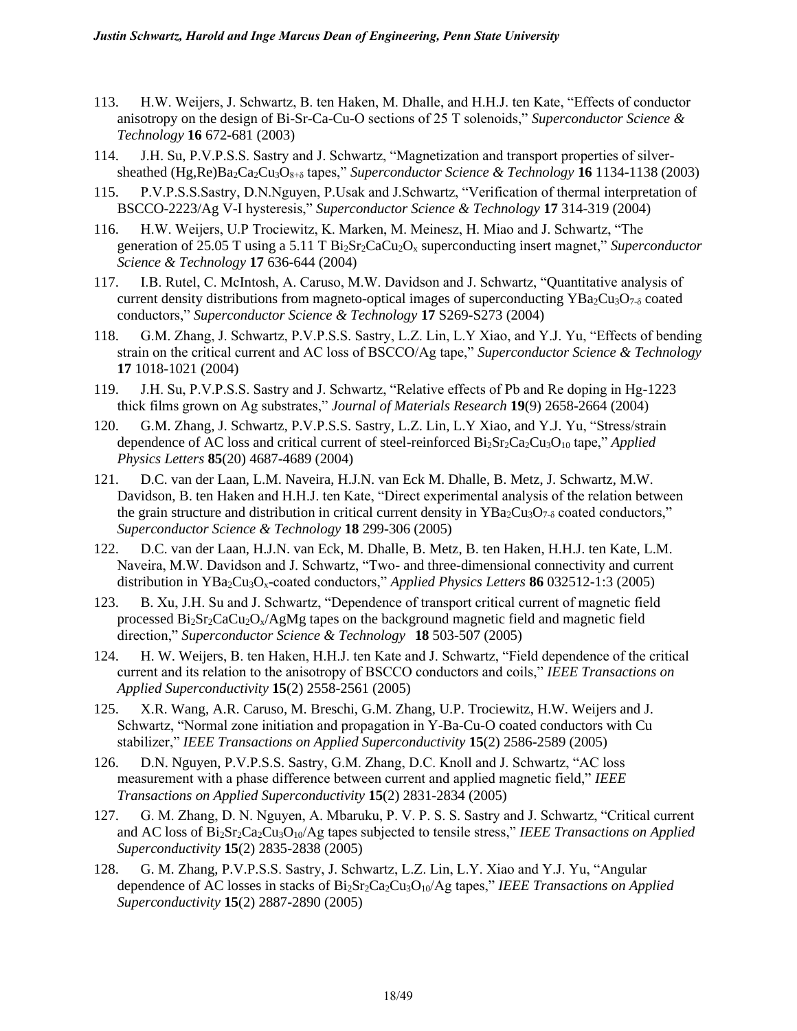113. H.W. Weijers, J. Schwartz, B. ten Haken, M. Dhalle, and H.H.J. ten Kate, "Effects of conductor anisotropy on the design of Bi-Sr-Ca-Cu-O sections of 25 T solenoids," *Superconductor Science & Technology* **16** 672-681 (2003)

114. J.H. Su, P.V.P.S.S. Sastry and J. Schwartz, "Magnetization and transport properties of silver-sheathed (Hg,Re)$Ba_2Ca_2Cu_3O_{8+\delta}$ tapes," *Superconductor Science & Technology* **16** 1134-1138 (2003)

115. P.V.P.S.S.Sastry, D.N.Nguyen, P.Usak and J.Schwartz, "Verification of thermal interpretation of BSCCO-2223/Ag V-I hysteresis," *Superconductor Science & Technology* **17** 314-319 (2004)

116. H.W. Weijers, U.P Trociewitz, K. Marken, M. Meinesz, H. Miao and J. Schwartz, "The generation of 25.05 T using a 5.11 T $Bi_2Sr_2CaCu_2O_x$ superconducting insert magnet," *Superconductor Science & Technology* **17** 636-644 (2004)

117. I.B. Rutel, C. McIntosh, A. Caruso, M.W. Davidson and J. Schwartz, "Quantitative analysis of current density distributions from magneto-optical images of superconducting $YBa_2Cu_3O_{7-\delta}$ coated conductors," *Superconductor Science & Technology* **17** S269-S273 (2004)

118. G.M. Zhang, J. Schwartz, P.V.P.S.S. Sastry, L.Z. Lin, L.Y Xiao, and Y.J. Yu, "Effects of bending strain on the critical current and AC loss of BSCCO/Ag tape," *Superconductor Science & Technology* **17** 1018-1021 (2004)

119. J.H. Su, P.V.P.S.S. Sastry and J. Schwartz, "Relative effects of Pb and Re doping in Hg-1223 thick films grown on Ag substrates," *Journal of Materials Research* **19**(9) 2658-2664 (2004)

120. G.M. Zhang, J. Schwartz, P.V.P.S.S. Sastry, L.Z. Lin, L.Y Xiao, and Y.J. Yu, "Stress/strain dependence of AC loss and critical current of steel-reinforced $Bi_2Sr_2Ca_2Cu_3O_{10}$ tape," *Applied Physics Letters* **85**(20) 4687-4689 (2004)

121. D.C. van der Laan, L.M. Naveira, H.J.N. van Eck M. Dhalle, B. Metz, J. Schwartz, M.W. Davidson, B. ten Haken and H.H.J. ten Kate, "Direct experimental analysis of the relation between the grain structure and distribution in critical current density in $YBa_2Cu_3O_{7-\delta}$ coated conductors," *Superconductor Science & Technology* **18** 299-306 (2005)

122. D.C. van der Laan, H.J.N. van Eck, M. Dhalle, B. Metz, B. ten Haken, H.H.J. ten Kate, L.M. Naveira, M.W. Davidson and J. Schwartz, "Two- and three-dimensional connectivity and current distribution in $YBa_2Cu_3O_x$-coated conductors," *Applied Physics Letters* **86** 032512-1:3 (2005)

123. B. Xu, J.H. Su and J. Schwartz, "Dependence of transport critical current of magnetic field processed $Bi_2Sr_2CaCu_2O_x$/AgMg tapes on the background magnetic field and magnetic field direction," *Superconductor Science & Technology* **18** 503-507 (2005)

124. H. W. Weijers, B. ten Haken, H.H.J. ten Kate and J. Schwartz, "Field dependence of the critical current and its relation to the anisotropy of BSCCO conductors and coils," *IEEE Transactions on Applied Superconductivity* **15**(2) 2558-2561 (2005)

125. X.R. Wang, A.R. Caruso, M. Breschi, G.M. Zhang, U.P. Trociewitz, H.W. Weijers and J. Schwartz, "Normal zone initiation and propagation in Y-Ba-Cu-O coated conductors with Cu stabilizer," *IEEE Transactions on Applied Superconductivity* **15**(2) 2586-2589 (2005)

126. D.N. Nguyen, P.V.P.S.S. Sastry, G.M. Zhang, D.C. Knoll and J. Schwartz, "AC loss measurement with a phase difference between current and applied magnetic field," *IEEE Transactions on Applied Superconductivity* **15**(2) 2831-2834 (2005)

127. G. M. Zhang, D. N. Nguyen, A. Mbaruku, P. V. P. S. S. Sastry and J. Schwartz, "Critical current and AC loss of $Bi_2Sr_2Ca_2Cu_3O_{10}$/Ag tapes subjected to tensile stress," *IEEE Transactions on Applied Superconductivity* **15**(2) 2835-2838 (2005)

128. G. M. Zhang, P.V.P.S.S. Sastry, J. Schwartz, L.Z. Lin, L.Y. Xiao and Y.J. Yu, "Angular dependence of AC losses in stacks of $Bi_2Sr_2Ca_2Cu_3O_{10}$/Ag tapes," *IEEE Transactions on Applied Superconductivity* **15**(2) 2887-2890 (2005)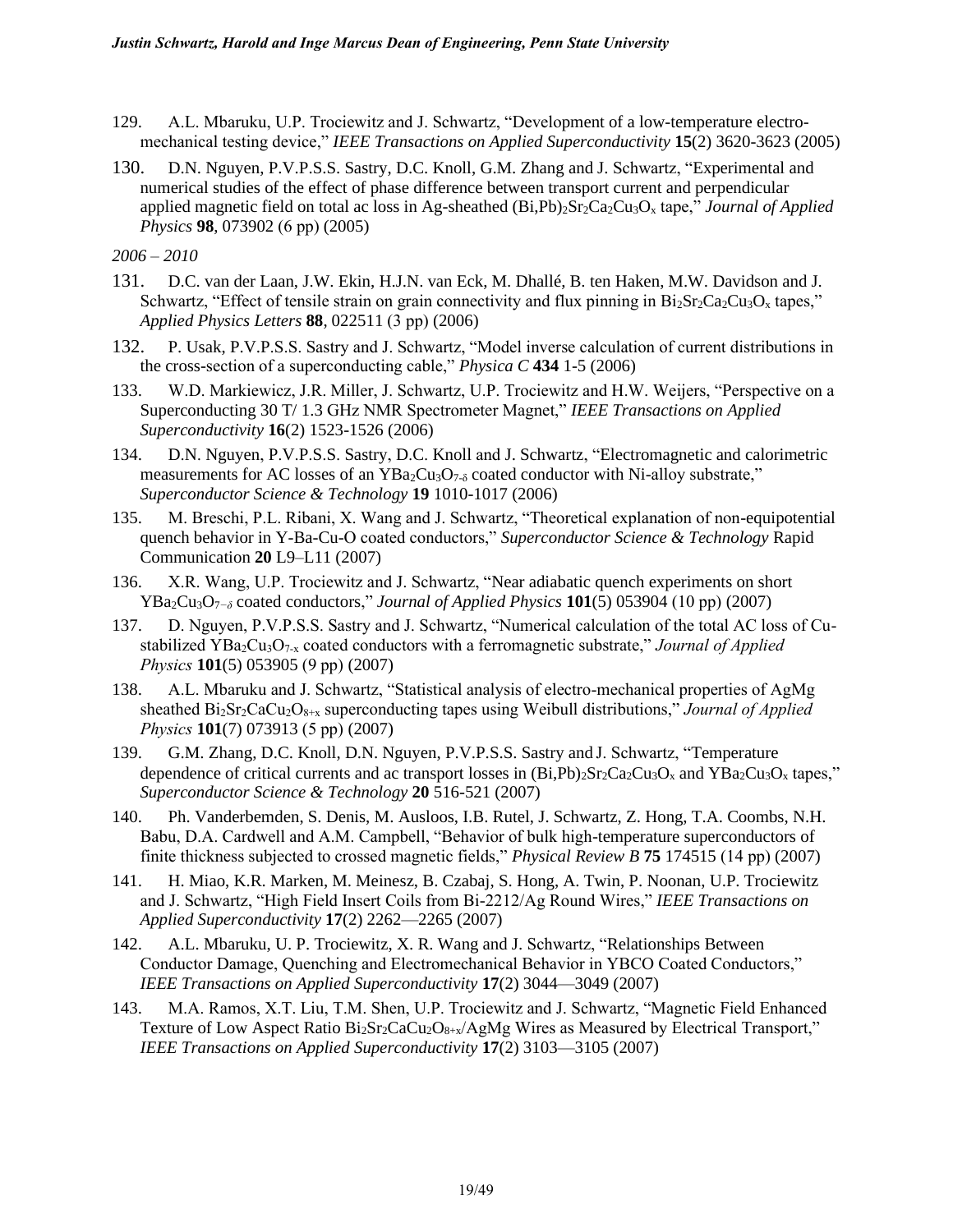129. A.L. Mbaruku, U.P. Trociewitz and J. Schwartz, "Development of a low-temperature electro-mechanical testing device," *IEEE Transactions on Applied Superconductivity* **15**(2) 3620-3623 (2005)

130. D.N. Nguyen, P.V.P.S.S. Sastry, D.C. Knoll, G.M. Zhang and J. Schwartz, "Experimental and numerical studies of the effect of phase difference between transport current and perpendicular applied magnetic field on total ac loss in Ag-sheathed $(Bi,Pb)_2Sr_2Ca_2Cu_3O_x$ tape," *Journal of Applied Physics* **98**, 073902 (6 pp) (2005)

*2006 – 2010*

131. D.C. van der Laan, J.W. Ekin, H.J.N. van Eck, M. Dhallé, B. ten Haken, M.W. Davidson and J. Schwartz, "Effect of tensile strain on grain connectivity and flux pinning in $Bi_2Sr_2Ca_2Cu_3O_x$ tapes," *Applied Physics Letters* **88**, 022511 (3 pp) (2006)

132. P. Usak, P.V.P.S.S. Sastry and J. Schwartz, "Model inverse calculation of current distributions in the cross-section of a superconducting cable," *Physica C* **434** 1-5 (2006)

133. W.D. Markiewicz, J.R. Miller, J. Schwartz, U.P. Trociewitz and H.W. Weijers, "Perspective on a Superconducting 30 T/ 1.3 GHz NMR Spectrometer Magnet," *IEEE Transactions on Applied Superconductivity* **16**(2) 1523-1526 (2006)

134. D.N. Nguyen, P.V.P.S.S. Sastry, D.C. Knoll and J. Schwartz, "Electromagnetic and calorimetric measurements for AC losses of an $YBa_2Cu_3O_{7-\delta}$ coated conductor with Ni-alloy substrate," *Superconductor Science & Technology* **19** 1010-1017 (2006)

135. M. Breschi, P.L. Ribani, X. Wang and J. Schwartz, "Theoretical explanation of non-equipotential quench behavior in Y-Ba-Cu-O coated conductors," *Superconductor Science & Technology* Rapid Communication **20** L9–L11 (2007)

136. X.R. Wang, U.P. Trociewitz and J. Schwartz, "Near adiabatic quench experiments on short $YBa_2Cu_3O_{7-\delta}$ coated conductors," *Journal of Applied Physics* **101**(5) 053904 (10 pp) (2007)

137. D. Nguyen, P.V.P.S.S. Sastry and J. Schwartz, "Numerical calculation of the total AC loss of Cu-stabilized $YBa_2Cu_3O_{7-x}$ coated conductors with a ferromagnetic substrate," *Journal of Applied Physics* **101**(5) 053905 (9 pp) (2007)

138. A.L. Mbaruku and J. Schwartz, "Statistical analysis of electro-mechanical properties of AgMg sheathed $Bi_2Sr_2CaCu_2O_{8+x}$ superconducting tapes using Weibull distributions," *Journal of Applied Physics* **101**(7) 073913 (5 pp) (2007)

139. G.M. Zhang, D.C. Knoll, D.N. Nguyen, P.V.P.S.S. Sastry and J. Schwartz, "Temperature dependence of critical currents and ac transport losses in $(Bi,Pb)_2Sr_2Ca_2Cu_3O_x$ and $YBa_2Cu_3O_x$ tapes," *Superconductor Science & Technology* **20** 516-521 (2007)

140. Ph. Vanderbemden, S. Denis, M. Ausloos, I.B. Rutel, J. Schwartz, Z. Hong, T.A. Coombs, N.H. Babu, D.A. Cardwell and A.M. Campbell, "Behavior of bulk high-temperature superconductors of finite thickness subjected to crossed magnetic fields," *Physical Review B* **75** 174515 (14 pp) (2007)

141. H. Miao, K.R. Marken, M. Meinesz, B. Czabaj, S. Hong, A. Twin, P. Noonan, U.P. Trociewitz and J. Schwartz, "High Field Insert Coils from Bi-2212/Ag Round Wires," *IEEE Transactions on Applied Superconductivity* **17**(2) 2262—2265 (2007)

142. A.L. Mbaruku, U. P. Trociewitz, X. R. Wang and J. Schwartz, "Relationships Between Conductor Damage, Quenching and Electromechanical Behavior in YBCO Coated Conductors," *IEEE Transactions on Applied Superconductivity* **17**(2) 3044—3049 (2007)

143. M.A. Ramos, X.T. Liu, T.M. Shen, U.P. Trociewitz and J. Schwartz, "Magnetic Field Enhanced Texture of Low Aspect Ratio $Bi_2Sr_2CaCu_2O_{8+x}$/AgMg Wires as Measured by Electrical Transport," *IEEE Transactions on Applied Superconductivity* **17**(2) 3103—3105 (2007)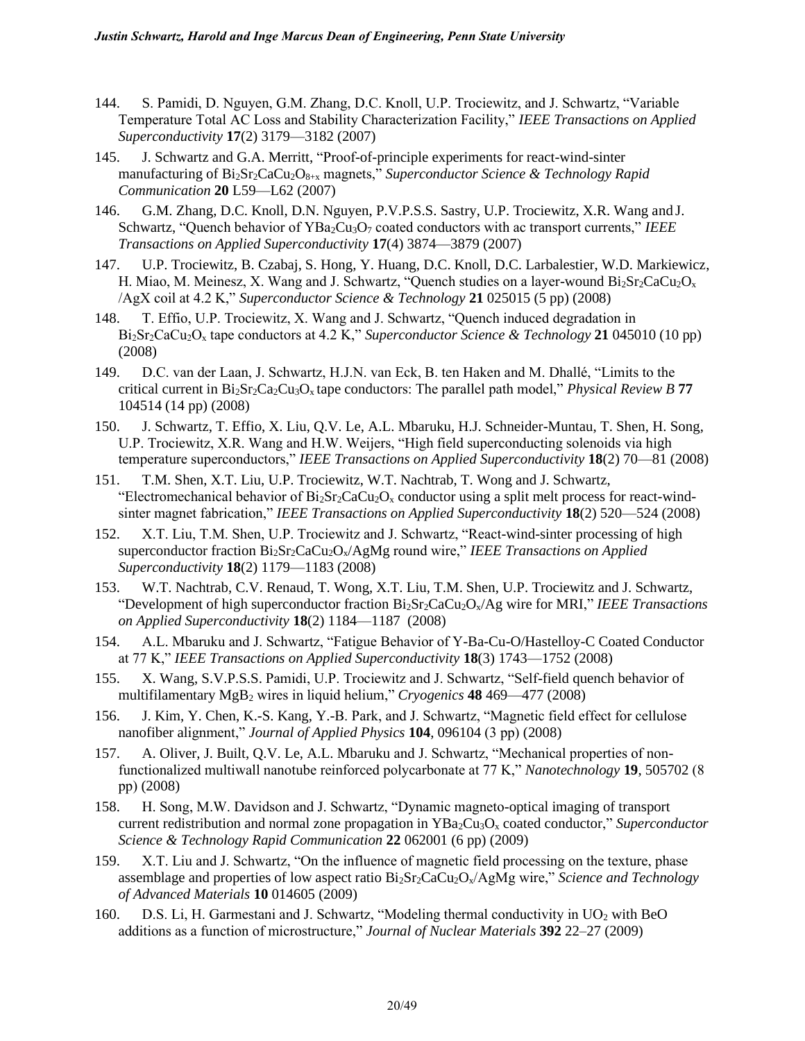144. S. Pamidi, D. Nguyen, G.M. Zhang, D.C. Knoll, U.P. Trociewitz, and J. Schwartz, "Variable Temperature Total AC Loss and Stability Characterization Facility," *IEEE Transactions on Applied Superconductivity* **17**(2) 3179—3182 (2007)

145. J. Schwartz and G.A. Merritt, "Proof-of-principle experiments for react-wind-sinter manufacturing of $Bi_2Sr_2CaCu_2O_{8+x}$ magnets," *Superconductor Science & Technology Rapid Communication* **20** L59—L62 (2007)

146. G.M. Zhang, D.C. Knoll, D.N. Nguyen, P.V.P.S.S. Sastry, U.P. Trociewitz, X.R. Wang and J. Schwartz, "Quench behavior of $YBa_2Cu_3O_7$ coated conductors with ac transport currents," *IEEE Transactions on Applied Superconductivity* **17**(4) 3874—3879 (2007)

147. U.P. Trociewitz, B. Czabaj, S. Hong, Y. Huang, D.C. Knoll, D.C. Larbalestier, W.D. Markiewicz, H. Miao, M. Meinesz, X. Wang and J. Schwartz, "Quench studies on a layer-wound $Bi_2Sr_2CaCu_2O_x$ /AgX coil at 4.2 K," *Superconductor Science & Technology* **21** 025015 (5 pp) (2008)

148. T. Effio, U.P. Trociewitz, X. Wang and J. Schwartz, "Quench induced degradation in $Bi_2Sr_2CaCu_2O_x$ tape conductors at 4.2 K," *Superconductor Science & Technology* **21** 045010 (10 pp) (2008)

149. D.C. van der Laan, J. Schwartz, H.J.N. van Eck, B. ten Haken and M. Dhallé, "Limits to the critical current in $Bi_2Sr_2Ca_2Cu_3O_x$ tape conductors: The parallel path model," *Physical Review B* **77** 104514 (14 pp) (2008)

150. J. Schwartz, T. Effio, X. Liu, Q.V. Le, A.L. Mbaruku, H.J. Schneider-Muntau, T. Shen, H. Song, U.P. Trociewitz, X.R. Wang and H.W. Weijers, "High field superconducting solenoids via high temperature superconductors," *IEEE Transactions on Applied Superconductivity* **18**(2) 70—81 (2008)

151. T.M. Shen, X.T. Liu, U.P. Trociewitz, W.T. Nachtrab, T. Wong and J. Schwartz, "Electromechanical behavior of $Bi_2Sr_2CaCu_2O_x$ conductor using a split melt process for react-wind-sinter magnet fabrication," *IEEE Transactions on Applied Superconductivity* **18**(2) 520—524 (2008)

152. X.T. Liu, T.M. Shen, U.P. Trociewitz and J. Schwartz, "React-wind-sinter processing of high superconductor fraction $Bi_2Sr_2CaCu_2O_x$/AgMg round wire," *IEEE Transactions on Applied Superconductivity* **18**(2) 1179—1183 (2008)

153. W.T. Nachtrab, C.V. Renaud, T. Wong, X.T. Liu, T.M. Shen, U.P. Trociewitz and J. Schwartz, "Development of high superconductor fraction $Bi_2Sr_2CaCu_2O_x$/Ag wire for MRI," *IEEE Transactions on Applied Superconductivity* **18**(2) 1184—1187 (2008)

154. A.L. Mbaruku and J. Schwartz, "Fatigue Behavior of Y-Ba-Cu-O/Hastelloy-C Coated Conductor at 77 K," *IEEE Transactions on Applied Superconductivity* **18**(3) 1743—1752 (2008)

155. X. Wang, S.V.P.S.S. Pamidi, U.P. Trociewitz and J. Schwartz, "Self-field quench behavior of multifilamentary $MgB_2$ wires in liquid helium," *Cryogenics* **48** 469—477 (2008)

156. J. Kim, Y. Chen, K.-S. Kang, Y.-B. Park, and J. Schwartz, "Magnetic field effect for cellulose nanofiber alignment," *Journal of Applied Physics* **104**, 096104 (3 pp) (2008)

157. A. Oliver, J. Built, Q.V. Le, A.L. Mbaruku and J. Schwartz, "Mechanical properties of non-functionalized multiwall nanotube reinforced polycarbonate at 77 K," *Nanotechnology* **19**, 505702 (8 pp) (2008)

158. H. Song, M.W. Davidson and J. Schwartz, "Dynamic magneto-optical imaging of transport current redistribution and normal zone propagation in $YBa_2Cu_3O_x$ coated conductor," *Superconductor Science & Technology Rapid Communication* **22** 062001 (6 pp) (2009)

159. X.T. Liu and J. Schwartz, "On the influence of magnetic field processing on the texture, phase assemblage and properties of low aspect ratio $Bi_2Sr_2CaCu_2O_x$/AgMg wire," *Science and Technology of Advanced Materials* **10** 014605 (2009)

160. D.S. Li, H. Garmestani and J. Schwartz, "Modeling thermal conductivity in $UO_2$ with BeO additions as a function of microstructure," *Journal of Nuclear Materials* **392** 22–27 (2009)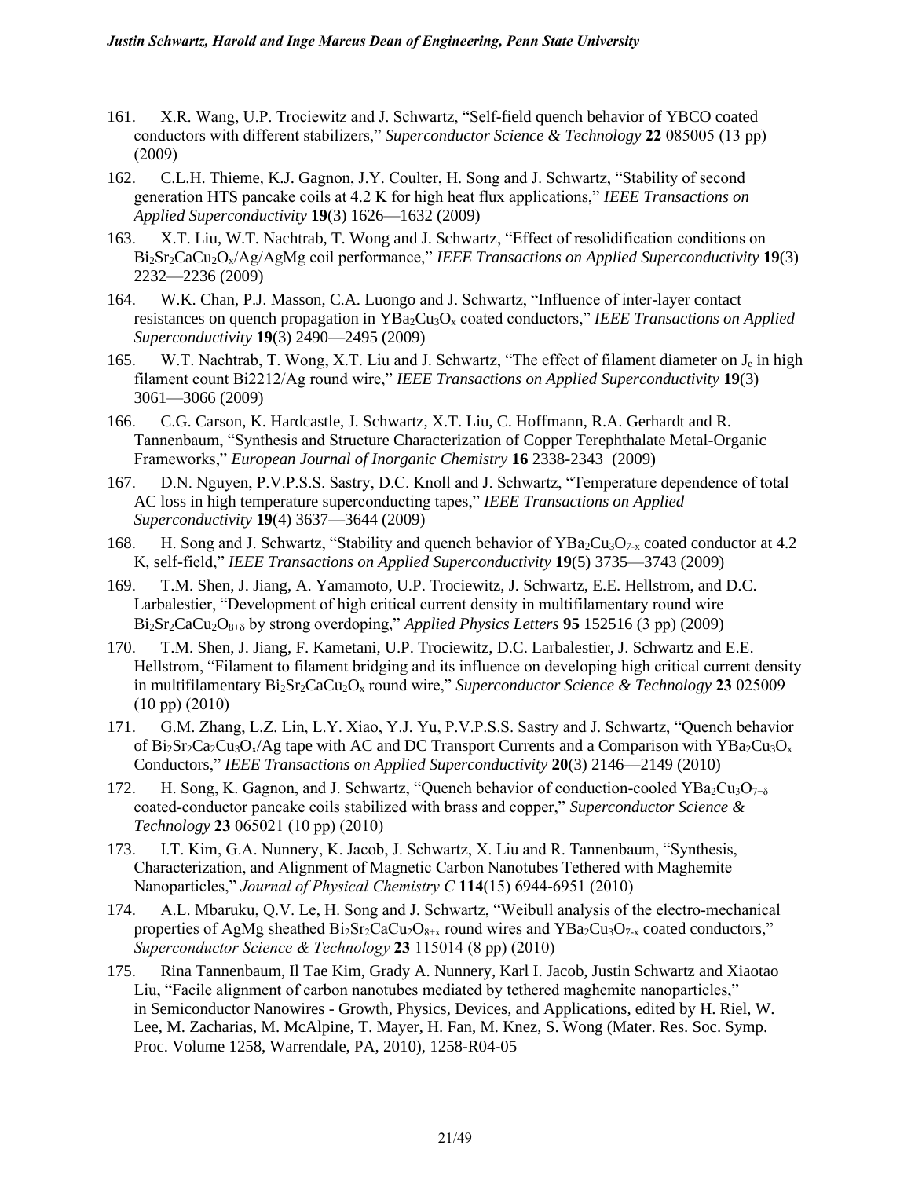161. X.R. Wang, U.P. Trociewitz and J. Schwartz, "Self-field quench behavior of YBCO coated conductors with different stabilizers," *Superconductor Science & Technology* **22** 085005 (13 pp) (2009)

162. C.L.H. Thieme, K.J. Gagnon, J.Y. Coulter, H. Song and J. Schwartz, "Stability of second generation HTS pancake coils at 4.2 K for high heat flux applications," *IEEE Transactions on Applied Superconductivity* **19**(3) 1626—1632 (2009)

163. X.T. Liu, W.T. Nachtrab, T. Wong and J. Schwartz, "Effect of resolidification conditions on $Bi_2Sr_2CaCu_2O_x$/Ag/AgMg coil performance," *IEEE Transactions on Applied Superconductivity* **19**(3) 2232—2236 (2009)

164. W.K. Chan, P.J. Masson, C.A. Luongo and J. Schwartz, "Influence of inter-layer contact resistances on quench propagation in $YBa_2Cu_3O_x$ coated conductors," *IEEE Transactions on Applied Superconductivity* **19**(3) 2490—2495 (2009)

165. W.T. Nachtrab, T. Wong, X.T. Liu and J. Schwartz, "The effect of filament diameter on $J_e$ in high filament count Bi2212/Ag round wire," *IEEE Transactions on Applied Superconductivity* **19**(3) 3061—3066 (2009)

166. C.G. Carson, K. Hardcastle, J. Schwartz, X.T. Liu, C. Hoffmann, R.A. Gerhardt and R. Tannenbaum, "Synthesis and Structure Characterization of Copper Terephthalate Metal-Organic Frameworks," *European Journal of Inorganic Chemistry* **16** 2338-2343 (2009)

167. D.N. Nguyen, P.V.P.S.S. Sastry, D.C. Knoll and J. Schwartz, "Temperature dependence of total AC loss in high temperature superconducting tapes," *IEEE Transactions on Applied Superconductivity* **19**(4) 3637—3644 (2009)

168. H. Song and J. Schwartz, "Stability and quench behavior of $YBa_2Cu_3O_{7-x}$ coated conductor at 4.2 K, self-field," *IEEE Transactions on Applied Superconductivity* **19**(5) 3735—3743 (2009)

169. T.M. Shen, J. Jiang, A. Yamamoto, U.P. Trociewitz, J. Schwartz, E.E. Hellstrom, and D.C. Larbalestier, "Development of high critical current density in multifilamentary round wire $Bi_2Sr_2CaCu_2O_{8+\delta}$ by strong overdoping," *Applied Physics Letters* **95** 152516 (3 pp) (2009)

170. T.M. Shen, J. Jiang, F. Kametani, U.P. Trociewitz, D.C. Larbalestier, J. Schwartz and E.E. Hellstrom, "Filament to filament bridging and its influence on developing high critical current density in multifilamentary $Bi_2Sr_2CaCu_2O_x$ round wire," *Superconductor Science & Technology* **23** 025009 (10 pp) (2010)

171. G.M. Zhang, L.Z. Lin, L.Y. Xiao, Y.J. Yu, P.V.P.S.S. Sastry and J. Schwartz, "Quench behavior of $Bi_2Sr_2Ca_2Cu_3O_x$/Ag tape with AC and DC Transport Currents and a Comparison with $YBa_2Cu_3O_x$ Conductors," *IEEE Transactions on Applied Superconductivity* **20**(3) 2146—2149 (2010)

172. H. Song, K. Gagnon, and J. Schwartz, "Quench behavior of conduction-cooled $YBa_2Cu_3O_{7-\delta}$ coated-conductor pancake coils stabilized with brass and copper," *Superconductor Science & Technology* **23** 065021 (10 pp) (2010)

173. I.T. Kim, G.A. Nunnery, K. Jacob, J. Schwartz, X. Liu and R. Tannenbaum, "Synthesis, Characterization, and Alignment of Magnetic Carbon Nanotubes Tethered with Maghemite Nanoparticles," *Journal of Physical Chemistry C* **114**(15) 6944-6951 (2010)

174. A.L. Mbaruku, Q.V. Le, H. Song and J. Schwartz, "Weibull analysis of the electro-mechanical properties of AgMg sheathed $Bi_2Sr_2CaCu_2O_{8+x}$ round wires and $YBa_2Cu_3O_{7-x}$ coated conductors," *Superconductor Science & Technology* **23** 115014 (8 pp) (2010)

175. Rina Tannenbaum, Il Tae Kim, Grady A. Nunnery, Karl I. Jacob, Justin Schwartz and Xiaotao Liu, "Facile alignment of carbon nanotubes mediated by tethered maghemite nanoparticles," in Semiconductor Nanowires - Growth, Physics, Devices, and Applications, edited by H. Riel, W. Lee, M. Zacharias, M. McAlpine, T. Mayer, H. Fan, M. Knez, S. Wong (Mater. Res. Soc. Symp. Proc. Volume 1258, Warrendale, PA, 2010), 1258-R04-05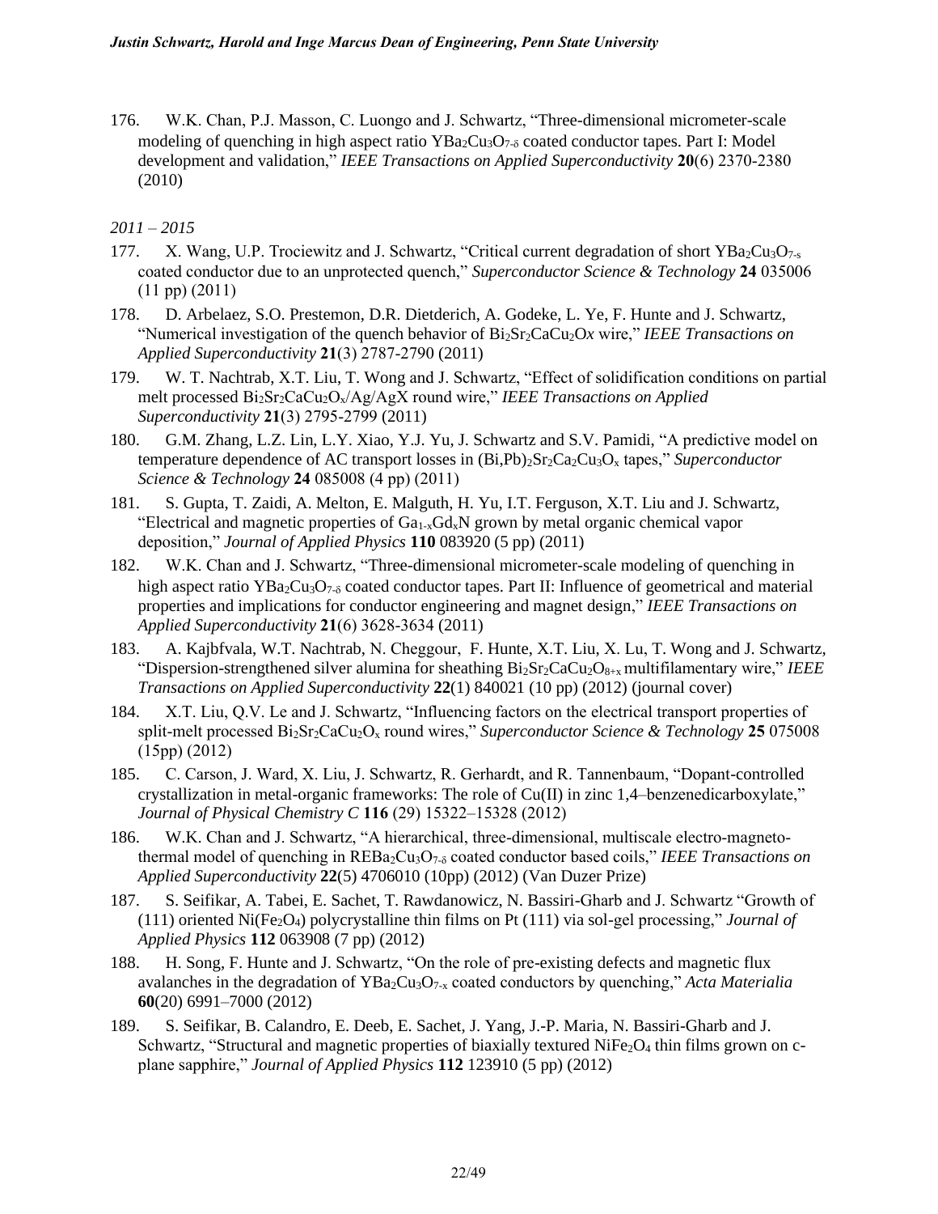176. W.K. Chan, P.J. Masson, C. Luongo and J. Schwartz, “Three-dimensional micrometer-scale modeling of quenching in high aspect ratio $YBa_2Cu_3O_{7-\delta}$ coated conductor tapes. Part I: Model development and validation,” *IEEE Transactions on Applied Superconductivity* **20**(6) 2370-2380 (2010)

*2011 – 2015*

177. X. Wang, U.P. Trociewitz and J. Schwartz, “Critical current degradation of short $YBa_2Cu_3O_{7-s}$ coated conductor due to an unprotected quench,” *Superconductor Science & Technology* **24** 035006 (11 pp) (2011)

178. D. Arbelaez, S.O. Prestemon, D.R. Dietderich, A. Godeke, L. Ye, F. Hunte and J. Schwartz, “Numerical investigation of the quench behavior of $Bi_2Sr_2CaCu_2O_x$ wire,” *IEEE Transactions on Applied Superconductivity* **21**(3) 2787-2790 (2011)

179. W. T. Nachtrab, X.T. Liu, T. Wong and J. Schwartz, “Effect of solidification conditions on partial melt processed $Bi_2Sr_2CaCu_2O_x$/Ag/AgX round wire,” *IEEE Transactions on Applied Superconductivity* **21**(3) 2795-2799 (2011)

180. G.M. Zhang, L.Z. Lin, L.Y. Xiao, Y.J. Yu, J. Schwartz and S.V. Pamidi, “A predictive model on temperature dependence of AC transport losses in $(Bi,Pb)_2Sr_2Ca_2Cu_3O_x$ tapes,” *Superconductor Science & Technology* **24** 085008 (4 pp) (2011)

181. S. Gupta, T. Zaidi, A. Melton, E. Malguth, H. Yu, I.T. Ferguson, X.T. Liu and J. Schwartz, “Electrical and magnetic properties of $Ga_{1-x}Gd_xN$ grown by metal organic chemical vapor deposition,” *Journal of Applied Physics* **110** 083920 (5 pp) (2011)

182. W.K. Chan and J. Schwartz, “Three-dimensional micrometer-scale modeling of quenching in high aspect ratio $YBa_2Cu_3O_{7-\delta}$ coated conductor tapes. Part II: Influence of geometrical and material properties and implications for conductor engineering and magnet design,” *IEEE Transactions on Applied Superconductivity* **21**(6) 3628-3634 (2011)

183. A. Kajbfvala, W.T. Nachtrab, N. Cheggour, F. Hunte, X.T. Liu, X. Lu, T. Wong and J. Schwartz, “Dispersion-strengthened silver alumina for sheathing $Bi_2Sr_2CaCu_2O_{8+x}$ multifilamentary wire,” *IEEE Transactions on Applied Superconductivity* **22**(1) 840021 (10 pp) (2012) (journal cover)

184. X.T. Liu, Q.V. Le and J. Schwartz, “Influencing factors on the electrical transport properties of split-melt processed $Bi_2Sr_2CaCu_2O_x$ round wires,” *Superconductor Science & Technology* **25** 075008 (15pp) (2012)

185. C. Carson, J. Ward, X. Liu, J. Schwartz, R. Gerhardt, and R. Tannenbaum, “Dopant-controlled crystallization in metal-organic frameworks: The role of Cu(II) in zinc 1,4–benzenedicarboxylate,” *Journal of Physical Chemistry C* **116** (29) 15322–15328 (2012)

186. W.K. Chan and J. Schwartz, “A hierarchical, three-dimensional, multiscale electro-magneto-thermal model of quenching in $REBa_2Cu_3O_{7-\delta}$ coated conductor based coils,” *IEEE Transactions on Applied Superconductivity* **22**(5) 4706010 (10pp) (2012) (Van Duzer Prize)

187. S. Seifikar, A. Tabei, E. Sachet, T. Rawdanowicz, N. Bassiri-Gharb and J. Schwartz “Growth of (111) oriented $Ni(Fe_2O_4)$ polycrystalline thin films on Pt (111) via sol-gel processing,” *Journal of Applied Physics* **112** 063908 (7 pp) (2012)

188. H. Song, F. Hunte and J. Schwartz, “On the role of pre-existing defects and magnetic flux avalanches in the degradation of $YBa_2Cu_3O_{7-x}$ coated conductors by quenching,” *Acta Materialia* **60**(20) 6991–7000 (2012)

189. S. Seifikar, B. Calandro, E. Deeb, E. Sachet, J. Yang, J.-P. Maria, N. Bassiri-Gharb and J. Schwartz, “Structural and magnetic properties of biaxially textured $NiFe_2O_4$ thin films grown on c-plane sapphire,” *Journal of Applied Physics* **112** 123910 (5 pp) (2012)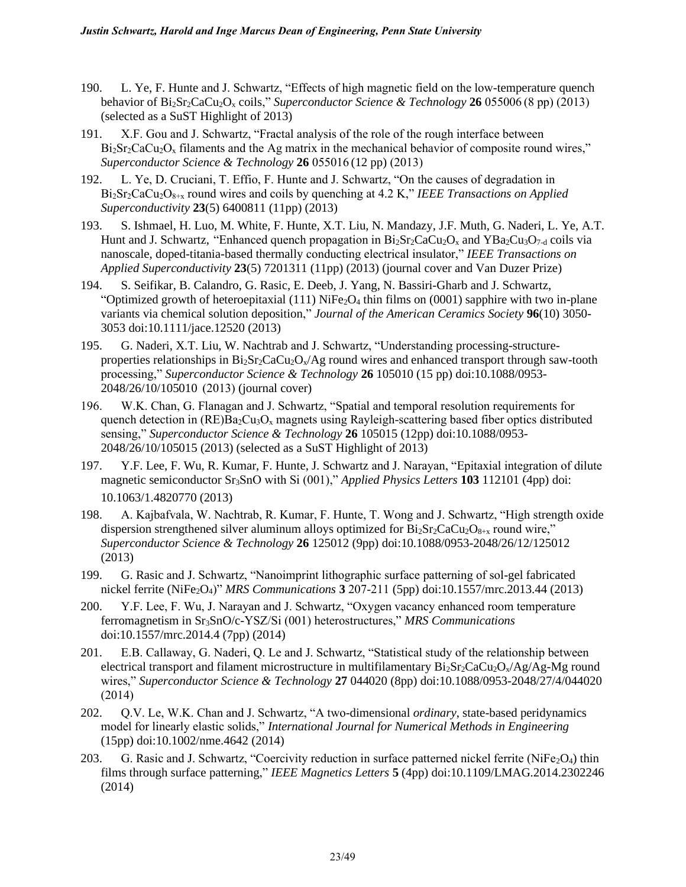190. L. Ye, F. Hunte and J. Schwartz, "Effects of high magnetic field on the low-temperature quench behavior of $Bi_2Sr_2CaCu_2O_x$ coils," *Superconductor Science & Technology* **26** 055006 (8 pp) (2013) (selected as a SuST Highlight of 2013)

191. X.F. Gou and J. Schwartz, "Fractal analysis of the role of the rough interface between $Bi_2Sr_2CaCu_2O_x$ filaments and the Ag matrix in the mechanical behavior of composite round wires," *Superconductor Science & Technology* **26** 055016 (12 pp) (2013)

192. L. Ye, D. Cruciani, T. Effio, F. Hunte and J. Schwartz, "On the causes of degradation in $Bi_2Sr_2CaCu_2O_{8+x}$ round wires and coils by quenching at 4.2 K," *IEEE Transactions on Applied Superconductivity* **23**(5) 6400811 (11pp) (2013)

193. S. Ishmael, H. Luo, M. White, F. Hunte, X.T. Liu, N. Mandazy, J.F. Muth, G. Naderi, L. Ye, A.T. Hunt and J. Schwartz, "Enhanced quench propagation in $Bi_2Sr_2CaCu_2O_x$ and $YBa_2Cu_3O_{7-d}$ coils via nanoscale, doped-titania-based thermally conducting electrical insulator," *IEEE Transactions on Applied Superconductivity* **23**(5) 7201311 (11pp) (2013) (journal cover and Van Duzer Prize)

194. S. Seifikar, B. Calandro, G. Rasic, E. Deeb, J. Yang, N. Bassiri-Gharb and J. Schwartz, "Optimized growth of heteroepitaxial (111) $NiFe_2O_4$ thin films on (0001) sapphire with two in-plane variants via chemical solution deposition," *Journal of the American Ceramics Society* **96**(10) 3050-3053 doi:10.1111/jace.12520 (2013)

195. G. Naderi, X.T. Liu, W. Nachtrab and J. Schwartz, "Understanding processing-structure-properties relationships in $Bi_2Sr_2CaCu_2O_x$/Ag round wires and enhanced transport through saw-tooth processing," *Superconductor Science & Technology* **26** 105010 (15 pp) doi:10.1088/0953-2048/26/10/105010 (2013) (journal cover)

196. W.K. Chan, G. Flanagan and J. Schwartz, "Spatial and temporal resolution requirements for quench detection in $(RE)Ba_2Cu_3O_x$ magnets using Rayleigh-scattering based fiber optics distributed sensing," *Superconductor Science & Technology* **26** 105015 (12pp) doi:10.1088/0953-2048/26/10/105015 (2013) (selected as a SuST Highlight of 2013)

197. Y.F. Lee, F. Wu, R. Kumar, F. Hunte, J. Schwartz and J. Narayan, "Epitaxial integration of dilute magnetic semiconductor $Sr_3SnO$ with Si (001)," *Applied Physics Letters* **103** 112101 (4pp) doi: 10.1063/1.4820770 (2013)

198. A. Kajbafvala, W. Nachtrab, R. Kumar, F. Hunte, T. Wong and J. Schwartz, "High strength oxide dispersion strengthened silver aluminum alloys optimized for $Bi_2Sr_2CaCu_2O_{8+x}$ round wire," *Superconductor Science & Technology* **26** 125012 (9pp) doi:10.1088/0953-2048/26/12/125012 (2013)

199. G. Rasic and J. Schwartz, "Nanoimprint lithographic surface patterning of sol-gel fabricated nickel ferrite ($NiFe_2O_4$)" *MRS Communications* **3** 207-211 (5pp) doi:10.1557/mrc.2013.44 (2013)

200. Y.F. Lee, F. Wu, J. Narayan and J. Schwartz, "Oxygen vacancy enhanced room temperature ferromagnetism in $Sr_3SnO$/c-YSZ/Si (001) heterostructures," *MRS Communications* doi:10.1557/mrc.2014.4 (7pp) (2014)

201. E.B. Callaway, G. Naderi, Q. Le and J. Schwartz, "Statistical study of the relationship between electrical transport and filament microstructure in multifilamentary $Bi_2Sr_2CaCu_2O_x$/Ag/Ag-Mg round wires," *Superconductor Science & Technology* **27** 044020 (8pp) doi:10.1088/0953-2048/27/4/044020 (2014)

202. Q.V. Le, W.K. Chan and J. Schwartz, "A two-dimensional *ordinary*, state-based peridynamics model for linearly elastic solids," *International Journal for Numerical Methods in Engineering* (15pp) doi:10.1002/nme.4642 (2014)

203. G. Rasic and J. Schwartz, "Coercivity reduction in surface patterned nickel ferrite ($NiFe_2O_4$) thin films through surface patterning," *IEEE Magnetics Letters* **5** (4pp) doi:10.1109/LMAG.2014.2302246 (2014)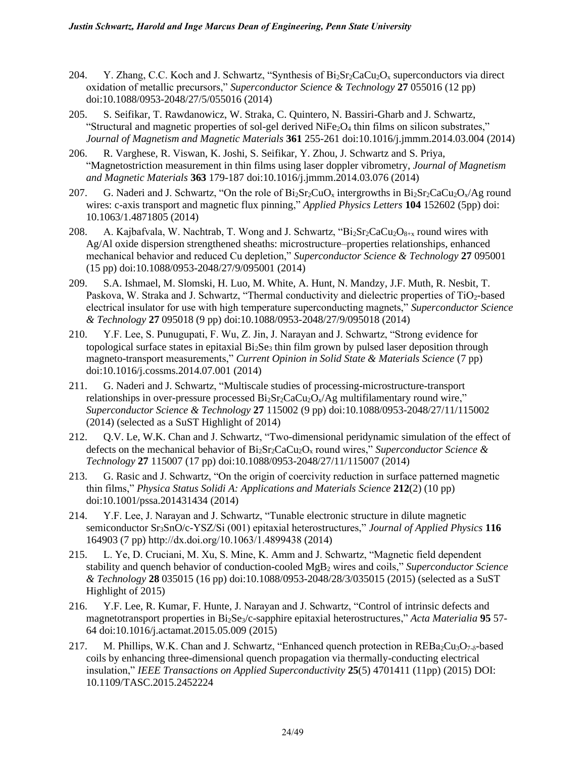204. Y. Zhang, C.C. Koch and J. Schwartz, "Synthesis of $Bi_2Sr_2CaCu_2O_x$ superconductors via direct oxidation of metallic precursors," *Superconductor Science & Technology* **27** 055016 (12 pp) doi:10.1088/0953-2048/27/5/055016 (2014)

205. S. Seifikar, T. Rawdanowicz, W. Straka, C. Quintero, N. Bassiri-Gharb and J. Schwartz, "Structural and magnetic properties of sol-gel derived $NiFe_2O_4$ thin films on silicon substrates," *Journal of Magnetism and Magnetic Materials* **361** 255-261 doi:10.1016/j.jmmm.2014.03.004 (2014)

206. R. Varghese, R. Viswan, K. Joshi, S. Seifikar, Y. Zhou, J. Schwartz and S. Priya, "Magnetostriction measurement in thin films using laser doppler vibrometry, *Journal of Magnetism and Magnetic Materials* **363** 179-187 doi:10.1016/j.jmmm.2014.03.076 (2014)

207. G. Naderi and J. Schwartz, "On the role of $Bi_2Sr_2CuO_x$ intergrowths in $Bi_2Sr_2CaCu_2O_x$/Ag round wires: c-axis transport and magnetic flux pinning," *Applied Physics Letters* **104** 152602 (5pp) doi: 10.1063/1.4871805 (2014)

208. A. Kajbafvala, W. Nachtrab, T. Wong and J. Schwartz, "$Bi_2Sr_2CaCu_2O_{8+x}$ round wires with Ag/Al oxide dispersion strengthened sheaths: microstructure–properties relationships, enhanced mechanical behavior and reduced Cu depletion," *Superconductor Science & Technology* **27** 095001 (15 pp) doi:10.1088/0953-2048/27/9/095001 (2014)

209. S.A. Ishmael, M. Slomski, H. Luo, M. White, A. Hunt, N. Mandzy, J.F. Muth, R. Nesbit, T. Paskova, W. Straka and J. Schwartz, "Thermal conductivity and dielectric properties of $TiO_2$-based electrical insulator for use with high temperature superconducting magnets," *Superconductor Science & Technology* **27** 095018 (9 pp) doi:10.1088/0953-2048/27/9/095018 (2014)

210. Y.F. Lee, S. Punugupati, F. Wu, Z. Jin, J. Narayan and J. Schwartz, "Strong evidence for topological surface states in epitaxial $Bi_2Se_3$ thin film grown by pulsed laser deposition through magneto-transport measurements," *Current Opinion in Solid State & Materials Science* (7 pp) doi:10.1016/j.cossms.2014.07.001 (2014)

211. G. Naderi and J. Schwartz, "Multiscale studies of processing-microstructure-transport relationships in over-pressure processed $Bi_2Sr_2CaCu_2O_x$/Ag multifilamentary round wire," *Superconductor Science & Technology* **27** 115002 (9 pp) doi:10.1088/0953-2048/27/11/115002 (2014) (selected as a SuST Highlight of 2014)

212. Q.V. Le, W.K. Chan and J. Schwartz, "Two-dimensional peridynamic simulation of the effect of defects on the mechanical behavior of $Bi_2Sr_2CaCu_2O_x$ round wires," *Superconductor Science & Technology* **27** 115007 (17 pp) doi:10.1088/0953-2048/27/11/115007 (2014)

213. G. Rasic and J. Schwartz, "On the origin of coercivity reduction in surface patterned magnetic thin films," *Physica Status Solidi A: Applications and Materials Science* **212**(2) (10 pp) doi:10.1001/pssa.201431434 (2014)

214. Y.F. Lee, J. Narayan and J. Schwartz, "Tunable electronic structure in dilute magnetic semiconductor $Sr_3SnO$/c-YSZ/Si (001) epitaxial heterostructures," *Journal of Applied Physics* **116** 164903 (7 pp) http://dx.doi.org/10.1063/1.4899438 (2014)

215. L. Ye, D. Cruciani, M. Xu, S. Mine, K. Amm and J. Schwartz, "Magnetic field dependent stability and quench behavior of conduction-cooled $MgB_2$ wires and coils," *Superconductor Science & Technology* **28** 035015 (16 pp) doi:10.1088/0953-2048/28/3/035015 (2015) (selected as a SuST Highlight of 2015)

216. Y.F. Lee, R. Kumar, F. Hunte, J. Narayan and J. Schwartz, "Control of intrinsic defects and magnetotransport properties in $Bi_2Se_3$/c-sapphire epitaxial heterostructures," *Acta Materialia* **95** 57-64 doi:10.1016/j.actamat.2015.05.009 (2015)

217. M. Phillips, W.K. Chan and J. Schwartz, "Enhanced quench protection in $REBa_2Cu_3O_{7-\delta}$-based coils by enhancing three-dimensional quench propagation via thermally-conducting electrical insulation," *IEEE Transactions on Applied Superconductivity* **25**(5) 4701411 (11pp) (2015) DOI: 10.1109/TASC.2015.2452224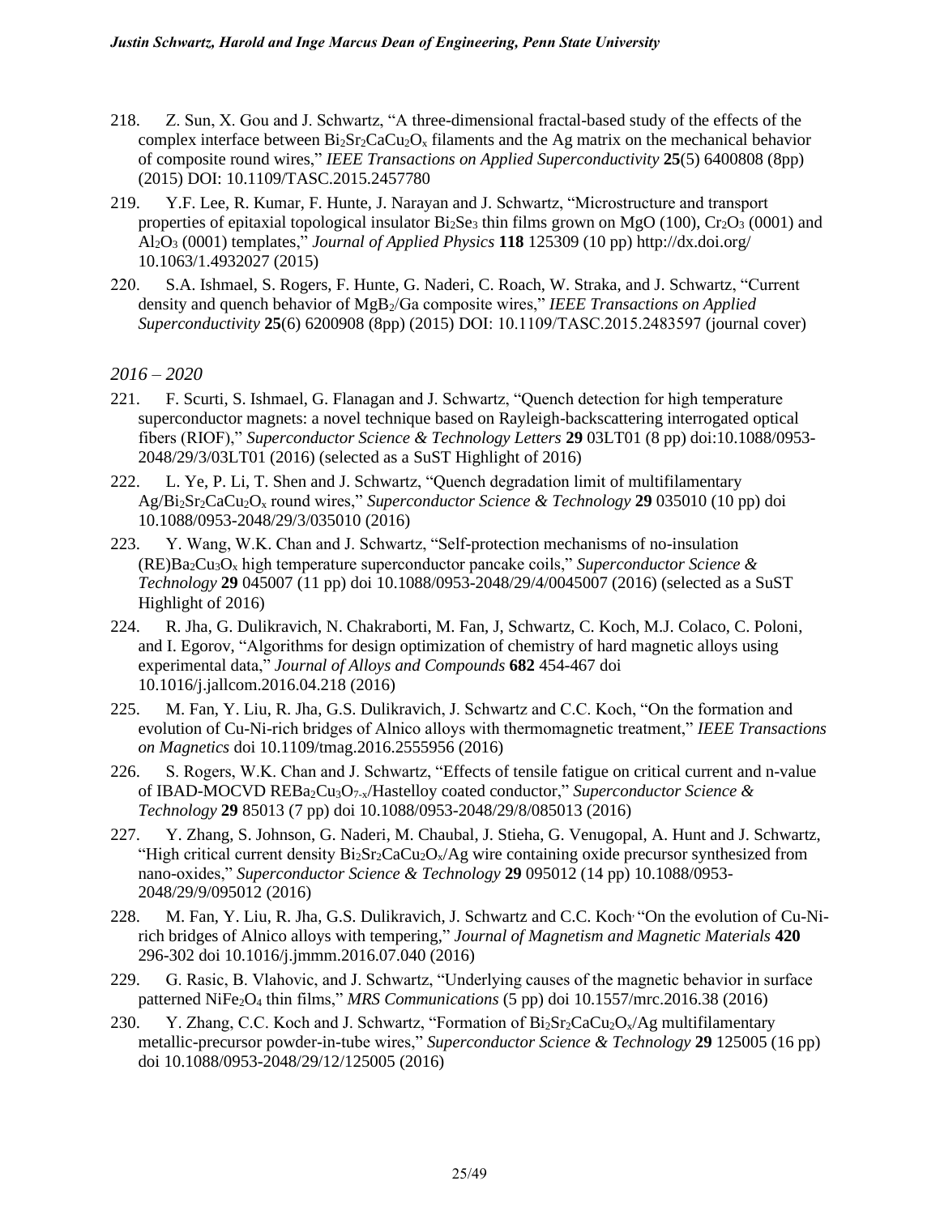218. Z. Sun, X. Gou and J. Schwartz, "A three-dimensional fractal-based study of the effects of the complex interface between $Bi_2Sr_2CaCu_2O_x$ filaments and the Ag matrix on the mechanical behavior of composite round wires," *IEEE Transactions on Applied Superconductivity* **25**(5) 6400808 (8pp) (2015) DOI: 10.1109/TASC.2015.2457780

219. Y.F. Lee, R. Kumar, F. Hunte, J. Narayan and J. Schwartz, "Microstructure and transport properties of epitaxial topological insulator $Bi_2Se_3$ thin films grown on MgO (100), $Cr_2O_3$ (0001) and $Al_2O_3$ (0001) templates," *Journal of Applied Physics* **118** 125309 (10 pp) http://dx.doi.org/ 10.1063/1.4932027 (2015)

220. S.A. Ishmael, S. Rogers, F. Hunte, G. Naderi, C. Roach, W. Straka, and J. Schwartz, "Current density and quench behavior of $MgB_2$/Ga composite wires," *IEEE Transactions on Applied Superconductivity* **25**(6) 6200908 (8pp) (2015) DOI: 10.1109/TASC.2015.2483597 (journal cover)

*2016 – 2020*

221. F. Scurti, S. Ishmael, G. Flanagan and J. Schwartz, "Quench detection for high temperature superconductor magnets: a novel technique based on Rayleigh-backscattering interrogated optical fibers (RIOF)," *Superconductor Science & Technology Letters* **29** 03LT01 (8 pp) doi:10.1088/0953-2048/29/3/03LT01 (2016) (selected as a SuST Highlight of 2016)

222. L. Ye, P. Li, T. Shen and J. Schwartz, "Quench degradation limit of multifilamentary Ag/$Bi_2Sr_2CaCu_2O_x$ round wires," *Superconductor Science & Technology* **29** 035010 (10 pp) doi 10.1088/0953-2048/29/3/035010 (2016)

223. Y. Wang, W.K. Chan and J. Schwartz, "Self-protection mechanisms of no-insulation (RE)$Ba_2Cu_3O_x$ high temperature superconductor pancake coils," *Superconductor Science & Technology* **29** 045007 (11 pp) doi 10.1088/0953-2048/29/4/0045007 (2016) (selected as a SuST Highlight of 2016)

224. R. Jha, G. Dulikravich, N. Chakraborti, M. Fan, J, Schwartz, C. Koch, M.J. Colaco, C. Poloni, and I. Egorov, "Algorithms for design optimization of chemistry of hard magnetic alloys using experimental data," *Journal of Alloys and Compounds* **682** 454-467 doi 10.1016/j.jallcom.2016.04.218 (2016)

225. M. Fan, Y. Liu, R. Jha, G.S. Dulikravich, J. Schwartz and C.C. Koch, "On the formation and evolution of Cu-Ni-rich bridges of Alnico alloys with thermomagnetic treatment," *IEEE Transactions on Magnetics* doi 10.1109/tmag.2016.2555956 (2016)

226. S. Rogers, W.K. Chan and J. Schwartz, "Effects of tensile fatigue on critical current and n-value of IBAD-MOCVD $REBa_2Cu_3O_{7-x}$/Hastelloy coated conductor," *Superconductor Science & Technology* **29** 85013 (7 pp) doi 10.1088/0953-2048/29/8/085013 (2016)

227. Y. Zhang, S. Johnson, G. Naderi, M. Chaubal, J. Stieha, G. Venugopal, A. Hunt and J. Schwartz, "High critical current density $Bi_2Sr_2CaCu_2O_x$/Ag wire containing oxide precursor synthesized from nano-oxides," *Superconductor Science & Technology* **29** 095012 (14 pp) 10.1088/0953-2048/29/9/095012 (2016)

228. M. Fan, Y. Liu, R. Jha, G.S. Dulikravich, J. Schwartz and C.C. Koch, "On the evolution of Cu-Ni-rich bridges of Alnico alloys with tempering," *Journal of Magnetism and Magnetic Materials* **420** 296-302 doi 10.1016/j.jmmm.2016.07.040 (2016)

229. G. Rasic, B. Vlahovic, and J. Schwartz, "Underlying causes of the magnetic behavior in surface patterned $NiFe_2O_4$ thin films," *MRS Communications* (5 pp) doi 10.1557/mrc.2016.38 (2016)

230. Y. Zhang, C.C. Koch and J. Schwartz, "Formation of $Bi_2Sr_2CaCu_2O_x$/Ag multifilamentary metallic-precursor powder-in-tube wires," *Superconductor Science & Technology* **29** 125005 (16 pp) doi 10.1088/0953-2048/29/12/125005 (2016)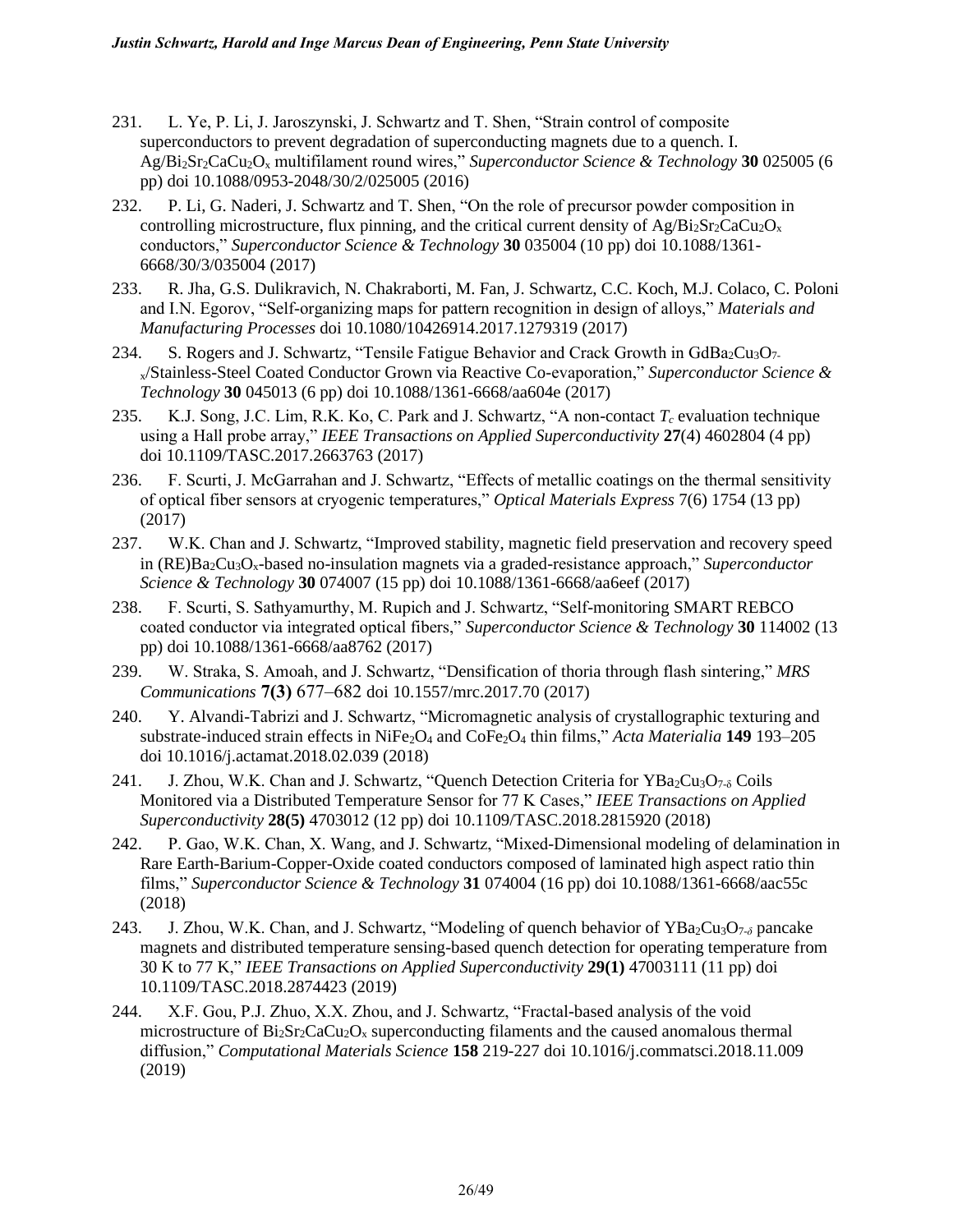231. L. Ye, P. Li, J. Jaroszynski, J. Schwartz and T. Shen, "Strain control of composite superconductors to prevent degradation of superconducting magnets due to a quench. I. $Ag/Bi_2Sr_2CaCu_2O_x$ multifilament round wires," *Superconductor Science & Technology* **30** 025005 (6 pp) doi 10.1088/0953-2048/30/2/025005 (2016)

232. P. Li, G. Naderi, J. Schwartz and T. Shen, "On the role of precursor powder composition in controlling microstructure, flux pinning, and the critical current density of $Ag/Bi_2Sr_2CaCu_2O_x$ conductors," *Superconductor Science & Technology* **30** 035004 (10 pp) doi 10.1088/1361-6668/30/3/035004 (2017)

233. R. Jha, G.S. Dulikravich, N. Chakraborti, M. Fan, J. Schwartz, C.C. Koch, M.J. Colaco, C. Poloni and I.N. Egorov, "Self-organizing maps for pattern recognition in design of alloys," *Materials and Manufacturing Processes* doi 10.1080/10426914.2017.1279319 (2017)

234. S. Rogers and J. Schwartz, "Tensile Fatigue Behavior and Crack Growth in $GdBa_2Cu_3O_{7-x}$/Stainless-Steel Coated Conductor Grown via Reactive Co-evaporation," *Superconductor Science & Technology* **30** 045013 (6 pp) doi 10.1088/1361-6668/aa604e (2017)

235. K.J. Song, J.C. Lim, R.K. Ko, C. Park and J. Schwartz, "A non-contact $T_c$ evaluation technique using a Hall probe array," *IEEE Transactions on Applied Superconductivity* **27**(4) 4602804 (4 pp) doi 10.1109/TASC.2017.2663763 (2017)

236. F. Scurti, J. McGarrahan and J. Schwartz, "Effects of metallic coatings on the thermal sensitivity of optical fiber sensors at cryogenic temperatures," *Optical Materials Express* 7(6) 1754 (13 pp) (2017)

237. W.K. Chan and J. Schwartz, "Improved stability, magnetic field preservation and recovery speed in $(RE)Ba_2Cu_3O_x$-based no-insulation magnets via a graded-resistance approach," *Superconductor Science & Technology* **30** 074007 (15 pp) doi 10.1088/1361-6668/aa6eef (2017)

238. F. Scurti, S. Sathyamurthy, M. Rupich and J. Schwartz, "Self-monitoring SMART REBCO coated conductor via integrated optical fibers," *Superconductor Science & Technology* **30** 114002 (13 pp) doi 10.1088/1361-6668/aa8762 (2017)

239. W. Straka, S. Amoah, and J. Schwartz, "Densification of thoria through flash sintering," *MRS Communications* **7(3)** 677–682 doi 10.1557/mrc.2017.70 (2017)

240. Y. Alvandi-Tabrizi and J. Schwartz, "Micromagnetic analysis of crystallographic texturing and substrate-induced strain effects in $NiFe_2O_4$ and $CoFe_2O_4$ thin films," *Acta Materialia* **149** 193–205 doi 10.1016/j.actamat.2018.02.039 (2018)

241. J. Zhou, W.K. Chan and J. Schwartz, "Quench Detection Criteria for $YBa_2Cu_3O_{7-\delta}$ Coils Monitored via a Distributed Temperature Sensor for 77 K Cases," *IEEE Transactions on Applied Superconductivity* **28(5)** 4703012 (12 pp) doi 10.1109/TASC.2018.2815920 (2018)

242. P. Gao, W.K. Chan, X. Wang, and J. Schwartz, "Mixed-Dimensional modeling of delamination in Rare Earth-Barium-Copper-Oxide coated conductors composed of laminated high aspect ratio thin films," *Superconductor Science & Technology* **31** 074004 (16 pp) doi 10.1088/1361-6668/aac55c (2018)

243. J. Zhou, W.K. Chan, and J. Schwartz, "Modeling of quench behavior of $YBa_2Cu_3O_{7-\delta}$ pancake magnets and distributed temperature sensing-based quench detection for operating temperature from 30 K to 77 K," *IEEE Transactions on Applied Superconductivity* **29(1)** 47003111 (11 pp) doi 10.1109/TASC.2018.2874423 (2019)

244. X.F. Gou, P.J. Zhuo, X.X. Zhou, and J. Schwartz, "Fractal-based analysis of the void microstructure of $Bi_2Sr_2CaCu_2O_x$ superconducting filaments and the caused anomalous thermal diffusion," *Computational Materials Science* **158** 219-227 doi 10.1016/j.commatsci.2018.11.009 (2019)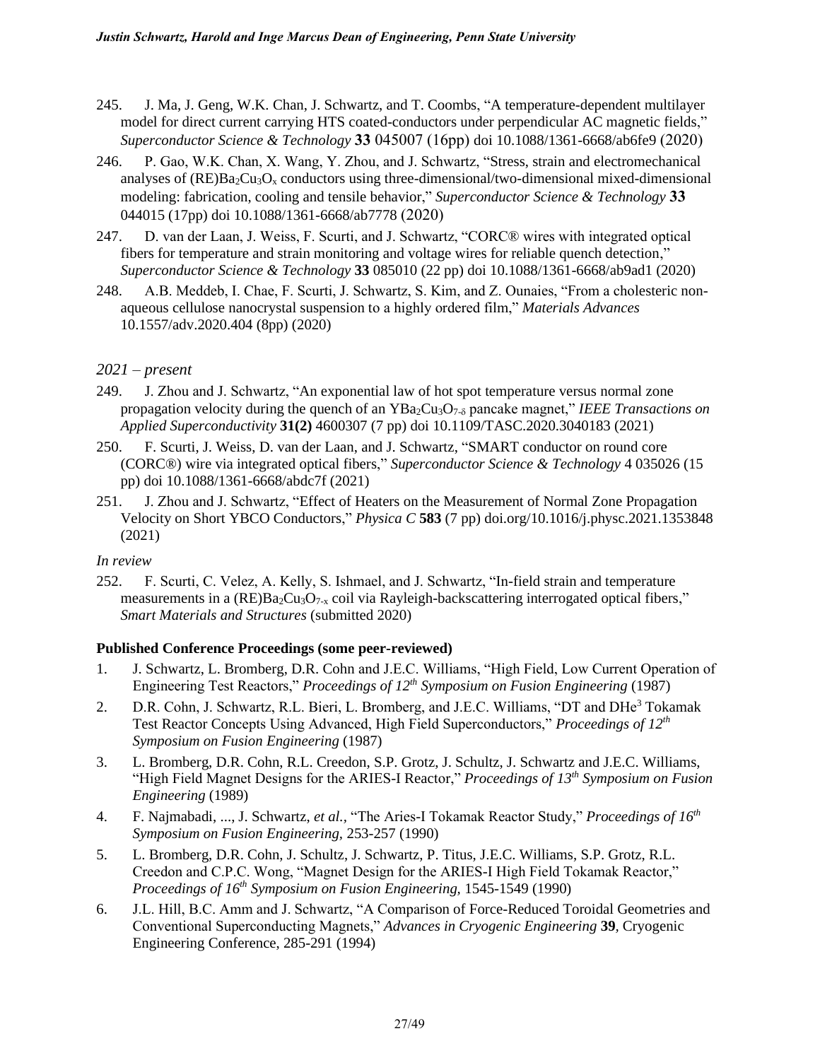245. J. Ma, J. Geng, W.K. Chan, J. Schwartz, and T. Coombs, "A temperature-dependent multilayer model for direct current carrying HTS coated-conductors under perpendicular AC magnetic fields," *Superconductor Science & Technology* **33** 045007 (16pp) doi 10.1088/1361-6668/ab6fe9 (2020)

246. P. Gao, W.K. Chan, X. Wang, Y. Zhou, and J. Schwartz, "Stress, strain and electromechanical analyses of (RE)$Ba_2Cu_3O_x$ conductors using three-dimensional/two-dimensional mixed-dimensional modeling: fabrication, cooling and tensile behavior," *Superconductor Science & Technology* **33** 044015 (17pp) doi 10.1088/1361-6668/ab7778 (2020)

247. D. van der Laan, J. Weiss, F. Scurti, and J. Schwartz, "CORC® wires with integrated optical fibers for temperature and strain monitoring and voltage wires for reliable quench detection," *Superconductor Science & Technology* **33** 085010 (22 pp) doi 10.1088/1361-6668/ab9ad1 (2020)

248. A.B. Meddeb, I. Chae, F. Scurti, J. Schwartz, S. Kim, and Z. Ounaies, "From a cholesteric non-aqueous cellulose nanocrystal suspension to a highly ordered film," *Materials Advances* 10.1557/adv.2020.404 (8pp) (2020)

*2021 – present*

249. J. Zhou and J. Schwartz, "An exponential law of hot spot temperature versus normal zone propagation velocity during the quench of an $YBa_2Cu_3O_{7-\delta}$ pancake magnet," *IEEE Transactions on Applied Superconductivity* **31(2)** 4600307 (7 pp) doi 10.1109/TASC.2020.3040183 (2021)

250. F. Scurti, J. Weiss, D. van der Laan, and J. Schwartz, "SMART conductor on round core (CORC®) wire via integrated optical fibers," *Superconductor Science & Technology* 4 035026 (15 pp) doi 10.1088/1361-6668/abdc7f (2021)

251. J. Zhou and J. Schwartz, "Effect of Heaters on the Measurement of Normal Zone Propagation Velocity on Short YBCO Conductors," *Physica C* **583** (7 pp) doi.org/10.1016/j.physc.2021.1353848 (2021)

*In review*

252. F. Scurti, C. Velez, A. Kelly, S. Ishmael, and J. Schwartz, "In-field strain and temperature measurements in a (RE)$Ba_2Cu_3O_{7-x}$ coil via Rayleigh-backscattering interrogated optical fibers," *Smart Materials and Structures* (submitted 2020)

**Published Conference Proceedings (some peer-reviewed)**

1. J. Schwartz, L. Bromberg, D.R. Cohn and J.E.C. Williams, "High Field, Low Current Operation of Engineering Test Reactors," *Proceedings of 12th Symposium on Fusion Engineering* (1987)

2. D.R. Cohn, J. Schwartz, R.L. Bieri, L. Bromberg, and J.E.C. Williams, "DT and $DHe^3$ Tokamak Test Reactor Concepts Using Advanced, High Field Superconductors," *Proceedings of 12th Symposium on Fusion Engineering* (1987)

3. L. Bromberg, D.R. Cohn, R.L. Creedon, S.P. Grotz, J. Schultz, J. Schwartz and J.E.C. Williams, "High Field Magnet Designs for the ARIES-I Reactor," *Proceedings of 13th Symposium on Fusion Engineering* (1989)

4. F. Najmabadi, ..., J. Schwartz, *et al.*, "The Aries-I Tokamak Reactor Study," *Proceedings of 16th Symposium on Fusion Engineering*, 253-257 (1990)

5. L. Bromberg, D.R. Cohn, J. Schultz, J. Schwartz, P. Titus, J.E.C. Williams, S.P. Grotz, R.L. Creedon and C.P.C. Wong, "Magnet Design for the ARIES-I High Field Tokamak Reactor," *Proceedings of 16th Symposium on Fusion Engineering*, 1545-1549 (1990)

6. J.L. Hill, B.C. Amm and J. Schwartz, "A Comparison of Force-Reduced Toroidal Geometries and Conventional Superconducting Magnets," *Advances in Cryogenic Engineering* **39**, Cryogenic Engineering Conference, 285-291 (1994)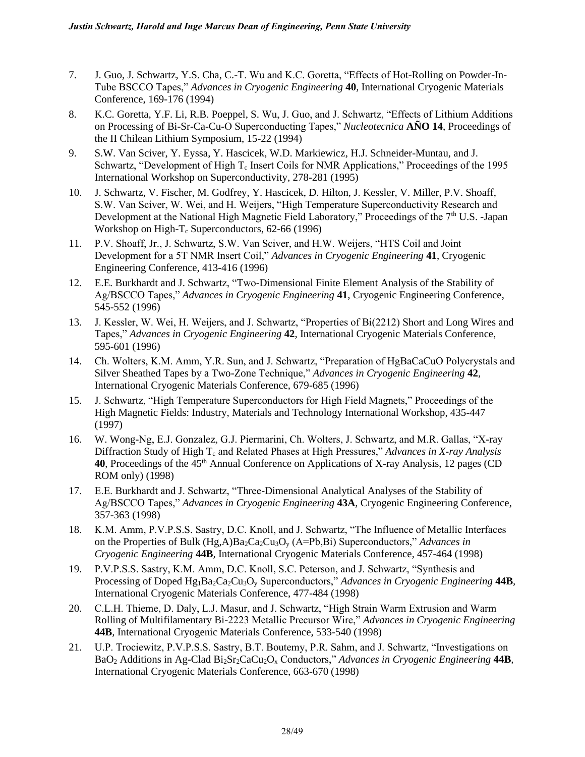7. J. Guo, J. Schwartz, Y.S. Cha, C.-T. Wu and K.C. Goretta, "Effects of Hot-Rolling on Powder-In-Tube BSCCO Tapes," *Advances in Cryogenic Engineering* **40**, International Cryogenic Materials Conference, 169-176 (1994)
8. K.C. Goretta, Y.F. Li, R.B. Poeppel, S. Wu, J. Guo, and J. Schwartz, "Effects of Lithium Additions on Processing of Bi-Sr-Ca-Cu-O Superconducting Tapes," *Nucleotecnica* **AÑO 14**, Proceedings of the II Chilean Lithium Symposium, 15-22 (1994)
9. S.W. Van Sciver, Y. Eyssa, Y. Hascicek, W.D. Markiewicz, H.J. Schneider-Muntau, and J. Schwartz, "Development of High $T_c$ Insert Coils for NMR Applications," Proceedings of the 1995 International Workshop on Superconductivity, 278-281 (1995)
10. J. Schwartz, V. Fischer, M. Godfrey, Y. Hascicek, D. Hilton, J. Kessler, V. Miller, P.V. Shoaff, S.W. Van Sciver, W. Wei, and H. Weijers, "High Temperature Superconductivity Research and Development at the National High Magnetic Field Laboratory," Proceedings of the 7th U.S. -Japan Workshop on High-$T_c$ Superconductors, 62-66 (1996)
11. P.V. Shoaff, Jr., J. Schwartz, S.W. Van Sciver, and H.W. Weijers, "HTS Coil and Joint Development for a 5T NMR Insert Coil," *Advances in Cryogenic Engineering* **41**, Cryogenic Engineering Conference, 413-416 (1996)
12. E.E. Burkhardt and J. Schwartz, "Two-Dimensional Finite Element Analysis of the Stability of Ag/BSCCO Tapes," *Advances in Cryogenic Engineering* **41**, Cryogenic Engineering Conference, 545-552 (1996)
13. J. Kessler, W. Wei, H. Weijers, and J. Schwartz, "Properties of Bi(2212) Short and Long Wires and Tapes," *Advances in Cryogenic Engineering* **42**, International Cryogenic Materials Conference, 595-601 (1996)
14. Ch. Wolters, K.M. Amm, Y.R. Sun, and J. Schwartz, "Preparation of HgBaCaCuO Polycrystals and Silver Sheathed Tapes by a Two-Zone Technique," *Advances in Cryogenic Engineering* **42**, International Cryogenic Materials Conference, 679-685 (1996)
15. J. Schwartz, "High Temperature Superconductors for High Field Magnets," Proceedings of the High Magnetic Fields: Industry, Materials and Technology International Workshop, 435-447 (1997)
16. W. Wong-Ng, E.J. Gonzalez, G.J. Piermarini, Ch. Wolters, J. Schwartz, and M.R. Gallas, "X-ray Diffraction Study of High $T_c$ and Related Phases at High Pressures," *Advances in X-ray Analysis* **40**, Proceedings of the 45th Annual Conference on Applications of X-ray Analysis, 12 pages (CD ROM only) (1998)
17. E.E. Burkhardt and J. Schwartz, "Three-Dimensional Analytical Analyses of the Stability of Ag/BSCCO Tapes," *Advances in Cryogenic Engineering* **43A**, Cryogenic Engineering Conference, 357-363 (1998)
18. K.M. Amm, P.V.P.S.S. Sastry, D.C. Knoll, and J. Schwartz, "The Influence of Metallic Interfaces on the Properties of Bulk (Hg,A)$Ba_2Ca_2Cu_3O_y$ (A=Pb,Bi) Superconductors," *Advances in Cryogenic Engineering* **44B**, International Cryogenic Materials Conference, 457-464 (1998)
19. P.V.P.S.S. Sastry, K.M. Amm, D.C. Knoll, S.C. Peterson, and J. Schwartz, "Synthesis and Processing of Doped $Hg_1Ba_2Ca_2Cu_3O_y$ Superconductors," *Advances in Cryogenic Engineering* **44B**, International Cryogenic Materials Conference, 477-484 (1998)
20. C.L.H. Thieme, D. Daly, L.J. Masur, and J. Schwartz, "High Strain Warm Extrusion and Warm Rolling of Multifilamentary Bi-2223 Metallic Precursor Wire," *Advances in Cryogenic Engineering* **44B**, International Cryogenic Materials Conference, 533-540 (1998)
21. U.P. Trociewitz, P.V.P.S.S. Sastry, B.T. Boutemy, P.R. Sahm, and J. Schwartz, "Investigations on $BaO_2$ Additions in Ag-Clad $Bi_2Sr_2CaCu_2O_x$ Conductors," *Advances in Cryogenic Engineering* **44B**, International Cryogenic Materials Conference, 663-670 (1998)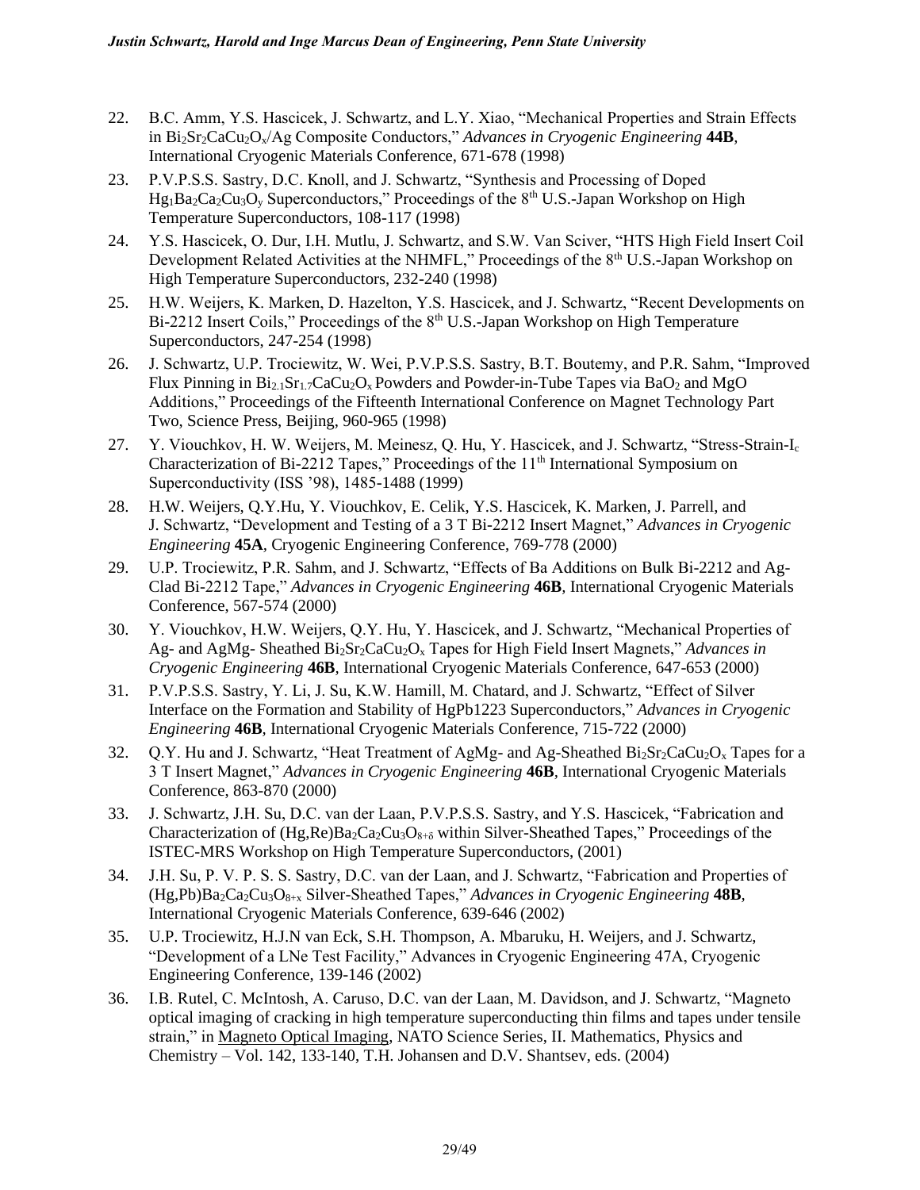22. B.C. Amm, Y.S. Hascicek, J. Schwartz, and L.Y. Xiao, "Mechanical Properties and Strain Effects in $Bi_2Sr_2CaCu_2O_x$/Ag Composite Conductors," *Advances in Cryogenic Engineering* **44B**, International Cryogenic Materials Conference, 671-678 (1998)

23. P.V.P.S.S. Sastry, D.C. Knoll, and J. Schwartz, "Synthesis and Processing of Doped $Hg_1Ba_2Ca_2Cu_3O_y$ Superconductors," Proceedings of the 8th U.S.-Japan Workshop on High Temperature Superconductors, 108-117 (1998)

24. Y.S. Hascicek, O. Dur, I.H. Mutlu, J. Schwartz, and S.W. Van Sciver, "HTS High Field Insert Coil Development Related Activities at the NHMFL," Proceedings of the 8th U.S.-Japan Workshop on High Temperature Superconductors, 232-240 (1998)

25. H.W. Weijers, K. Marken, D. Hazelton, Y.S. Hascicek, and J. Schwartz, "Recent Developments on Bi-2212 Insert Coils," Proceedings of the 8th U.S.-Japan Workshop on High Temperature Superconductors, 247-254 (1998)

26. J. Schwartz, U.P. Trociewitz, W. Wei, P.V.P.S.S. Sastry, B.T. Boutemy, and P.R. Sahm, "Improved Flux Pinning in $Bi_{2.1}Sr_{1.7}CaCu_2O_x$ Powders and Powder-in-Tube Tapes via $BaO_2$ and MgO Additions," Proceedings of the Fifteenth International Conference on Magnet Technology Part Two, Science Press, Beijing, 960-965 (1998)

27. Y. Viouchkov, H. W. Weijers, M. Meinesz, Q. Hu, Y. Hascicek, and J. Schwartz, "Stress-Strain-$I_c$ Characterization of Bi-2212 Tapes," Proceedings of the 11th International Symposium on Superconductivity (ISS '98), 1485-1488 (1999)

28. H.W. Weijers, Q.Y.Hu, Y. Viouchkov, E. Celik, Y.S. Hascicek, K. Marken, J. Parrell, and J. Schwartz, "Development and Testing of a 3 T Bi-2212 Insert Magnet," *Advances in Cryogenic Engineering* **45A**, Cryogenic Engineering Conference, 769-778 (2000)

29. U.P. Trociewitz, P.R. Sahm, and J. Schwartz, "Effects of Ba Additions on Bulk Bi-2212 and Ag-Clad Bi-2212 Tape," *Advances in Cryogenic Engineering* **46B**, International Cryogenic Materials Conference, 567-574 (2000)

30. Y. Viouchkov, H.W. Weijers, Q.Y. Hu, Y. Hascicek, and J. Schwartz, "Mechanical Properties of Ag- and AgMg- Sheathed $Bi_2Sr_2CaCu_2O_x$ Tapes for High Field Insert Magnets," *Advances in Cryogenic Engineering* **46B**, International Cryogenic Materials Conference, 647-653 (2000)

31. P.V.P.S.S. Sastry, Y. Li, J. Su, K.W. Hamill, M. Chatard, and J. Schwartz, "Effect of Silver Interface on the Formation and Stability of HgPb1223 Superconductors," *Advances in Cryogenic Engineering* **46B**, International Cryogenic Materials Conference, 715-722 (2000)

32. Q.Y. Hu and J. Schwartz, "Heat Treatment of AgMg- and Ag-Sheathed $Bi_2Sr_2CaCu_2O_x$ Tapes for a 3 T Insert Magnet," *Advances in Cryogenic Engineering* **46B**, International Cryogenic Materials Conference, 863-870 (2000)

33. J. Schwartz, J.H. Su, D.C. van der Laan, P.V.P.S.S. Sastry, and Y.S. Hascicek, "Fabrication and Characterization of $(Hg,Re)Ba_2Ca_2Cu_3O_{8+\delta}$ within Silver-Sheathed Tapes," Proceedings of the ISTEC-MRS Workshop on High Temperature Superconductors, (2001)

34. J.H. Su, P. V. P. S. S. Sastry, D.C. van der Laan, and J. Schwartz, "Fabrication and Properties of $(Hg,Pb)Ba_2Ca_2Cu_3O_{8+x}$ Silver-Sheathed Tapes," *Advances in Cryogenic Engineering* **48B**, International Cryogenic Materials Conference, 639-646 (2002)

35. U.P. Trociewitz, H.J.N van Eck, S.H. Thompson, A. Mbaruku, H. Weijers, and J. Schwartz, "Development of a LNe Test Facility," Advances in Cryogenic Engineering 47A, Cryogenic Engineering Conference, 139-146 (2002)

36. I.B. Rutel, C. McIntosh, A. Caruso, D.C. van der Laan, M. Davidson, and J. Schwartz, "Magneto optical imaging of cracking in high temperature superconducting thin films and tapes under tensile strain," in Magneto Optical Imaging, NATO Science Series, II. Mathematics, Physics and Chemistry – Vol. 142, 133-140, T.H. Johansen and D.V. Shantsev, eds. (2004)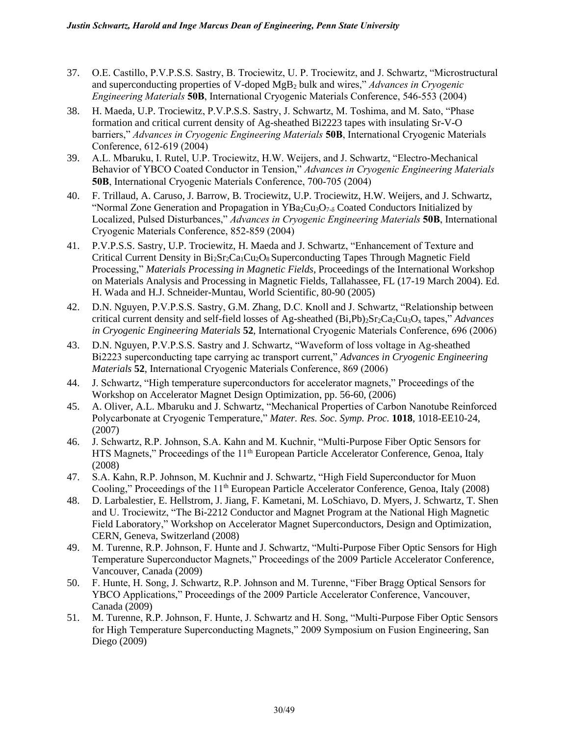37. O.E. Castillo, P.V.P.S.S. Sastry, B. Trociewitz, U. P. Trociewitz, and J. Schwartz, "Microstructural and superconducting properties of V-doped $MgB_2$ bulk and wires," *Advances in Cryogenic Engineering Materials* **50B**, International Cryogenic Materials Conference, 546-553 (2004)
38. H. Maeda, U.P. Trociewitz, P.V.P.S.S. Sastry, J. Schwartz, M. Toshima, and M. Sato, "Phase formation and critical current density of Ag-sheathed Bi2223 tapes with insulating Sr-V-O barriers," *Advances in Cryogenic Engineering Materials* **50B**, International Cryogenic Materials Conference, 612-619 (2004)
39. A.L. Mbaruku, I. Rutel, U.P. Trociewitz, H.W. Weijers, and J. Schwartz, "Electro-Mechanical Behavior of YBCO Coated Conductor in Tension," *Advances in Cryogenic Engineering Materials* **50B**, International Cryogenic Materials Conference, 700-705 (2004)
40. F. Trillaud, A. Caruso, J. Barrow, B. Trociewitz, U.P. Trociewitz, H.W. Weijers, and J. Schwartz, "Normal Zone Generation and Propagation in $YBa_2Cu_3O_{7-\delta}$ Coated Conductors Initialized by Localized, Pulsed Disturbances," *Advances in Cryogenic Engineering Materials* **50B**, International Cryogenic Materials Conference, 852-859 (2004)
41. P.V.P.S.S. Sastry, U.P. Trociewitz, H. Maeda and J. Schwartz, "Enhancement of Texture and Critical Current Density in $Bi_2Sr_2Ca_1Cu_2O_8$ Superconducting Tapes Through Magnetic Field Processing," *Materials Processing in Magnetic Fields*, Proceedings of the International Workshop on Materials Analysis and Processing in Magnetic Fields, Tallahassee, FL (17-19 March 2004). Ed. H. Wada and H.J. Schneider-Muntau, World Scientific, 80-90 (2005)
42. D.N. Nguyen, P.V.P.S.S. Sastry, G.M. Zhang, D.C. Knoll and J. Schwartz, "Relationship between critical current density and self-field losses of Ag-sheathed $(Bi,Pb)_2Sr_2Ca_2Cu_3O_x$ tapes," *Advances in Cryogenic Engineering Materials* **52**, International Cryogenic Materials Conference, 696 (2006)
43. D.N. Nguyen, P.V.P.S.S. Sastry and J. Schwartz, "Waveform of loss voltage in Ag-sheathed Bi2223 superconducting tape carrying ac transport current," *Advances in Cryogenic Engineering Materials* **52**, International Cryogenic Materials Conference, 869 (2006)
44. J. Schwartz, "High temperature superconductors for accelerator magnets," Proceedings of the Workshop on Accelerator Magnet Design Optimization, pp. 56-60, (2006)
45. A. Oliver, A.L. Mbaruku and J. Schwartz, "Mechanical Properties of Carbon Nanotube Reinforced Polycarbonate at Cryogenic Temperature," *Mater. Res. Soc. Symp. Proc.* **1018**, 1018-EE10-24, (2007)
46. J. Schwartz, R.P. Johnson, S.A. Kahn and M. Kuchnir, "Multi-Purpose Fiber Optic Sensors for HTS Magnets," Proceedings of the 11th European Particle Accelerator Conference, Genoa, Italy (2008)
47. S.A. Kahn, R.P. Johnson, M. Kuchnir and J. Schwartz, "High Field Superconductor for Muon Cooling," Proceedings of the 11th European Particle Accelerator Conference, Genoa, Italy (2008)
48. D. Larbalestier, E. Hellstrom, J. Jiang, F. Kametani, M. LoSchiavo, D. Myers, J. Schwartz, T. Shen and U. Trociewitz, "The Bi-2212 Conductor and Magnet Program at the National High Magnetic Field Laboratory," Workshop on Accelerator Magnet Superconductors, Design and Optimization, CERN, Geneva, Switzerland (2008)
49. M. Turenne, R.P. Johnson, F. Hunte and J. Schwartz, "Multi-Purpose Fiber Optic Sensors for High Temperature Superconductor Magnets," Proceedings of the 2009 Particle Accelerator Conference, Vancouver, Canada (2009)
50. F. Hunte, H. Song, J. Schwartz, R.P. Johnson and M. Turenne, "Fiber Bragg Optical Sensors for YBCO Applications," Proceedings of the 2009 Particle Accelerator Conference, Vancouver, Canada (2009)
51. M. Turenne, R.P. Johnson, F. Hunte, J. Schwartz and H. Song, "Multi-Purpose Fiber Optic Sensors for High Temperature Superconducting Magnets," 2009 Symposium on Fusion Engineering, San Diego (2009)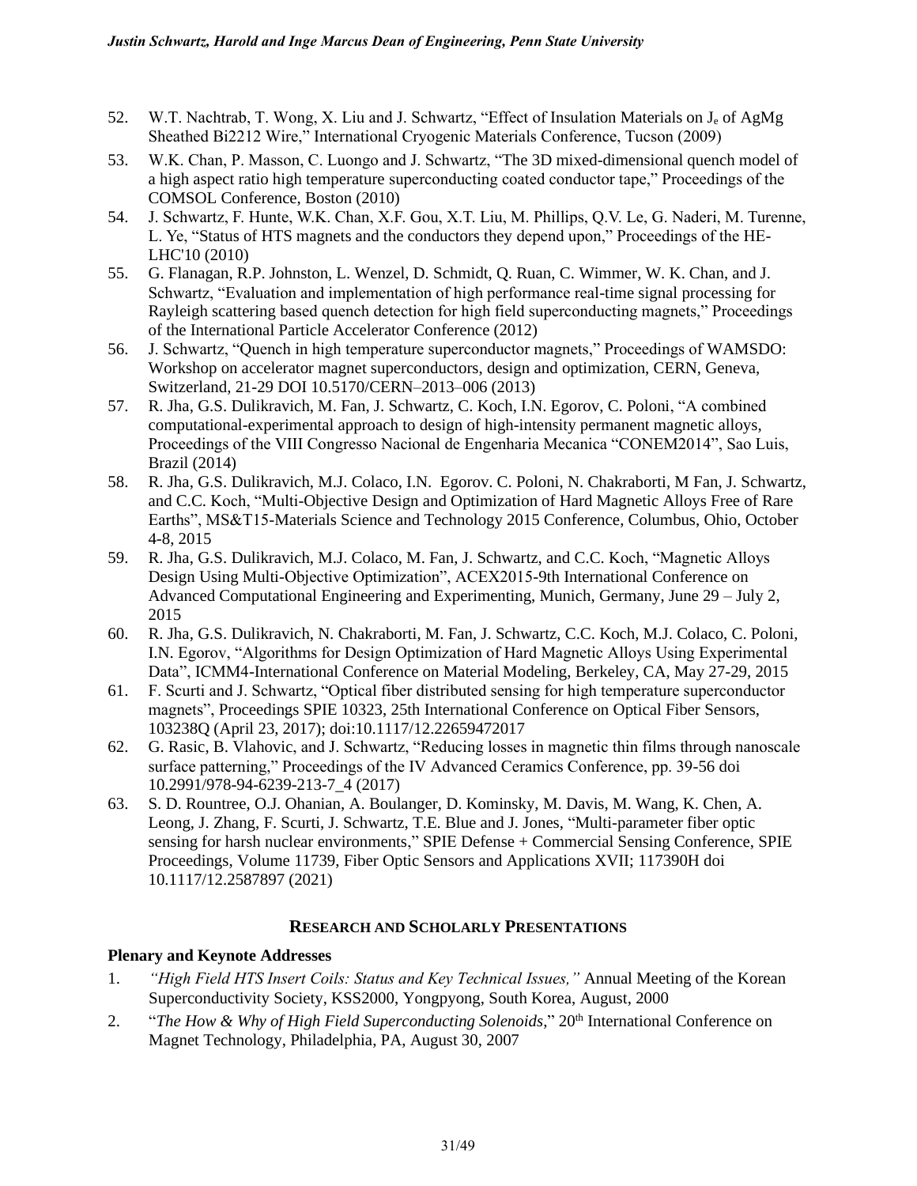52. W.T. Nachtrab, T. Wong, X. Liu and J. Schwartz, "Effect of Insulation Materials on $J_e$ of AgMg Sheathed Bi2212 Wire," International Cryogenic Materials Conference, Tucson (2009)
53. W.K. Chan, P. Masson, C. Luongo and J. Schwartz, "The 3D mixed-dimensional quench model of a high aspect ratio high temperature superconducting coated conductor tape," Proceedings of the COMSOL Conference, Boston (2010)
54. J. Schwartz, F. Hunte, W.K. Chan, X.F. Gou, X.T. Liu, M. Phillips, Q.V. Le, G. Naderi, M. Turenne, L. Ye, "Status of HTS magnets and the conductors they depend upon," Proceedings of the HE-LHC'10 (2010)
55. G. Flanagan, R.P. Johnston, L. Wenzel, D. Schmidt, Q. Ruan, C. Wimmer, W. K. Chan, and J. Schwartz, "Evaluation and implementation of high performance real-time signal processing for Rayleigh scattering based quench detection for high field superconducting magnets," Proceedings of the International Particle Accelerator Conference (2012)
56. J. Schwartz, "Quench in high temperature superconductor magnets," Proceedings of WAMSDO: Workshop on accelerator magnet superconductors, design and optimization, CERN, Geneva, Switzerland, 21-29 DOI 10.5170/CERN–2013–006 (2013)
57. R. Jha, G.S. Dulikravich, M. Fan, J. Schwartz, C. Koch, I.N. Egorov, C. Poloni, "A combined computational-experimental approach to design of high-intensity permanent magnetic alloys, Proceedings of the VIII Congresso Nacional de Engenharia Mecanica "CONEM2014", Sao Luis, Brazil (2014)
58. R. Jha, G.S. Dulikravich, M.J. Colaco, I.N. Egorov. C. Poloni, N. Chakraborti, M Fan, J. Schwartz, and C.C. Koch, "Multi-Objective Design and Optimization of Hard Magnetic Alloys Free of Rare Earths", MS&T15-Materials Science and Technology 2015 Conference, Columbus, Ohio, October 4-8, 2015
59. R. Jha, G.S. Dulikravich, M.J. Colaco, M. Fan, J. Schwartz, and C.C. Koch, "Magnetic Alloys Design Using Multi-Objective Optimization", ACEX2015-9th International Conference on Advanced Computational Engineering and Experimenting, Munich, Germany, June 29 – July 2, 2015
60. R. Jha, G.S. Dulikravich, N. Chakraborti, M. Fan, J. Schwartz, C.C. Koch, M.J. Colaco, C. Poloni, I.N. Egorov, "Algorithms for Design Optimization of Hard Magnetic Alloys Using Experimental Data", ICMM4-International Conference on Material Modeling, Berkeley, CA, May 27-29, 2015
61. F. Scurti and J. Schwartz, "Optical fiber distributed sensing for high temperature superconductor magnets", Proceedings SPIE 10323, 25th International Conference on Optical Fiber Sensors, 103238Q (April 23, 2017); doi:10.1117/12.22659472017
62. G. Rasic, B. Vlahovic, and J. Schwartz, "Reducing losses in magnetic thin films through nanoscale surface patterning," Proceedings of the IV Advanced Ceramics Conference, pp. 39-56 doi 10.2991/978-94-6239-213-7_4 (2017)
63. S. D. Rountree, O.J. Ohanian, A. Boulanger, D. Kominsky, M. Davis, M. Wang, K. Chen, A. Leong, J. Zhang, F. Scurti, J. Schwartz, T.E. Blue and J. Jones, "Multi-parameter fiber optic sensing for harsh nuclear environments," SPIE Defense + Commercial Sensing Conference, SPIE Proceedings, Volume 11739, Fiber Optic Sensors and Applications XVII; 117390H doi 10.1117/12.2587897 (2021)

## RESEARCH AND SCHOLARLY PRESENTATIONS

### Plenary and Keynote Addresses

1. *"High Field HTS Insert Coils: Status and Key Technical Issues,"* Annual Meeting of the Korean Superconductivity Society, KSS2000, Yongpyong, South Korea, August, 2000
2. "*The How & Why of High Field Superconducting Solenoids*," 20th International Conference on Magnet Technology, Philadelphia, PA, August 30, 2007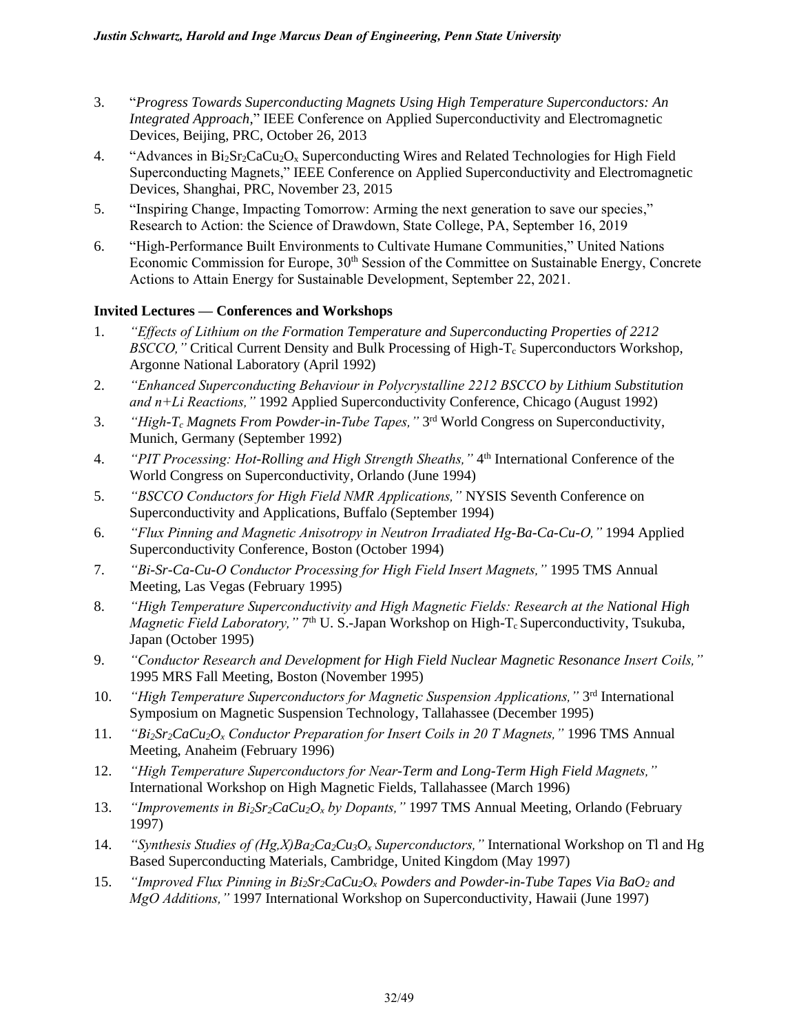3. "*Progress Towards Superconducting Magnets Using High Temperature Superconductors: An Integrated Approach*," IEEE Conference on Applied Superconductivity and Electromagnetic Devices, Beijing, PRC, October 26, 2013
4. "Advances in $Bi_2Sr_2CaCu_2O_x$ Superconducting Wires and Related Technologies for High Field Superconducting Magnets," IEEE Conference on Applied Superconductivity and Electromagnetic Devices, Shanghai, PRC, November 23, 2015
5. "Inspiring Change, Impacting Tomorrow: Arming the next generation to save our species," Research to Action: the Science of Drawdown, State College, PA, September 16, 2019
6. "High-Performance Built Environments to Cultivate Humane Communities," United Nations Economic Commission for Europe, 30th Session of the Committee on Sustainable Energy, Concrete Actions to Attain Energy for Sustainable Development, September 22, 2021.

### Invited Lectures — Conferences and Workshops

1. *"Effects of Lithium on the Formation Temperature and Superconducting Properties of 2212 BSCCO,"* Critical Current Density and Bulk Processing of High-$T_c$ Superconductors Workshop, Argonne National Laboratory (April 1992)
2. *"Enhanced Superconducting Behaviour in Polycrystalline 2212 BSCCO by Lithium Substitution and n+Li Reactions,"* 1992 Applied Superconductivity Conference, Chicago (August 1992)
3. *"High-$T_c$ Magnets From Powder-in-Tube Tapes,"* 3rd World Congress on Superconductivity, Munich, Germany (September 1992)
4. *"PIT Processing: Hot-Rolling and High Strength Sheaths,"* 4th International Conference of the World Congress on Superconductivity, Orlando (June 1994)
5. *"BSCCO Conductors for High Field NMR Applications,"* NYSIS Seventh Conference on Superconductivity and Applications, Buffalo (September 1994)
6. *"Flux Pinning and Magnetic Anisotropy in Neutron Irradiated Hg-Ba-Ca-Cu-O,"* 1994 Applied Superconductivity Conference, Boston (October 1994)
7. *"Bi-Sr-Ca-Cu-O Conductor Processing for High Field Insert Magnets,"* 1995 TMS Annual Meeting, Las Vegas (February 1995)
8. *"High Temperature Superconductivity and High Magnetic Fields: Research at the National High Magnetic Field Laboratory,"* 7th U. S.-Japan Workshop on High-$T_c$ Superconductivity, Tsukuba, Japan (October 1995)
9. *"Conductor Research and Development for High Field Nuclear Magnetic Resonance Insert Coils,"* 1995 MRS Fall Meeting, Boston (November 1995)
10. *"High Temperature Superconductors for Magnetic Suspension Applications,"* 3rd International Symposium on Magnetic Suspension Technology, Tallahassee (December 1995)
11. *"$Bi_2Sr_2CaCu_2O_x$ Conductor Preparation for Insert Coils in 20 T Magnets,"* 1996 TMS Annual Meeting, Anaheim (February 1996)
12. *"High Temperature Superconductors for Near-Term and Long-Term High Field Magnets,"* International Workshop on High Magnetic Fields, Tallahassee (March 1996)
13. *"Improvements in $Bi_2Sr_2CaCu_2O_x$ by Dopants,"* 1997 TMS Annual Meeting, Orlando (February 1997)
14. *"Synthesis Studies of $(Hg,X)Ba_2Ca_2Cu_3O_x$ Superconductors,"* International Workshop on Tl and Hg Based Superconducting Materials, Cambridge, United Kingdom (May 1997)
15. *"Improved Flux Pinning in $Bi_2Sr_2CaCu_2O_x$ Powders and Powder-in-Tube Tapes Via $BaO_2$ and MgO Additions,"* 1997 International Workshop on Superconductivity, Hawaii (June 1997)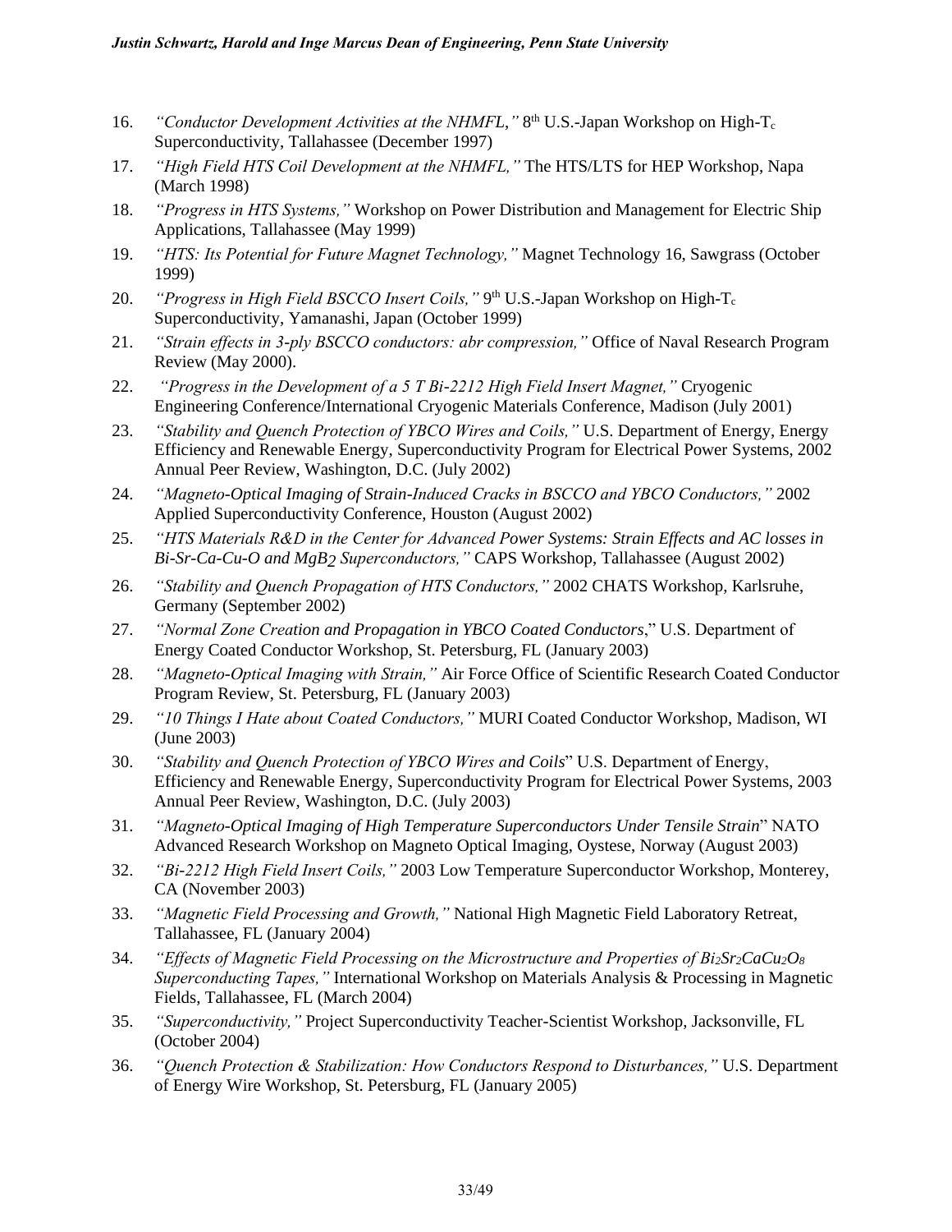16. *"Conductor Development Activities at the NHMFL,"* 8th U.S.-Japan Workshop on High-$T_c$ Superconductivity, Tallahassee (December 1997)
17. *"High Field HTS Coil Development at the NHMFL,"* The HTS/LTS for HEP Workshop, Napa (March 1998)
18. *"Progress in HTS Systems,"* Workshop on Power Distribution and Management for Electric Ship Applications, Tallahassee (May 1999)
19. *"HTS: Its Potential for Future Magnet Technology,"* Magnet Technology 16, Sawgrass (October 1999)
20. *"Progress in High Field BSCCO Insert Coils,"* 9th U.S.-Japan Workshop on High-$T_c$ Superconductivity, Yamanashi, Japan (October 1999)
21. *"Strain effects in 3-ply BSCCO conductors: abr compression,"* Office of Naval Research Program Review (May 2000).
22. *"Progress in the Development of a 5 T Bi-2212 High Field Insert Magnet,"* Cryogenic Engineering Conference/International Cryogenic Materials Conference, Madison (July 2001)
23. *"Stability and Quench Protection of YBCO Wires and Coils,"* U.S. Department of Energy, Energy Efficiency and Renewable Energy, Superconductivity Program for Electrical Power Systems, 2002 Annual Peer Review, Washington, D.C. (July 2002)
24. *"Magneto-Optical Imaging of Strain-Induced Cracks in BSCCO and YBCO Conductors,"* 2002 Applied Superconductivity Conference, Houston (August 2002)
25. *"HTS Materials R&D in the Center for Advanced Power Systems: Strain Effects and AC losses in Bi-Sr-Ca-Cu-O and $MgB_2$ Superconductors,"* CAPS Workshop, Tallahassee (August 2002)
26. *"Stability and Quench Propagation of HTS Conductors,"* 2002 CHATS Workshop, Karlsruhe, Germany (September 2002)
27. *"Normal Zone Creation and Propagation in YBCO Coated Conductors*," U.S. Department of Energy Coated Conductor Workshop, St. Petersburg, FL (January 2003)
28. *"Magneto-Optical Imaging with Strain,"* Air Force Office of Scientific Research Coated Conductor Program Review, St. Petersburg, FL (January 2003)
29. *"10 Things I Hate about Coated Conductors,"* MURI Coated Conductor Workshop, Madison, WI (June 2003)
30. *"Stability and Quench Protection of YBCO Wires and Coils*" U.S. Department of Energy, Efficiency and Renewable Energy, Superconductivity Program for Electrical Power Systems, 2003 Annual Peer Review, Washington, D.C. (July 2003)
31. *"Magneto-Optical Imaging of High Temperature Superconductors Under Tensile Strain*" NATO Advanced Research Workshop on Magneto Optical Imaging, Oystese, Norway (August 2003)
32. *"Bi-2212 High Field Insert Coils,"* 2003 Low Temperature Superconductor Workshop, Monterey, CA (November 2003)
33. *"Magnetic Field Processing and Growth,"* National High Magnetic Field Laboratory Retreat, Tallahassee, FL (January 2004)
34. *"Effects of Magnetic Field Processing on the Microstructure and Properties of $Bi_2Sr_2CaCu_2O_8$ Superconducting Tapes,"* International Workshop on Materials Analysis & Processing in Magnetic Fields, Tallahassee, FL (March 2004)
35. *"Superconductivity,"* Project Superconductivity Teacher-Scientist Workshop, Jacksonville, FL (October 2004)
36. *"Quench Protection & Stabilization: How Conductors Respond to Disturbances,"* U.S. Department of Energy Wire Workshop, St. Petersburg, FL (January 2005)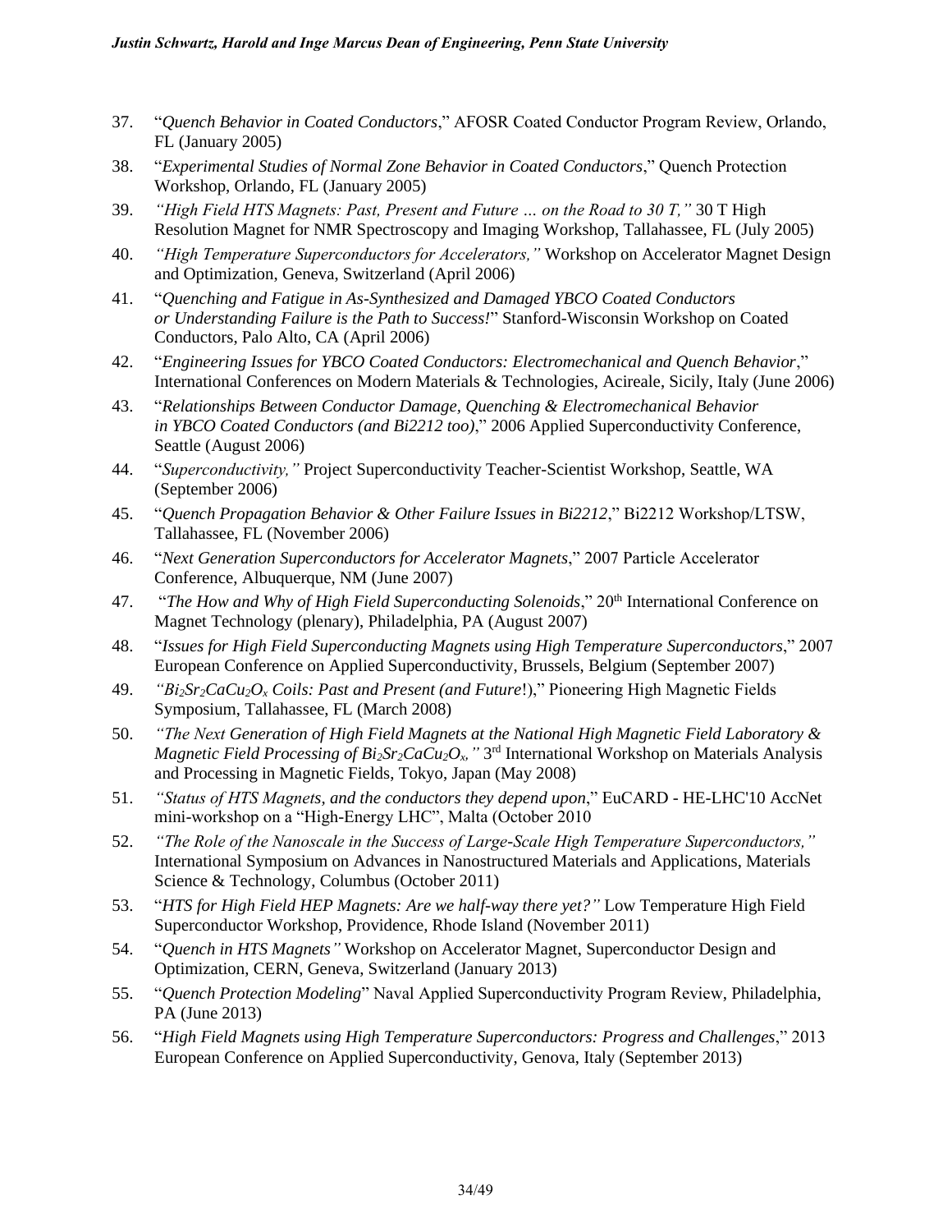37. "*Quench Behavior in Coated Conductors*," AFOSR Coated Conductor Program Review, Orlando, FL (January 2005)
38. "*Experimental Studies of Normal Zone Behavior in Coated Conductors*," Quench Protection Workshop, Orlando, FL (January 2005)
39. *"High Field HTS Magnets: Past, Present and Future … on the Road to 30 T,"* 30 T High Resolution Magnet for NMR Spectroscopy and Imaging Workshop, Tallahassee, FL (July 2005)
40. *"High Temperature Superconductors for Accelerators,"* Workshop on Accelerator Magnet Design and Optimization, Geneva, Switzerland (April 2006)
41. "*Quenching and Fatigue in As-Synthesized and Damaged YBCO Coated Conductors or Understanding Failure is the Path to Success!*" Stanford-Wisconsin Workshop on Coated Conductors, Palo Alto, CA (April 2006)
42. "*Engineering Issues for YBCO Coated Conductors: Electromechanical and Quench Behavior*," International Conferences on Modern Materials & Technologies, Acireale, Sicily, Italy (June 2006)
43. "*Relationships Between Conductor Damage, Quenching & Electromechanical Behavior in YBCO Coated Conductors (and Bi2212 too)*," 2006 Applied Superconductivity Conference, Seattle (August 2006)
44. "*Superconductivity,"* Project Superconductivity Teacher-Scientist Workshop, Seattle, WA (September 2006)
45. "*Quench Propagation Behavior & Other Failure Issues in Bi2212*," Bi2212 Workshop/LTSW, Tallahassee, FL (November 2006)
46. "*Next Generation Superconductors for Accelerator Magnets*," 2007 Particle Accelerator Conference, Albuquerque, NM (June 2007)
47. "*The How and Why of High Field Superconducting Solenoids*," 20th International Conference on Magnet Technology (plenary), Philadelphia, PA (August 2007)
48. "*Issues for High Field Superconducting Magnets using High Temperature Superconductors*," 2007 European Conference on Applied Superconductivity, Brussels, Belgium (September 2007)
49. *"$Bi_2Sr_2CaCu_2O_x$ Coils: Past and Present (and Future!)*," Pioneering High Magnetic Fields Symposium, Tallahassee, FL (March 2008)
50. *"The Next Generation of High Field Magnets at the National High Magnetic Field Laboratory & Magnetic Field Processing of $Bi_2Sr_2CaCu_2O_x$,"* 3rd International Workshop on Materials Analysis and Processing in Magnetic Fields, Tokyo, Japan (May 2008)
51. *"Status of HTS Magnets, and the conductors they depend upon*," EuCARD - HE-LHC'10 AccNet mini-workshop on a "High-Energy LHC", Malta (October 2010
52. *"The Role of the Nanoscale in the Success of Large-Scale High Temperature Superconductors,"* International Symposium on Advances in Nanostructured Materials and Applications, Materials Science & Technology, Columbus (October 2011)
53. "*HTS for High Field HEP Magnets: Are we half-way there yet?"* Low Temperature High Field Superconductor Workshop, Providence, Rhode Island (November 2011)
54. "*Quench in HTS Magnets"* Workshop on Accelerator Magnet, Superconductor Design and Optimization, CERN, Geneva, Switzerland (January 2013)
55. "*Quench Protection Modeling*" Naval Applied Superconductivity Program Review, Philadelphia, PA (June 2013)
56. "*High Field Magnets using High Temperature Superconductors: Progress and Challenges*," 2013 European Conference on Applied Superconductivity, Genova, Italy (September 2013)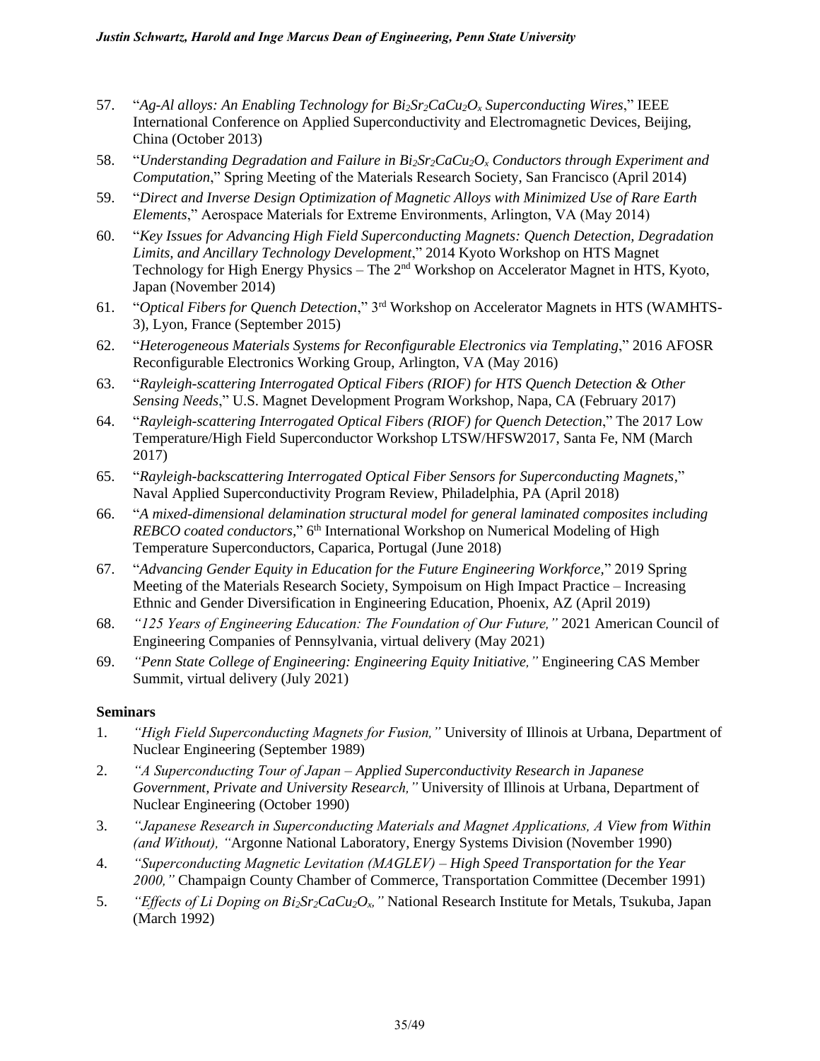57. "*Ag-Al alloys: An Enabling Technology for $Bi_2Sr_2CaCu_2O_x$ Superconducting Wires*," IEEE International Conference on Applied Superconductivity and Electromagnetic Devices, Beijing, China (October 2013)
58. "*Understanding Degradation and Failure in $Bi_2Sr_2CaCu_2O_x$ Conductors through Experiment and Computation*," Spring Meeting of the Materials Research Society, San Francisco (April 2014)
59. "*Direct and Inverse Design Optimization of Magnetic Alloys with Minimized Use of Rare Earth Elements*," Aerospace Materials for Extreme Environments, Arlington, VA (May 2014)
60. "*Key Issues for Advancing High Field Superconducting Magnets: Quench Detection, Degradation Limits, and Ancillary Technology Development*," 2014 Kyoto Workshop on HTS Magnet Technology for High Energy Physics – The 2nd Workshop on Accelerator Magnet in HTS, Kyoto, Japan (November 2014)
61. "*Optical Fibers for Quench Detection*," 3rd Workshop on Accelerator Magnets in HTS (WAMHTS-3), Lyon, France (September 2015)
62. "*Heterogeneous Materials Systems for Reconfigurable Electronics via Templating*," 2016 AFOSR Reconfigurable Electronics Working Group, Arlington, VA (May 2016)
63. "*Rayleigh-scattering Interrogated Optical Fibers (RIOF) for HTS Quench Detection & Other Sensing Needs*," U.S. Magnet Development Program Workshop, Napa, CA (February 2017)
64. "*Rayleigh-scattering Interrogated Optical Fibers (RIOF) for Quench Detection*," The 2017 Low Temperature/High Field Superconductor Workshop LTSW/HFSW2017, Santa Fe, NM (March 2017)
65. "*Rayleigh-backscattering Interrogated Optical Fiber Sensors for Superconducting Magnets*," Naval Applied Superconductivity Program Review, Philadelphia, PA (April 2018)
66. "*A mixed-dimensional delamination structural model for general laminated composites including REBCO coated conductors*," 6th International Workshop on Numerical Modeling of High Temperature Superconductors, Caparica, Portugal (June 2018)
67. "*Advancing Gender Equity in Education for the Future Engineering Workforce*," 2019 Spring Meeting of the Materials Research Society, Sympoisum on High Impact Practice – Increasing Ethnic and Gender Diversification in Engineering Education, Phoenix, AZ (April 2019)
68. *"125 Years of Engineering Education: The Foundation of Our Future,"* 2021 American Council of Engineering Companies of Pennsylvania, virtual delivery (May 2021)
69. *"Penn State College of Engineering: Engineering Equity Initiative,"* Engineering CAS Member Summit, virtual delivery (July 2021)

**Seminars**

1. *"High Field Superconducting Magnets for Fusion,"* University of Illinois at Urbana, Department of Nuclear Engineering (September 1989)
2. *"A Superconducting Tour of Japan – Applied Superconductivity Research in Japanese Government, Private and University Research,"* University of Illinois at Urbana, Department of Nuclear Engineering (October 1990)
3. *"Japanese Research in Superconducting Materials and Magnet Applications, A View from Within (and Without), "*Argonne National Laboratory, Energy Systems Division (November 1990)
4. *"Superconducting Magnetic Levitation (MAGLEV) – High Speed Transportation for the Year 2000,"* Champaign County Chamber of Commerce, Transportation Committee (December 1991)
5. *"Effects of Li Doping on $Bi_2Sr_2CaCu_2O_x$,"* National Research Institute for Metals, Tsukuba, Japan (March 1992)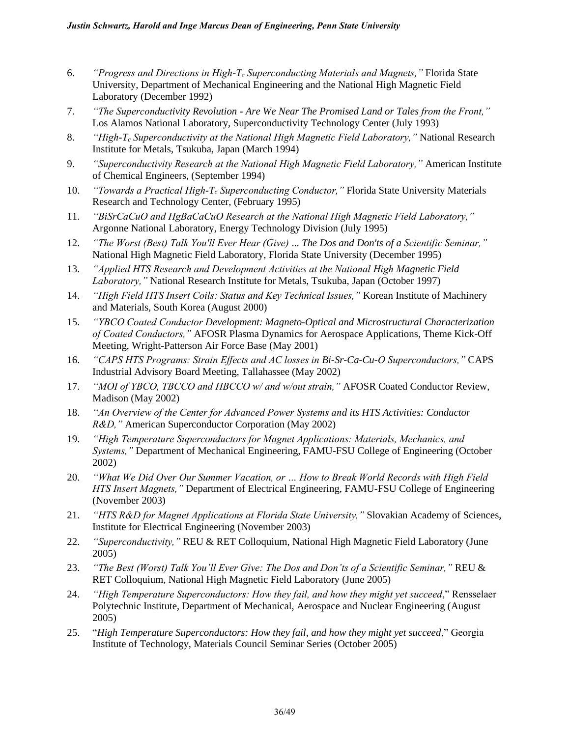6. *"Progress and Directions in High-$T_c$ Superconducting Materials and Magnets,"* Florida State University, Department of Mechanical Engineering and the National High Magnetic Field Laboratory (December 1992)
7. *"The Superconductivity Revolution - Are We Near The Promised Land or Tales from the Front,"* Los Alamos National Laboratory, Superconductivity Technology Center (July 1993)
8. *"High-$T_c$ Superconductivity at the National High Magnetic Field Laboratory,"* National Research Institute for Metals, Tsukuba, Japan (March 1994)
9. *"Superconductivity Research at the National High Magnetic Field Laboratory,"* American Institute of Chemical Engineers, (September 1994)
10. *"Towards a Practical High-$T_c$ Superconducting Conductor,"* Florida State University Materials Research and Technology Center, (February 1995)
11. *"BiSrCaCuO and HgBaCaCuO Research at the National High Magnetic Field Laboratory,"* Argonne National Laboratory, Energy Technology Division (July 1995)
12. *"The Worst (Best) Talk You'll Ever Hear (Give) ... The Dos and Don'ts of a Scientific Seminar,"* National High Magnetic Field Laboratory, Florida State University (December 1995)
13. *"Applied HTS Research and Development Activities at the National High Magnetic Field Laboratory,"* National Research Institute for Metals, Tsukuba, Japan (October 1997)
14. *"High Field HTS Insert Coils: Status and Key Technical Issues,"* Korean Institute of Machinery and Materials, South Korea (August 2000)
15. *"YBCO Coated Conductor Development: Magneto-Optical and Microstructural Characterization of Coated Conductors,"* AFOSR Plasma Dynamics for Aerospace Applications, Theme Kick-Off Meeting, Wright-Patterson Air Force Base (May 2001)
16. *"CAPS HTS Programs: Strain Effects and AC losses in Bi-Sr-Ca-Cu-O Superconductors,"* CAPS Industrial Advisory Board Meeting, Tallahassee (May 2002)
17. *"MOI of YBCO, TBCCO and HBCCO w/ and w/out strain,"* AFOSR Coated Conductor Review, Madison (May 2002)
18. *"An Overview of the Center for Advanced Power Systems and its HTS Activities: Conductor R&D,"* American Superconductor Corporation (May 2002)
19. *"High Temperature Superconductors for Magnet Applications: Materials, Mechanics, and Systems,"* Department of Mechanical Engineering, FAMU-FSU College of Engineering (October 2002)
20. *"What We Did Over Our Summer Vacation, or … How to Break World Records with High Field HTS Insert Magnets,"* Department of Electrical Engineering, FAMU-FSU College of Engineering (November 2003)
21. *"HTS R&D for Magnet Applications at Florida State University,"* Slovakian Academy of Sciences, Institute for Electrical Engineering (November 2003)
22. *"Superconductivity,"* REU & RET Colloquium, National High Magnetic Field Laboratory (June 2005)
23. *"The Best (Worst) Talk You'll Ever Give: The Dos and Don'ts of a Scientific Seminar,"* REU & RET Colloquium, National High Magnetic Field Laboratory (June 2005)
24. *"High Temperature Superconductors: How they fail, and how they might yet succeed*," Rensselaer Polytechnic Institute, Department of Mechanical, Aerospace and Nuclear Engineering (August 2005)
25. "*High Temperature Superconductors: How they fail, and how they might yet succeed*," Georgia Institute of Technology, Materials Council Seminar Series (October 2005)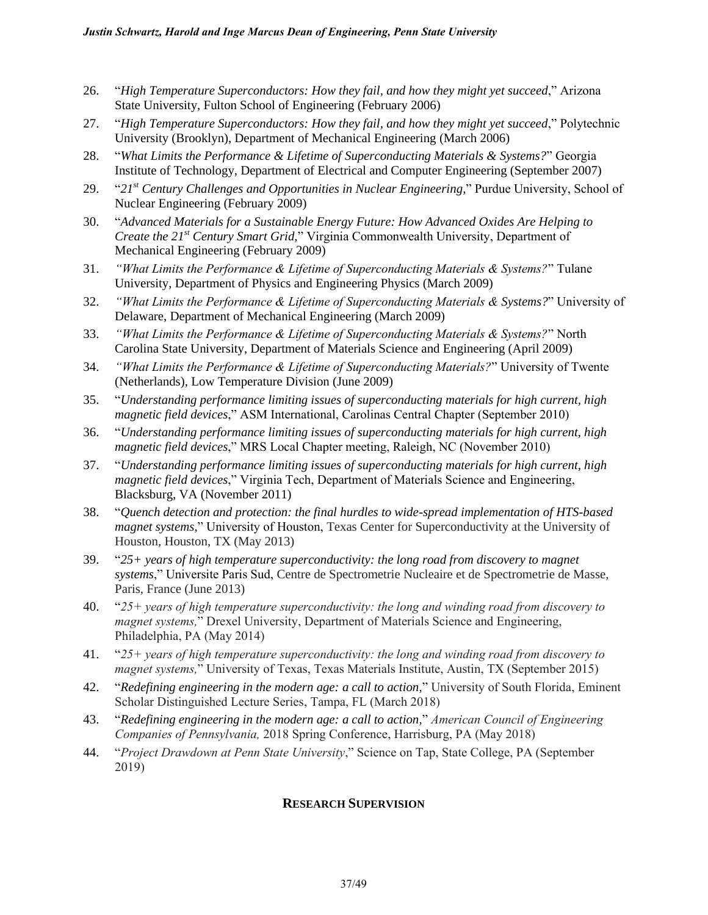26. "*High Temperature Superconductors: How they fail, and how they might yet succeed*," Arizona State University, Fulton School of Engineering (February 2006)
27. "*High Temperature Superconductors: How they fail, and how they might yet succeed*," Polytechnic University (Brooklyn), Department of Mechanical Engineering (March 2006)
28. "*What Limits the Performance & Lifetime of Superconducting Materials & Systems?*" Georgia Institute of Technology, Department of Electrical and Computer Engineering (September 2007)
29. "*21st Century Challenges and Opportunities in Nuclear Engineering,*" Purdue University, School of Nuclear Engineering (February 2009)
30. "*Advanced Materials for a Sustainable Energy Future: How Advanced Oxides Are Helping to Create the 21st Century Smart Grid,*" Virginia Commonwealth University, Department of Mechanical Engineering (February 2009)
31. *"What Limits the Performance & Lifetime of Superconducting Materials & Systems?*" Tulane University, Department of Physics and Engineering Physics (March 2009)
32. *"What Limits the Performance & Lifetime of Superconducting Materials & Systems?*" University of Delaware, Department of Mechanical Engineering (March 2009)
33. *"What Limits the Performance & Lifetime of Superconducting Materials & Systems?*" North Carolina State University, Department of Materials Science and Engineering (April 2009)
34. *"What Limits the Performance & Lifetime of Superconducting Materials?*" University of Twente (Netherlands), Low Temperature Division (June 2009)
35. "*Understanding performance limiting issues of superconducting materials for high current, high magnetic field devices*," ASM International, Carolinas Central Chapter (September 2010)
36. "*Understanding performance limiting issues of superconducting materials for high current, high magnetic field devices*," MRS Local Chapter meeting, Raleigh, NC (November 2010)
37. "*Understanding performance limiting issues of superconducting materials for high current, high magnetic field devices*," Virginia Tech, Department of Materials Science and Engineering, Blacksburg, VA (November 2011)
38. "*Quench detection and protection: the final hurdles to wide-spread implementation of HTS-based magnet systems,*" University of Houston, Texas Center for Superconductivity at the University of Houston, Houston, TX (May 2013)
39. "*25+ years of high temperature superconductivity: the long road from discovery to magnet systems*," Universite Paris Sud, Centre de Spectrometrie Nucleaire et de Spectrometrie de Masse, Paris, France (June 2013)
40. "*25+ years of high temperature superconductivity: the long and winding road from discovery to magnet systems,*" Drexel University, Department of Materials Science and Engineering, Philadelphia, PA (May 2014)
41. "*25+ years of high temperature superconductivity: the long and winding road from discovery to magnet systems,*" University of Texas, Texas Materials Institute, Austin, TX (September 2015)
42. "*Redefining engineering in the modern age: a call to action,*" University of South Florida, Eminent Scholar Distinguished Lecture Series, Tampa, FL (March 2018)
43. "*Redefining engineering in the modern age: a call to action,*" *American Council of Engineering Companies of Pennsylvania,* 2018 Spring Conference, Harrisburg, PA (May 2018)
44. "*Project Drawdown at Penn State University*," Science on Tap, State College, PA (September 2019)

## RESEARCH SUPERVISION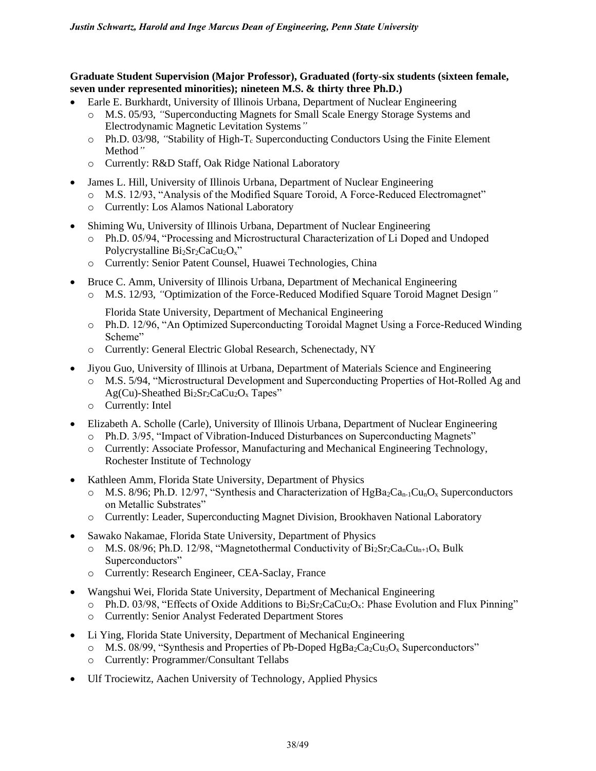**Graduate Student Supervision (Major Professor), Graduated (forty-six students (sixteen female, seven under represented minorities); nineteen M.S. & thirty three Ph.D.)**

- Earle E. Burkhardt, University of Illinois Urbana, Department of Nuclear Engineering
  - M.S. 05/93, "Superconducting Magnets for Small Scale Energy Storage Systems and Electrodynamic Magnetic Levitation Systems"
  - Ph.D. 03/98, "Stability of High-$T_c$ Superconducting Conductors Using the Finite Element Method"
  - Currently: R&D Staff, Oak Ridge National Laboratory
- James L. Hill, University of Illinois Urbana, Department of Nuclear Engineering
  - M.S. 12/93, "Analysis of the Modified Square Toroid, A Force-Reduced Electromagnet"
  - Currently: Los Alamos National Laboratory
- Shiming Wu, University of Illinois Urbana, Department of Nuclear Engineering
  - Ph.D. 05/94, "Processing and Microstructural Characterization of Li Doped and Undoped Polycrystalline $Bi_2Sr_2CaCu_2O_x$"
  - Currently: Senior Patent Counsel, Huawei Technologies, China
- Bruce C. Amm, University of Illinois Urbana, Department of Mechanical Engineering
  - M.S. 12/93, "Optimization of the Force-Reduced Modified Square Toroid Magnet Design"

    Florida State University, Department of Mechanical Engineering
  - Ph.D. 12/96, "An Optimized Superconducting Toroidal Magnet Using a Force-Reduced Winding Scheme"
  - Currently: General Electric Global Research, Schenectady, NY
- Jiyou Guo, University of Illinois at Urbana, Department of Materials Science and Engineering
  - M.S. 5/94, "Microstructural Development and Superconducting Properties of Hot-Rolled Ag and Ag(Cu)-Sheathed $Bi_2Sr_2CaCu_2O_x$ Tapes"
  - Currently: Intel
- Elizabeth A. Scholle (Carle), University of Illinois Urbana, Department of Nuclear Engineering
  - Ph.D. 3/95, "Impact of Vibration-Induced Disturbances on Superconducting Magnets"
  - Currently: Associate Professor, Manufacturing and Mechanical Engineering Technology, Rochester Institute of Technology
- Kathleen Amm, Florida State University, Department of Physics
  - M.S. 8/96; Ph.D. 12/97, "Synthesis and Characterization of $HgBa_2Ca_{n-1}Cu_nO_x$ Superconductors on Metallic Substrates"
  - Currently: Leader, Superconducting Magnet Division, Brookhaven National Laboratory
- Sawako Nakamae, Florida State University, Department of Physics
  - M.S. 08/96; Ph.D. 12/98, "Magnetothermal Conductivity of $Bi_2Sr_2Ca_nCu_{n+1}O_x$ Bulk Superconductors"
  - Currently: Research Engineer, CEA-Saclay, France
- Wangshui Wei, Florida State University, Department of Mechanical Engineering
  - Ph.D. 03/98, "Effects of Oxide Additions to $Bi_2Sr_2CaCu_2O_x$: Phase Evolution and Flux Pinning"
  - Currently: Senior Analyst Federated Department Stores
- Li Ying, Florida State University, Department of Mechanical Engineering
  - M.S. 08/99, "Synthesis and Properties of Pb-Doped $HgBa_2Ca_2Cu_3O_x$ Superconductors"
  - Currently: Programmer/Consultant Tellabs
- Ulf Trociewitz, Aachen University of Technology, Applied Physics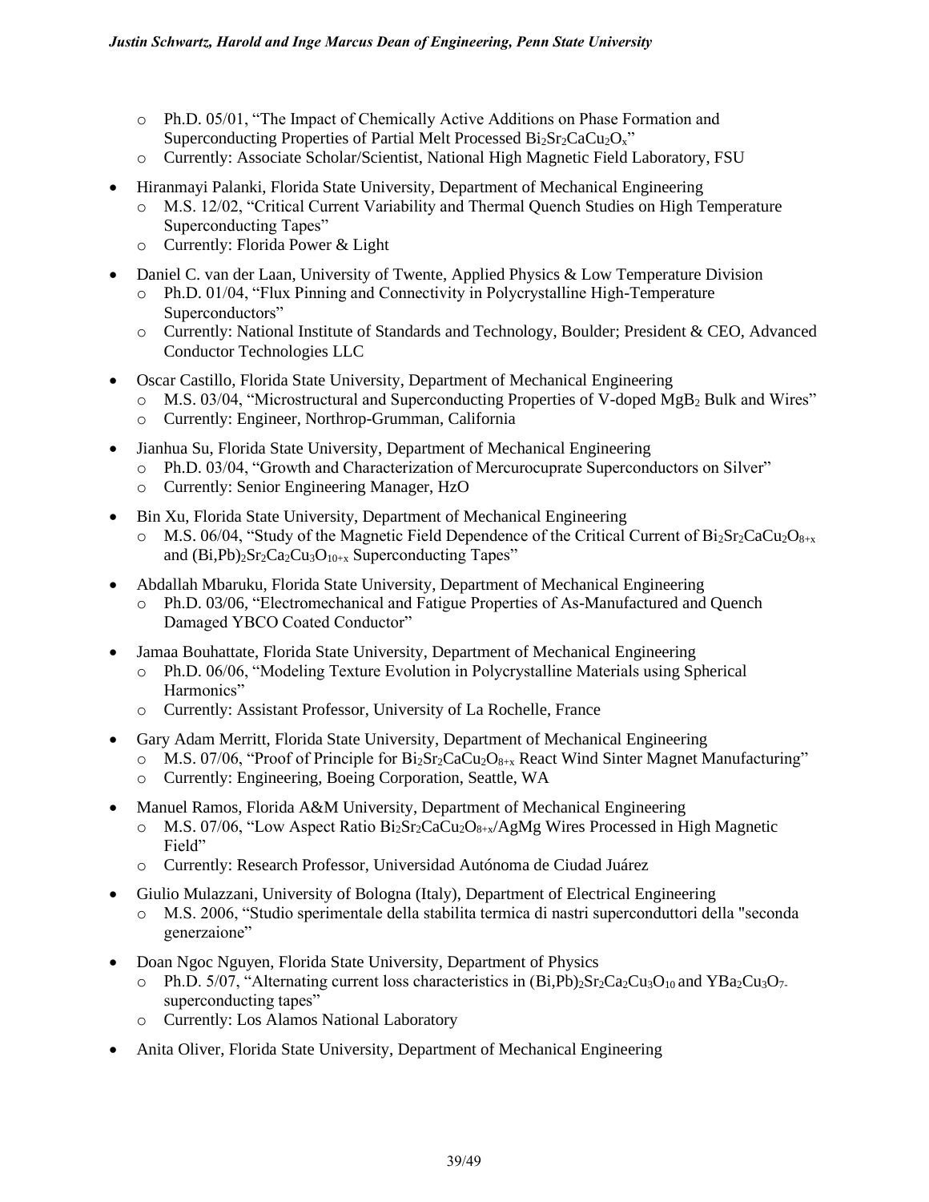- Ph.D. 05/01, "The Impact of Chemically Active Additions on Phase Formation and Superconducting Properties of Partial Melt Processed $Bi_2Sr_2CaCu_2O_x$"
  - Currently: Associate Scholar/Scientist, National High Magnetic Field Laboratory, FSU

- Hiranmayi Palanki, Florida State University, Department of Mechanical Engineering
  - M.S. 12/02, "Critical Current Variability and Thermal Quench Studies on High Temperature Superconducting Tapes"
  - Currently: Florida Power & Light

- Daniel C. van der Laan, University of Twente, Applied Physics & Low Temperature Division
  - Ph.D. 01/04, "Flux Pinning and Connectivity in Polycrystalline High-Temperature Superconductors"
  - Currently: National Institute of Standards and Technology, Boulder; President & CEO, Advanced Conductor Technologies LLC

- Oscar Castillo, Florida State University, Department of Mechanical Engineering
  - M.S. 03/04, "Microstructural and Superconducting Properties of V-doped $MgB_2$ Bulk and Wires"
  - Currently: Engineer, Northrop-Grumman, California

- Jianhua Su, Florida State University, Department of Mechanical Engineering
  - Ph.D. 03/04, "Growth and Characterization of Mercurocuprate Superconductors on Silver"
  - Currently: Senior Engineering Manager, HzO

- Bin Xu, Florida State University, Department of Mechanical Engineering
  - M.S. 06/04, "Study of the Magnetic Field Dependence of the Critical Current of $Bi_2Sr_2CaCu_2O_{8+x}$ and $(Bi,Pb)_2Sr_2Ca_2Cu_3O_{10+x}$ Superconducting Tapes"

- Abdallah Mbaruku, Florida State University, Department of Mechanical Engineering
  - Ph.D. 03/06, "Electromechanical and Fatigue Properties of As-Manufactured and Quench Damaged YBCO Coated Conductor"

- Jamaa Bouhattate, Florida State University, Department of Mechanical Engineering
  - Ph.D. 06/06, "Modeling Texture Evolution in Polycrystalline Materials using Spherical Harmonics"
  - Currently: Assistant Professor, University of La Rochelle, France

- Gary Adam Merritt, Florida State University, Department of Mechanical Engineering
  - M.S. 07/06, "Proof of Principle for $Bi_2Sr_2CaCu_2O_{8+x}$ React Wind Sinter Magnet Manufacturing"
  - Currently: Engineering, Boeing Corporation, Seattle, WA

- Manuel Ramos, Florida A&M University, Department of Mechanical Engineering
  - M.S. 07/06, "Low Aspect Ratio $Bi_2Sr_2CaCu_2O_{8+x}$/AgMg Wires Processed in High Magnetic Field"
  - Currently: Research Professor, Universidad Autónoma de Ciudad Juárez

- Giulio Mulazzani, University of Bologna (Italy), Department of Electrical Engineering
  - M.S. 2006, "Studio sperimentale della stabilita termica di nastri superconduttori della "seconda generzaione"

- Doan Ngoc Nguyen, Florida State University, Department of Physics
  - Ph.D. 5/07, "Alternating current loss characteristics in $(Bi,Pb)_2Sr_2Ca_2Cu_3O_{10}$ and $YBa_2Cu_3O_{7-}$ superconducting tapes"
  - Currently: Los Alamos National Laboratory

- Anita Oliver, Florida State University, Department of Mechanical Engineering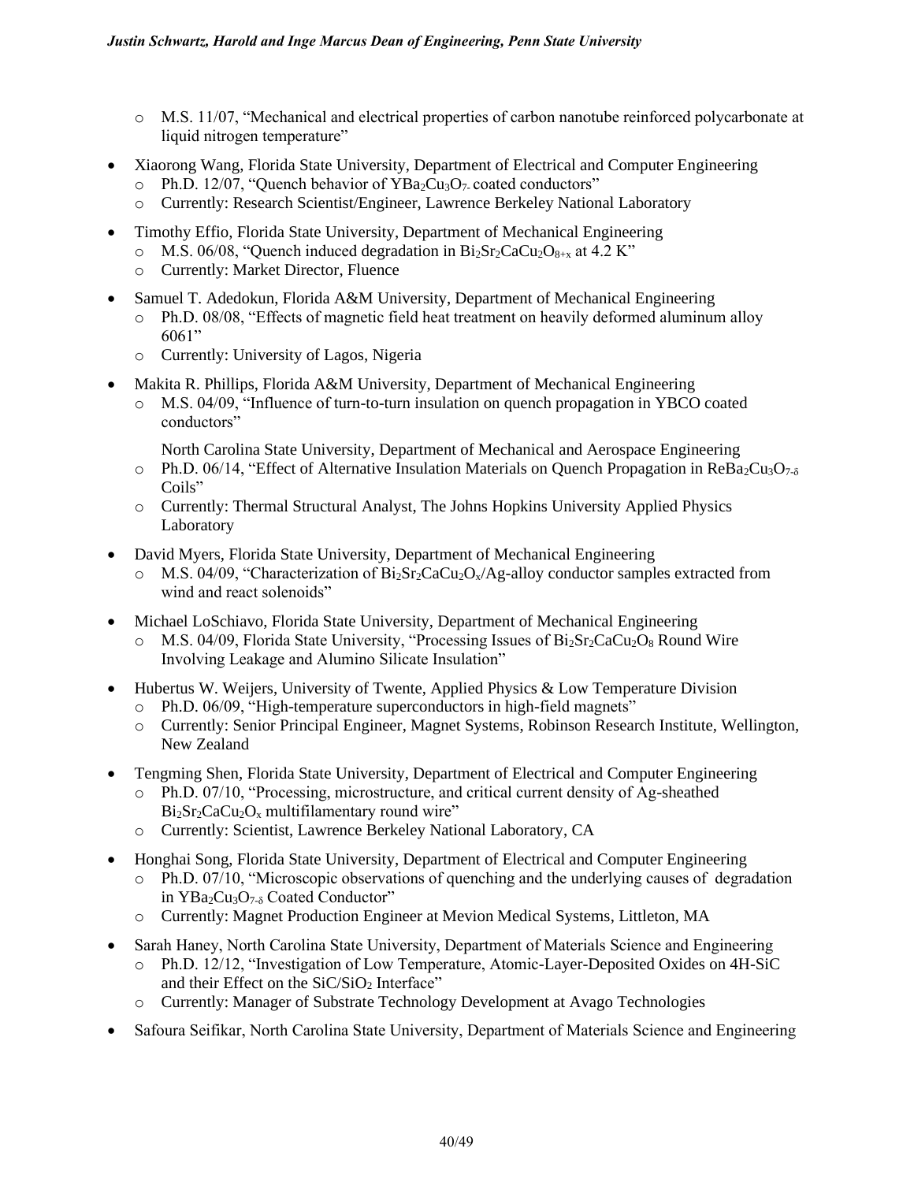- M.S. 11/07, "Mechanical and electrical properties of carbon nanotube reinforced polycarbonate at liquid nitrogen temperature"

- Xiaorong Wang, Florida State University, Department of Electrical and Computer Engineering
  - Ph.D. 12/07, "Quench behavior of $YBa_2Cu_3O_{7-}$ coated conductors"
  - Currently: Research Scientist/Engineer, Lawrence Berkeley National Laboratory

- Timothy Effio, Florida State University, Department of Mechanical Engineering
  - M.S. 06/08, "Quench induced degradation in $Bi_2Sr_2CaCu_2O_{8+x}$ at 4.2 K"
  - Currently: Market Director, Fluence

- Samuel T. Adedokun, Florida A&M University, Department of Mechanical Engineering
  - Ph.D. 08/08, "Effects of magnetic field heat treatment on heavily deformed aluminum alloy 6061"
  - Currently: University of Lagos, Nigeria

- Makita R. Phillips, Florida A&M University, Department of Mechanical Engineering
  - M.S. 04/09, "Influence of turn-to-turn insulation on quench propagation in YBCO coated conductors"

  North Carolina State University, Department of Mechanical and Aerospace Engineering
  - Ph.D. 06/14, "Effect of Alternative Insulation Materials on Quench Propagation in $ReBa_2Cu_3O_{7-\delta}$ Coils"
  - Currently: Thermal Structural Analyst, The Johns Hopkins University Applied Physics Laboratory

- David Myers, Florida State University, Department of Mechanical Engineering
  - M.S. 04/09, "Characterization of $Bi_2Sr_2CaCu_2O_x$/Ag-alloy conductor samples extracted from wind and react solenoids"

- Michael LoSchiavo, Florida State University, Department of Mechanical Engineering
  - M.S. 04/09, Florida State University, "Processing Issues of $Bi_2Sr_2CaCu_2O_8$ Round Wire Involving Leakage and Alumino Silicate Insulation"

- Hubertus W. Weijers, University of Twente, Applied Physics & Low Temperature Division
  - Ph.D. 06/09, "High-temperature superconductors in high-field magnets"
  - Currently: Senior Principal Engineer, Magnet Systems, Robinson Research Institute, Wellington, New Zealand

- Tengming Shen, Florida State University, Department of Electrical and Computer Engineering
  - Ph.D. 07/10, "Processing, microstructure, and critical current density of Ag-sheathed $Bi_2Sr_2CaCu_2O_x$ multifilamentary round wire"
  - Currently: Scientist, Lawrence Berkeley National Laboratory, CA

- Honghai Song, Florida State University, Department of Electrical and Computer Engineering
  - Ph.D. 07/10, "Microscopic observations of quenching and the underlying causes of degradation in $YBa_2Cu_3O_{7-\delta}$ Coated Conductor"
  - Currently: Magnet Production Engineer at Mevion Medical Systems, Littleton, MA

- Sarah Haney, North Carolina State University, Department of Materials Science and Engineering
  - Ph.D. 12/12, "Investigation of Low Temperature, Atomic-Layer-Deposited Oxides on 4H-SiC and their Effect on the $SiC/SiO_2$ Interface"
  - Currently: Manager of Substrate Technology Development at Avago Technologies

- Safoura Seifikar, North Carolina State University, Department of Materials Science and Engineering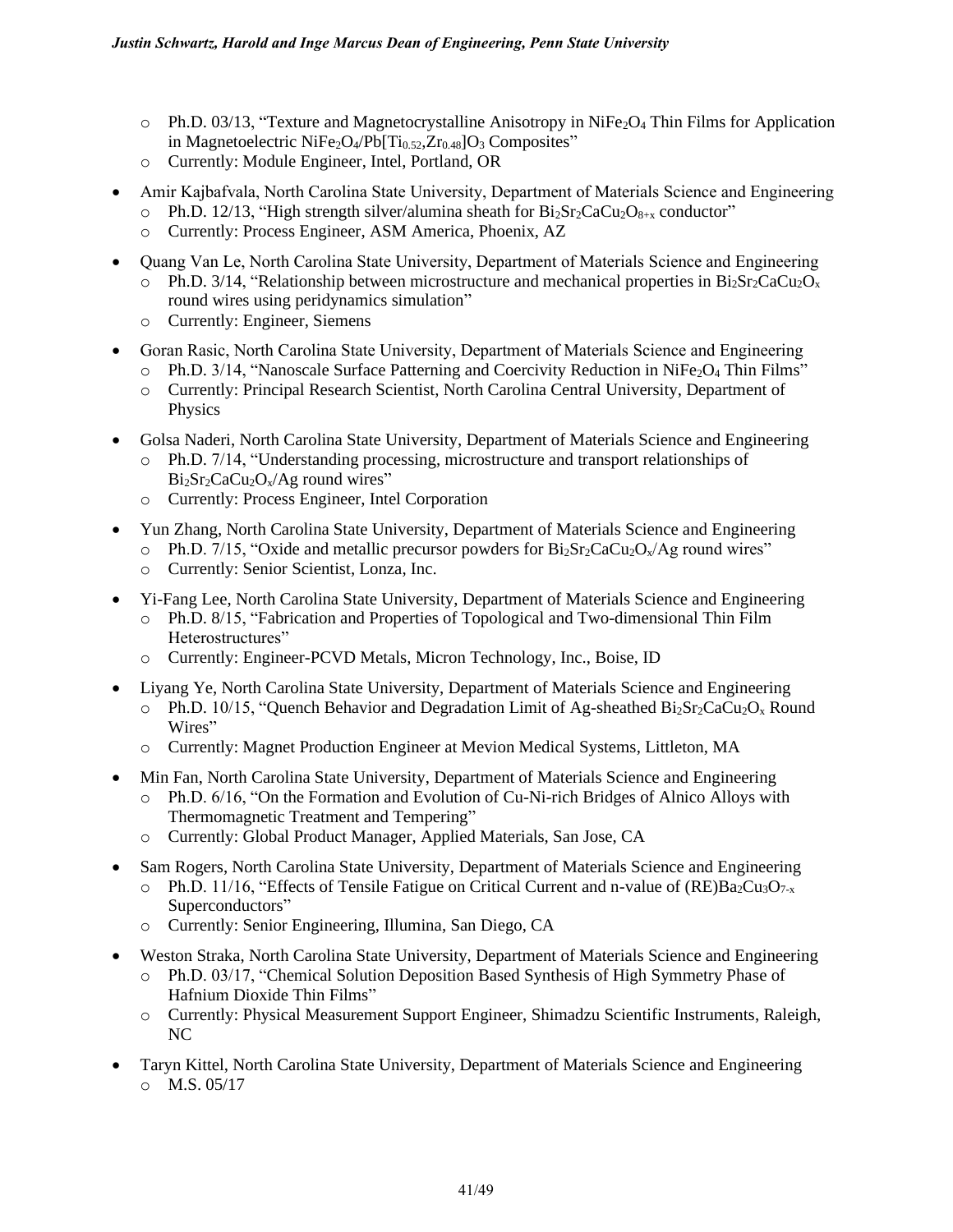- Ph.D. 03/13, “Texture and Magnetocrystalline Anisotropy in $NiFe_2O_4$ Thin Films for Application in Magnetoelectric $NiFe_2O_4$/$Pb[Ti_{0.52},Zr_{0.48}]O_3$ Composites”
  - Currently: Module Engineer, Intel, Portland, OR

- Amir Kajbafvala, North Carolina State University, Department of Materials Science and Engineering
  - Ph.D. 12/13, “High strength silver/alumina sheath for $Bi_2Sr_2CaCu_2O_{8+x}$ conductor”
  - Currently: Process Engineer, ASM America, Phoenix, AZ

- Quang Van Le, North Carolina State University, Department of Materials Science and Engineering
  - Ph.D. 3/14, “Relationship between microstructure and mechanical properties in $Bi_2Sr_2CaCu_2O_x$ round wires using peridynamics simulation”
  - Currently: Engineer, Siemens

- Goran Rasic, North Carolina State University, Department of Materials Science and Engineering
  - Ph.D. 3/14, “Nanoscale Surface Patterning and Coercivity Reduction in $NiFe_2O_4$ Thin Films”
  - Currently: Principal Research Scientist, North Carolina Central University, Department of Physics

- Golsa Naderi, North Carolina State University, Department of Materials Science and Engineering
  - Ph.D. 7/14, “Understanding processing, microstructure and transport relationships of $Bi_2Sr_2CaCu_2O_x$/Ag round wires”
  - Currently: Process Engineer, Intel Corporation

- Yun Zhang, North Carolina State University, Department of Materials Science and Engineering
  - Ph.D. 7/15, “Oxide and metallic precursor powders for $Bi_2Sr_2CaCu_2O_x$/Ag round wires”
  - Currently: Senior Scientist, Lonza, Inc.

- Yi-Fang Lee, North Carolina State University, Department of Materials Science and Engineering
  - Ph.D. 8/15, “Fabrication and Properties of Topological and Two-dimensional Thin Film Heterostructures”
  - Currently: Engineer-PCVD Metals, Micron Technology, Inc., Boise, ID

- Liyang Ye, North Carolina State University, Department of Materials Science and Engineering
  - Ph.D. 10/15, “Quench Behavior and Degradation Limit of Ag-sheathed $Bi_2Sr_2CaCu_2O_x$ Round Wires”
  - Currently: Magnet Production Engineer at Mevion Medical Systems, Littleton, MA

- Min Fan, North Carolina State University, Department of Materials Science and Engineering
  - Ph.D. 6/16, “On the Formation and Evolution of Cu-Ni-rich Bridges of Alnico Alloys with Thermomagnetic Treatment and Tempering”
  - Currently: Global Product Manager, Applied Materials, San Jose, CA

- Sam Rogers, North Carolina State University, Department of Materials Science and Engineering
  - Ph.D. 11/16, “Effects of Tensile Fatigue on Critical Current and n-value of $(RE)Ba_2Cu_3O_{7-x}$ Superconductors”
  - Currently: Senior Engineering, Illumina, San Diego, CA

- Weston Straka, North Carolina State University, Department of Materials Science and Engineering
  - Ph.D. 03/17, “Chemical Solution Deposition Based Synthesis of High Symmetry Phase of Hafnium Dioxide Thin Films”
  - Currently: Physical Measurement Support Engineer, Shimadzu Scientific Instruments, Raleigh, NC

- Taryn Kittel, North Carolina State University, Department of Materials Science and Engineering
  - M.S. 05/17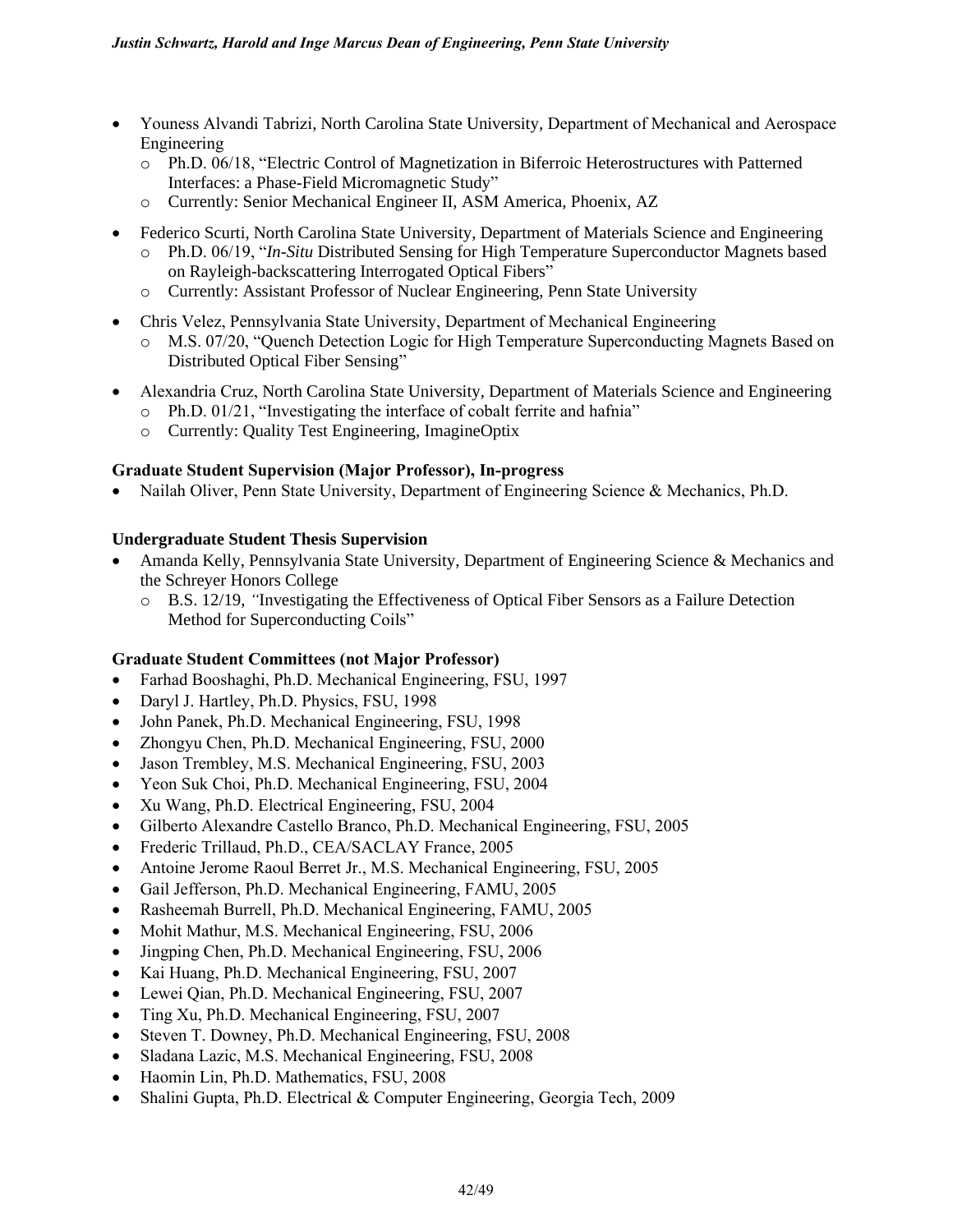- Youness Alvandi Tabrizi, North Carolina State University, Department of Mechanical and Aerospace Engineering
  - Ph.D. 06/18, "Electric Control of Magnetization in Biferroic Heterostructures with Patterned Interfaces: a Phase-Field Micromagnetic Study"
  - Currently: Senior Mechanical Engineer II, ASM America, Phoenix, AZ
- Federico Scurti, North Carolina State University, Department of Materials Science and Engineering
  - Ph.D. 06/19, "*In-Situ* Distributed Sensing for High Temperature Superconductor Magnets based on Rayleigh-backscattering Interrogated Optical Fibers"
  - Currently: Assistant Professor of Nuclear Engineering, Penn State University
- Chris Velez, Pennsylvania State University, Department of Mechanical Engineering
  - M.S. 07/20, "Quench Detection Logic for High Temperature Superconducting Magnets Based on Distributed Optical Fiber Sensing"
- Alexandria Cruz, North Carolina State University, Department of Materials Science and Engineering
  - Ph.D. 01/21, "Investigating the interface of cobalt ferrite and hafnia"
  - Currently: Quality Test Engineering, ImagineOptix

**Graduate Student Supervision (Major Professor), In-progress**

- Nailah Oliver, Penn State University, Department of Engineering Science & Mechanics, Ph.D.

**Undergraduate Student Thesis Supervision**

- Amanda Kelly, Pennsylvania State University, Department of Engineering Science & Mechanics and the Schreyer Honors College
  - B.S. 12/19, "Investigating the Effectiveness of Optical Fiber Sensors as a Failure Detection Method for Superconducting Coils"

**Graduate Student Committees (not Major Professor)**

- Farhad Booshaghi, Ph.D. Mechanical Engineering, FSU, 1997
- Daryl J. Hartley, Ph.D. Physics, FSU, 1998
- John Panek, Ph.D. Mechanical Engineering, FSU, 1998
- Zhongyu Chen, Ph.D. Mechanical Engineering, FSU, 2000
- Jason Trembley, M.S. Mechanical Engineering, FSU, 2003
- Yeon Suk Choi, Ph.D. Mechanical Engineering, FSU, 2004
- Xu Wang, Ph.D. Electrical Engineering, FSU, 2004
- Gilberto Alexandre Castello Branco, Ph.D. Mechanical Engineering, FSU, 2005
- Frederic Trillaud, Ph.D., CEA/SACLAY France, 2005
- Antoine Jerome Raoul Berret Jr., M.S. Mechanical Engineering, FSU, 2005
- Gail Jefferson, Ph.D. Mechanical Engineering, FAMU, 2005
- Rasheemah Burrell, Ph.D. Mechanical Engineering, FAMU, 2005
- Mohit Mathur, M.S. Mechanical Engineering, FSU, 2006
- Jingping Chen, Ph.D. Mechanical Engineering, FSU, 2006
- Kai Huang, Ph.D. Mechanical Engineering, FSU, 2007
- Lewei Qian, Ph.D. Mechanical Engineering, FSU, 2007
- Ting Xu, Ph.D. Mechanical Engineering, FSU, 2007
- Steven T. Downey, Ph.D. Mechanical Engineering, FSU, 2008
- Sladana Lazic, M.S. Mechanical Engineering, FSU, 2008
- Haomin Lin, Ph.D. Mathematics, FSU, 2008
- Shalini Gupta, Ph.D. Electrical & Computer Engineering, Georgia Tech, 2009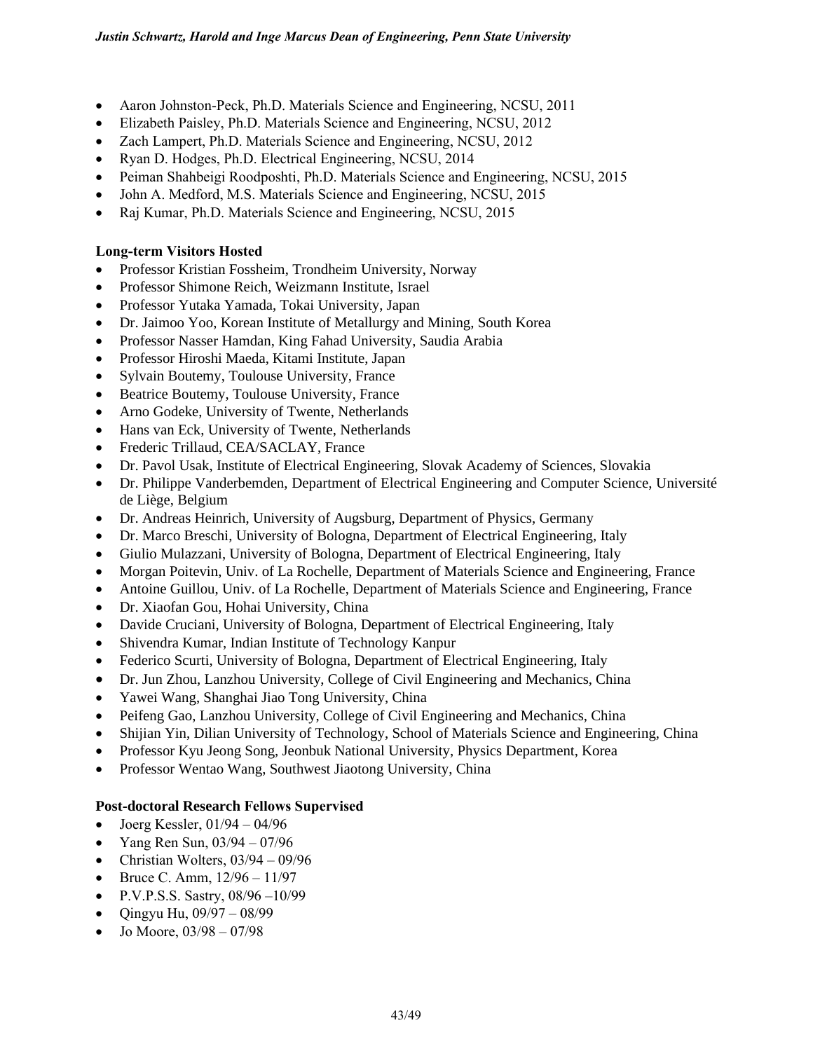- Aaron Johnston-Peck, Ph.D. Materials Science and Engineering, NCSU, 2011
- Elizabeth Paisley, Ph.D. Materials Science and Engineering, NCSU, 2012
- Zach Lampert, Ph.D. Materials Science and Engineering, NCSU, 2012
- Ryan D. Hodges, Ph.D. Electrical Engineering, NCSU, 2014
- Peiman Shahbeigi Roodposhti, Ph.D. Materials Science and Engineering, NCSU, 2015
- John A. Medford, M.S. Materials Science and Engineering, NCSU, 2015
- Raj Kumar, Ph.D. Materials Science and Engineering, NCSU, 2015

**Long-term Visitors Hosted**

- Professor Kristian Fossheim, Trondheim University, Norway
- Professor Shimone Reich, Weizmann Institute, Israel
- Professor Yutaka Yamada, Tokai University, Japan
- Dr. Jaimoo Yoo, Korean Institute of Metallurgy and Mining, South Korea
- Professor Nasser Hamdan, King Fahad University, Saudia Arabia
- Professor Hiroshi Maeda, Kitami Institute, Japan
- Sylvain Boutemy, Toulouse University, France
- Beatrice Boutemy, Toulouse University, France
- Arno Godeke, University of Twente, Netherlands
- Hans van Eck, University of Twente, Netherlands
- Frederic Trillaud, CEA/SACLAY, France
- Dr. Pavol Usak, Institute of Electrical Engineering, Slovak Academy of Sciences, Slovakia
- Dr. Philippe Vanderbemden, Department of Electrical Engineering and Computer Science, Université de Liège, Belgium
- Dr. Andreas Heinrich, University of Augsburg, Department of Physics, Germany
- Dr. Marco Breschi, University of Bologna, Department of Electrical Engineering, Italy
- Giulio Mulazzani, University of Bologna, Department of Electrical Engineering, Italy
- Morgan Poitevin, Univ. of La Rochelle, Department of Materials Science and Engineering, France
- Antoine Guillou, Univ. of La Rochelle, Department of Materials Science and Engineering, France
- Dr. Xiaofan Gou, Hohai University, China
- Davide Cruciani, University of Bologna, Department of Electrical Engineering, Italy
- Shivendra Kumar, Indian Institute of Technology Kanpur
- Federico Scurti, University of Bologna, Department of Electrical Engineering, Italy
- Dr. Jun Zhou, Lanzhou University, College of Civil Engineering and Mechanics, China
- Yawei Wang, Shanghai Jiao Tong University, China
- Peifeng Gao, Lanzhou University, College of Civil Engineering and Mechanics, China
- Shijian Yin, Dilian University of Technology, School of Materials Science and Engineering, China
- Professor Kyu Jeong Song, Jeonbuk National University, Physics Department, Korea
- Professor Wentao Wang, Southwest Jiaotong University, China

**Post-doctoral Research Fellows Supervised**

- Joerg Kessler, 01/94 – 04/96
- Yang Ren Sun, 03/94 – 07/96
- Christian Wolters, 03/94 – 09/96
- Bruce C. Amm, 12/96 – 11/97
- P.V.P.S.S. Sastry, 08/96 –10/99
- Qingyu Hu, 09/97 – 08/99
- Jo Moore, 03/98 – 07/98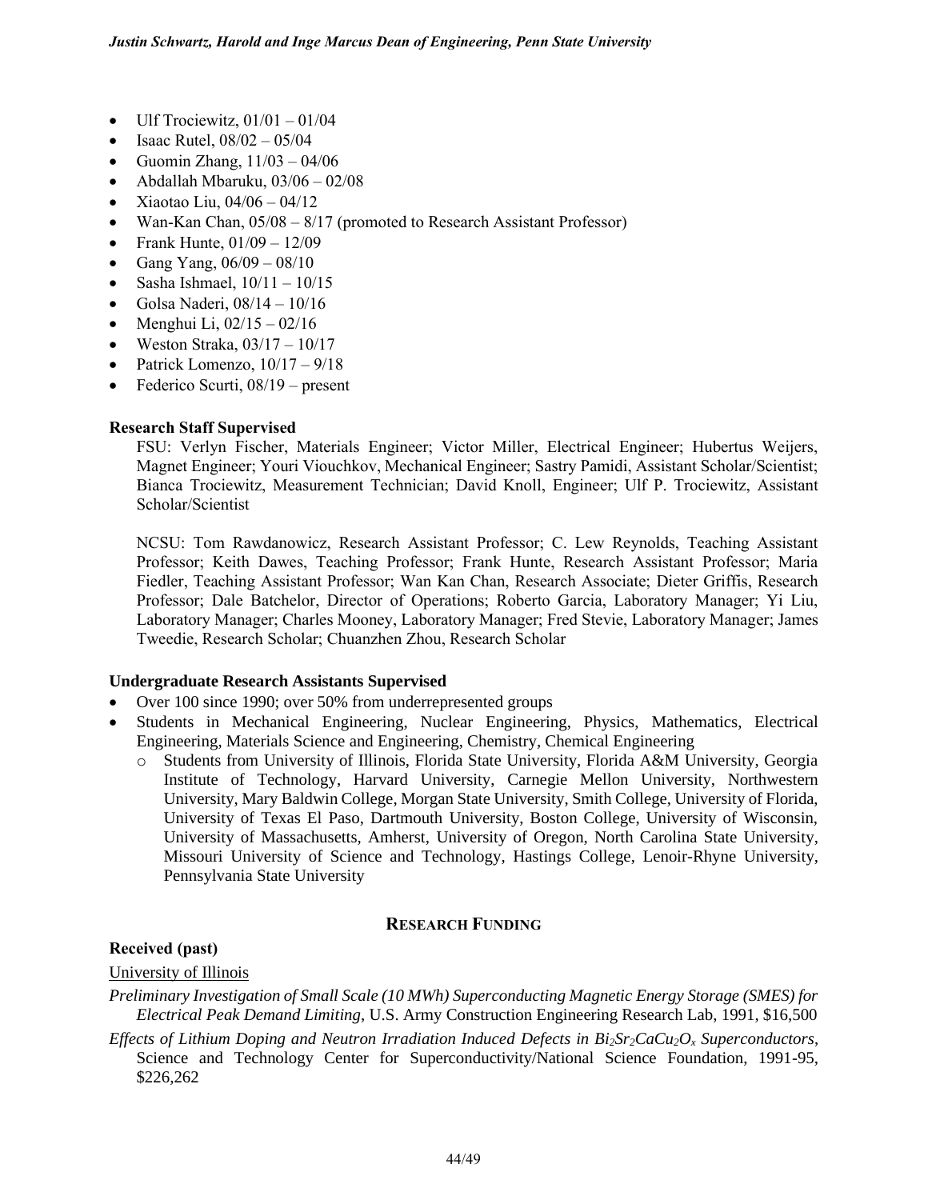- Ulf Trociewitz, 01/01 – 01/04
- Isaac Rutel, 08/02 – 05/04
- Guomin Zhang, 11/03 – 04/06
- Abdallah Mbaruku, 03/06 – 02/08
- Xiaotao Liu, 04/06 – 04/12
- Wan-Kan Chan, 05/08 – 8/17 (promoted to Research Assistant Professor)
- Frank Hunte, 01/09 – 12/09
- Gang Yang, 06/09 – 08/10
- Sasha Ishmael, 10/11 – 10/15
- Golsa Naderi, 08/14 – 10/16
- Menghui Li, 02/15 – 02/16
- Weston Straka, 03/17 – 10/17
- Patrick Lomenzo, 10/17 – 9/18
- Federico Scurti, 08/19 – present

**Research Staff Supervised**

FSU: Verlyn Fischer, Materials Engineer; Victor Miller, Electrical Engineer; Hubertus Weijers, Magnet Engineer; Youri Viouchkov, Mechanical Engineer; Sastry Pamidi, Assistant Scholar/Scientist; Bianca Trociewitz, Measurement Technician; David Knoll, Engineer; Ulf P. Trociewitz, Assistant Scholar/Scientist

NCSU: Tom Rawdanowicz, Research Assistant Professor; C. Lew Reynolds, Teaching Assistant Professor; Keith Dawes, Teaching Professor; Frank Hunte, Research Assistant Professor; Maria Fiedler, Teaching Assistant Professor; Wan Kan Chan, Research Associate; Dieter Griffis, Research Professor; Dale Batchelor, Director of Operations; Roberto Garcia, Laboratory Manager; Yi Liu, Laboratory Manager; Charles Mooney, Laboratory Manager; Fred Stevie, Laboratory Manager; James Tweedie, Research Scholar; Chuanzhen Zhou, Research Scholar

**Undergraduate Research Assistants Supervised**

- Over 100 since 1990; over 50% from underrepresented groups
- Students in Mechanical Engineering, Nuclear Engineering, Physics, Mathematics, Electrical Engineering, Materials Science and Engineering, Chemistry, Chemical Engineering
  - Students from University of Illinois, Florida State University, Florida A&M University, Georgia Institute of Technology, Harvard University, Carnegie Mellon University, Northwestern University, Mary Baldwin College, Morgan State University, Smith College, University of Florida, University of Texas El Paso, Dartmouth University, Boston College, University of Wisconsin, University of Massachusetts, Amherst, University of Oregon, North Carolina State University, Missouri University of Science and Technology, Hastings College, Lenoir-Rhyne University, Pennsylvania State University

## RESEARCH FUNDING

**Received (past)**

University of Illinois

*Preliminary Investigation of Small Scale (10 MWh) Superconducting Magnetic Energy Storage (SMES) for Electrical Peak Demand Limiting*, U.S. Army Construction Engineering Research Lab, 1991, $16,500

*Effects of Lithium Doping and Neutron Irradiation Induced Defects in $Bi_2Sr_2CaCu_2O_x$ Superconductors*, Science and Technology Center for Superconductivity/National Science Foundation, 1991-95, $226,262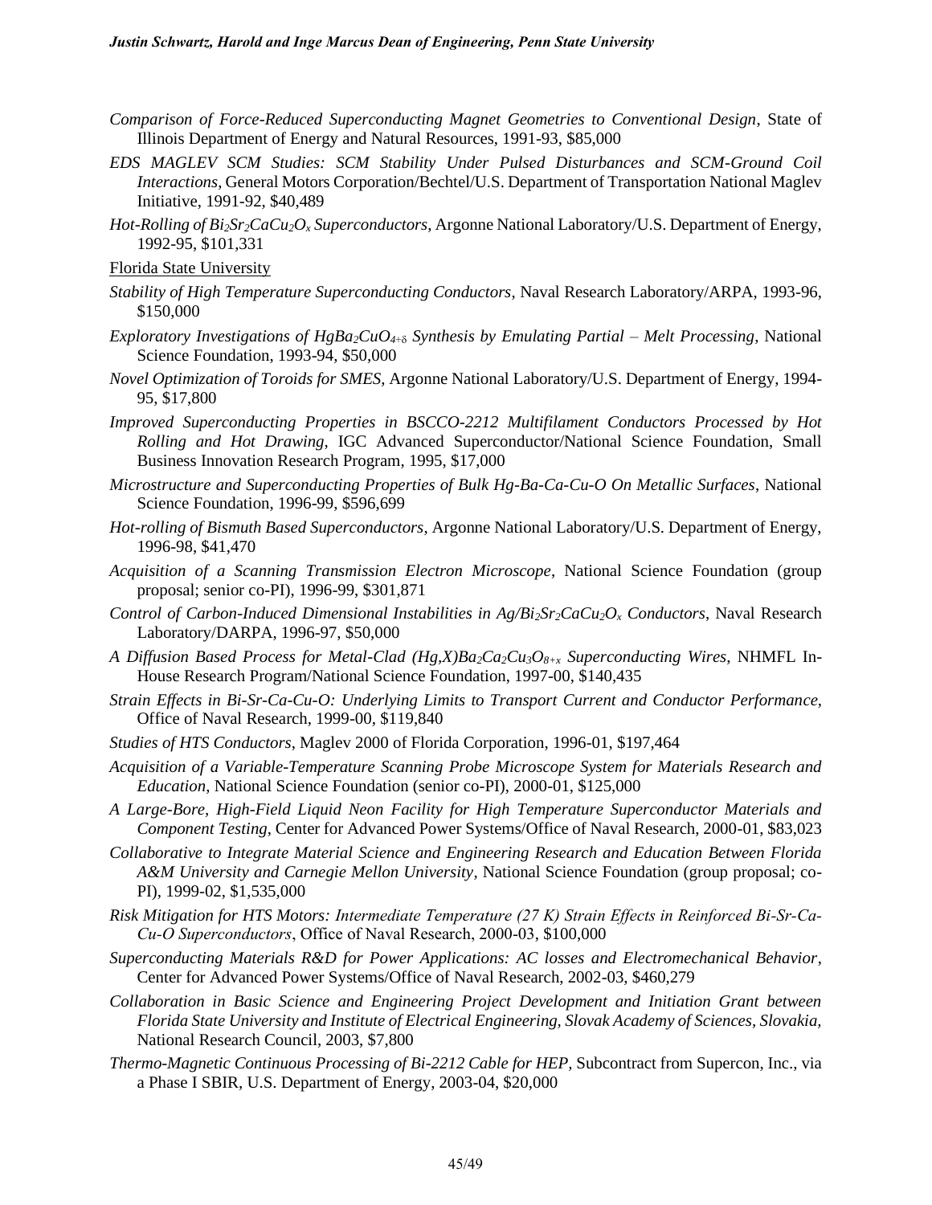*Comparison of Force-Reduced Superconducting Magnet Geometries to Conventional Design*, State of Illinois Department of Energy and Natural Resources, 1991-93, $85,000

*EDS MAGLEV SCM Studies: SCM Stability Under Pulsed Disturbances and SCM-Ground Coil Interactions*, General Motors Corporation/Bechtel/U.S. Department of Transportation National Maglev Initiative, 1991-92, $40,489

*Hot-Rolling of $Bi_2Sr_2CaCu_2O_x$ Superconductors*, Argonne National Laboratory/U.S. Department of Energy, 1992-95, $101,331

Florida State University

*Stability of High Temperature Superconducting Conductors*, Naval Research Laboratory/ARPA, 1993-96, $150,000

*Exploratory Investigations of $HgBa_2CuO_{4+\delta}$ Synthesis by Emulating Partial – Melt Processing*, National Science Foundation, 1993-94, $50,000

*Novel Optimization of Toroids for SMES*, Argonne National Laboratory/U.S. Department of Energy, 1994-95, $17,800

*Improved Superconducting Properties in BSCCO-2212 Multifilament Conductors Processed by Hot Rolling and Hot Drawing*, IGC Advanced Superconductor/National Science Foundation, Small Business Innovation Research Program, 1995, $17,000

*Microstructure and Superconducting Properties of Bulk Hg-Ba-Ca-Cu-O On Metallic Surfaces*, National Science Foundation, 1996-99, $596,699

*Hot-rolling of Bismuth Based Superconductors*, Argonne National Laboratory/U.S. Department of Energy, 1996-98, $41,470

*Acquisition of a Scanning Transmission Electron Microscope*, National Science Foundation (group proposal; senior co-PI), 1996-99, $301,871

*Control of Carbon-Induced Dimensional Instabilities in Ag/$Bi_2Sr_2CaCu_2O_x$ Conductors*, Naval Research Laboratory/DARPA, 1996-97, $50,000

*A Diffusion Based Process for Metal-Clad $(Hg,X)Ba_2Ca_2Cu_3O_{8+x}$ Superconducting Wires*, NHMFL In-House Research Program/National Science Foundation, 1997-00, $140,435

*Strain Effects in Bi-Sr-Ca-Cu-O: Underlying Limits to Transport Current and Conductor Performance*, Office of Naval Research, 1999-00, $119,840

*Studies of HTS Conductors*, Maglev 2000 of Florida Corporation, 1996-01, $197,464

*Acquisition of a Variable-Temperature Scanning Probe Microscope System for Materials Research and Education*, National Science Foundation (senior co-PI), 2000-01, $125,000

*A Large-Bore, High-Field Liquid Neon Facility for High Temperature Superconductor Materials and Component Testing*, Center for Advanced Power Systems/Office of Naval Research, 2000-01, $83,023

*Collaborative to Integrate Material Science and Engineering Research and Education Between Florida A&M University and Carnegie Mellon University*, National Science Foundation (group proposal; co-PI), 1999-02, $1,535,000

*Risk Mitigation for HTS Motors: Intermediate Temperature (27 K) Strain Effects in Reinforced Bi-Sr-Ca-Cu-O Superconductors*, Office of Naval Research, 2000-03, $100,000

*Superconducting Materials R&D for Power Applications: AC losses and Electromechanical Behavior*, Center for Advanced Power Systems/Office of Naval Research, 2002-03, $460,279

*Collaboration in Basic Science and Engineering Project Development and Initiation Grant between Florida State University and Institute of Electrical Engineering, Slovak Academy of Sciences, Slovakia*, National Research Council, 2003, $7,800

*Thermo-Magnetic Continuous Processing of Bi-2212 Cable for HEP*, Subcontract from Supercon, Inc., via a Phase I SBIR, U.S. Department of Energy, 2003-04, $20,000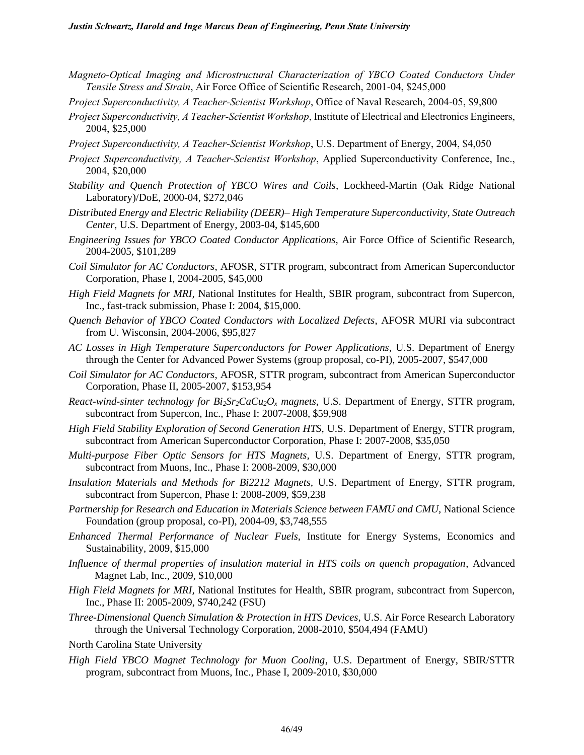*Magneto-Optical Imaging and Microstructural Characterization of YBCO Coated Conductors Under Tensile Stress and Strain*, Air Force Office of Scientific Research, 2001-04, $245,000

*Project Superconductivity, A Teacher-Scientist Workshop*, Office of Naval Research, 2004-05, $9,800

*Project Superconductivity, A Teacher-Scientist Workshop*, Institute of Electrical and Electronics Engineers, 2004, $25,000

*Project Superconductivity, A Teacher-Scientist Workshop*, U.S. Department of Energy, 2004, $4,050

*Project Superconductivity, A Teacher-Scientist Workshop*, Applied Superconductivity Conference, Inc., 2004, $20,000

*Stability and Quench Protection of YBCO Wires and Coils*, Lockheed-Martin (Oak Ridge National Laboratory)/DoE, 2000-04, $272,046

*Distributed Energy and Electric Reliability (DEER)– High Temperature Superconductivity, State Outreach Center*, U.S. Department of Energy, 2003-04, $145,600

*Engineering Issues for YBCO Coated Conductor Applications*, Air Force Office of Scientific Research, 2004-2005, $101,289

*Coil Simulator for AC Conductors*, AFOSR, STTR program, subcontract from American Superconductor Corporation, Phase I, 2004-2005, $45,000

*High Field Magnets for MRI*, National Institutes for Health, SBIR program, subcontract from Supercon, Inc., fast-track submission, Phase I: 2004, $15,000.

*Quench Behavior of YBCO Coated Conductors with Localized Defects*, AFOSR MURI via subcontract from U. Wisconsin, 2004-2006, $95,827

*AC Losses in High Temperature Superconductors for Power Applications*, U.S. Department of Energy through the Center for Advanced Power Systems (group proposal, co-PI), 2005-2007, $547,000

*Coil Simulator for AC Conductors*, AFOSR, STTR program, subcontract from American Superconductor Corporation, Phase II, 2005-2007, $153,954

*React-wind-sinter technology for $Bi_2Sr_2CaCu_2O_x$ magnets*, U.S. Department of Energy, STTR program, subcontract from Supercon, Inc., Phase I: 2007-2008, $59,908

*High Field Stability Exploration of Second Generation HTS*, U.S. Department of Energy, STTR program, subcontract from American Superconductor Corporation, Phase I: 2007-2008, $35,050

*Multi-purpose Fiber Optic Sensors for HTS Magnets*, U.S. Department of Energy, STTR program, subcontract from Muons, Inc., Phase I: 2008-2009, $30,000

*Insulation Materials and Methods for Bi2212 Magnets*, U.S. Department of Energy, STTR program, subcontract from Supercon, Phase I: 2008-2009, $59,238

*Partnership for Research and Education in Materials Science between FAMU and CMU*, National Science Foundation (group proposal, co-PI), 2004-09, $3,748,555

*Enhanced Thermal Performance of Nuclear Fuels*, Institute for Energy Systems, Economics and Sustainability, 2009, $15,000

*Influence of thermal properties of insulation material in HTS coils on quench propagation*, Advanced Magnet Lab, Inc., 2009, $10,000

*High Field Magnets for MRI*, National Institutes for Health, SBIR program, subcontract from Supercon, Inc., Phase II: 2005-2009, $740,242 (FSU)

*Three-Dimensional Quench Simulation & Protection in HTS Devices*, U.S. Air Force Research Laboratory through the Universal Technology Corporation, 2008-2010, $504,494 (FAMU)

North Carolina State University

*High Field YBCO Magnet Technology for Muon Cooling*, U.S. Department of Energy, SBIR/STTR program, subcontract from Muons, Inc., Phase I, 2009-2010, $30,000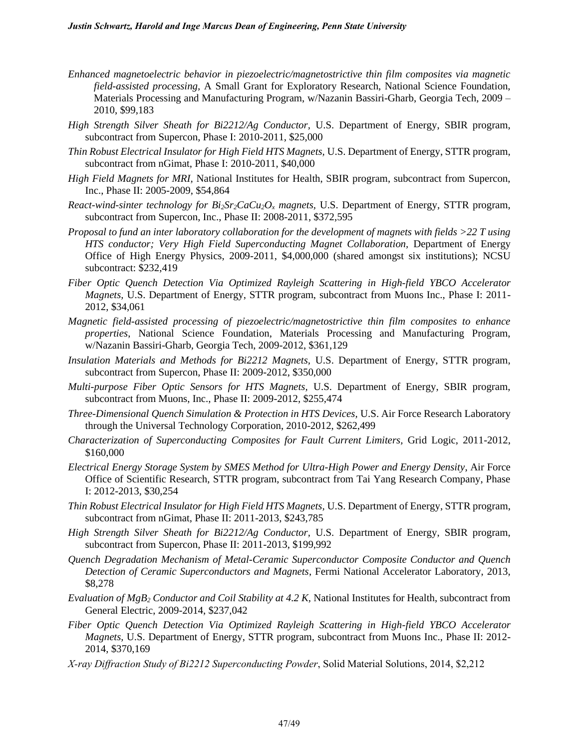*Enhanced magnetoelectric behavior in piezoelectric/magnetostrictive thin film composites via magnetic field-assisted processing,* A Small Grant for Exploratory Research, National Science Foundation, Materials Processing and Manufacturing Program, w/Nazanin Bassiri-Gharb, Georgia Tech, 2009 – 2010, $99,183

*High Strength Silver Sheath for Bi2212/Ag Conductor*, U.S. Department of Energy, SBIR program, subcontract from Supercon, Phase I: 2010-2011, $25,000

*Thin Robust Electrical Insulator for High Field HTS Magnets,* U.S. Department of Energy, STTR program, subcontract from nGimat, Phase I: 2010-2011, $40,000

*High Field Magnets for MRI,* National Institutes for Health, SBIR program, subcontract from Supercon, Inc., Phase II: 2005-2009, $54,864

*React-wind-sinter technology for $Bi_2Sr_2CaCu_2O_x$ magnets,* U.S. Department of Energy, STTR program, subcontract from Supercon, Inc., Phase II: 2008-2011, $372,595

*Proposal to fund an inter laboratory collaboration for the development of magnets with fields >22 T using HTS conductor; Very High Field Superconducting Magnet Collaboration,* Department of Energy Office of High Energy Physics, 2009-2011, $4,000,000 (shared amongst six institutions); NCSU subcontract: $232,419

*Fiber Optic Quench Detection Via Optimized Rayleigh Scattering in High-field YBCO Accelerator Magnets,* U.S. Department of Energy, STTR program, subcontract from Muons Inc., Phase I: 2011-2012, $34,061

*Magnetic field-assisted processing of piezoelectric/magnetostrictive thin film composites to enhance properties*, National Science Foundation, Materials Processing and Manufacturing Program, w/Nazanin Bassiri-Gharb, Georgia Tech, 2009-2012, $361,129

*Insulation Materials and Methods for Bi2212 Magnets*, U.S. Department of Energy, STTR program, subcontract from Supercon, Phase II: 2009-2012, $350,000

*Multi-purpose Fiber Optic Sensors for HTS Magnets*, U.S. Department of Energy, SBIR program, subcontract from Muons, Inc., Phase II: 2009-2012, $255,474

*Three-Dimensional Quench Simulation & Protection in HTS Devices,* U.S. Air Force Research Laboratory through the Universal Technology Corporation, 2010-2012, $262,499

*Characterization of Superconducting Composites for Fault Current Limiters,* Grid Logic, 2011-2012, $160,000

*Electrical Energy Storage System by SMES Method for Ultra-High Power and Energy Density*, Air Force Office of Scientific Research, STTR program, subcontract from Tai Yang Research Company, Phase I: 2012-2013, $30,254

*Thin Robust Electrical Insulator for High Field HTS Magnets*, U.S. Department of Energy, STTR program, subcontract from nGimat, Phase II: 2011-2013, $243,785

*High Strength Silver Sheath for Bi2212/Ag Conductor,* U.S. Department of Energy, SBIR program, subcontract from Supercon, Phase II: 2011-2013, $199,992

*Quench Degradation Mechanism of Metal-Ceramic Superconductor Composite Conductor and Quench Detection of Ceramic Superconductors and Magnets*, Fermi National Accelerator Laboratory, 2013, $8,278

*Evaluation of $MgB_2$ Conductor and Coil Stability at 4.2 K,* National Institutes for Health, subcontract from General Electric, 2009-2014, $237,042

*Fiber Optic Quench Detection Via Optimized Rayleigh Scattering in High-field YBCO Accelerator Magnets,* U.S. Department of Energy, STTR program, subcontract from Muons Inc., Phase II: 2012-2014, $370,169

*X-ray Diffraction Study of Bi2212 Superconducting Powder*, Solid Material Solutions, 2014, $2,212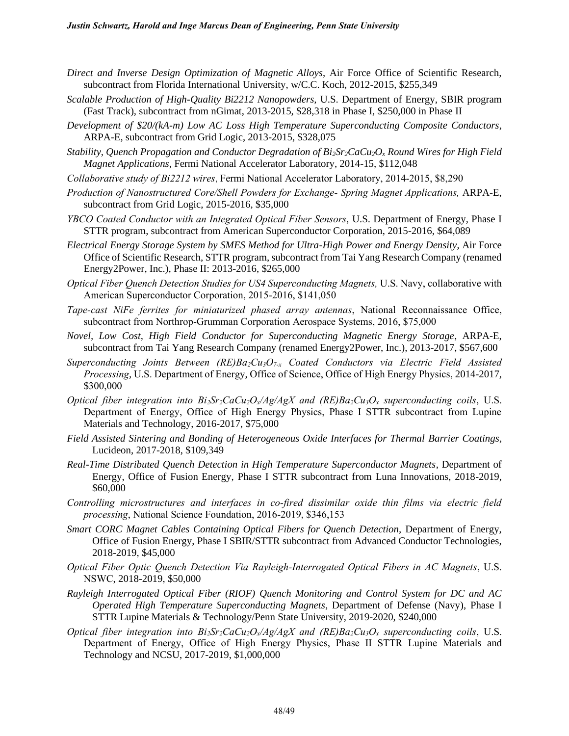*Direct and Inverse Design Optimization of Magnetic Alloys*, Air Force Office of Scientific Research, subcontract from Florida International University, w/C.C. Koch, 2012-2015, $255,349

*Scalable Production of High-Quality Bi2212 Nanopowders*, U.S. Department of Energy, SBIR program (Fast Track), subcontract from nGimat, 2013-2015, $28,318 in Phase I, $250,000 in Phase II

*Development of $20/(kA-m) Low AC Loss High Temperature Superconducting Composite Conductors*, ARPA-E, subcontract from Grid Logic, 2013-2015, $328,075

*Stability, Quench Propagation and Conductor Degradation of $Bi_2Sr_2CaCu_2O_x$ Round Wires for High Field Magnet Applications*, Fermi National Accelerator Laboratory, 2014-15, $112,048

*Collaborative study of Bi2212 wires*, Fermi National Accelerator Laboratory, 2014-2015, $8,290

*Production of Nanostructured Core/Shell Powders for Exchange- Spring Magnet Applications,* ARPA-E, subcontract from Grid Logic, 2015-2016, $35,000

*YBCO Coated Conductor with an Integrated Optical Fiber Sensors*, U.S. Department of Energy, Phase I STTR program, subcontract from American Superconductor Corporation, 2015-2016, $64,089

*Electrical Energy Storage System by SMES Method for Ultra-High Power and Energy Density*, Air Force Office of Scientific Research, STTR program, subcontract from Tai Yang Research Company (renamed Energy2Power, Inc.), Phase II: 2013-2016, $265,000

*Optical Fiber Quench Detection Studies for US4 Superconducting Magnets,* U.S. Navy, collaborative with American Superconductor Corporation, 2015-2016, $141,050

*Tape-cast NiFe ferrites for miniaturized phased array antennas*, National Reconnaissance Office, subcontract from Northrop-Grumman Corporation Aerospace Systems, 2016, $75,000

*Novel, Low Cost, High Field Conductor for Superconducting Magnetic Energy Storage*, ARPA-E, subcontract from Tai Yang Research Company (renamed Energy2Power, Inc.), 2013-2017, $567,600

*Superconducting Joints Between $(RE)Ba_2Cu_3O_{7-x}$ Coated Conductors via Electric Field Assisted Processing*, U.S. Department of Energy, Office of Science, Office of High Energy Physics, 2014-2017, $300,000

*Optical fiber integration into $Bi_2Sr_2CaCu_2O_x$/Ag/AgX and $(RE)Ba_2Cu_3O_x$ superconducting coils*, U.S. Department of Energy, Office of High Energy Physics, Phase I STTR subcontract from Lupine Materials and Technology, 2016-2017, $75,000

*Field Assisted Sintering and Bonding of Heterogeneous Oxide Interfaces for Thermal Barrier Coatings,* Lucideon, 2017-2018, $109,349

*Real-Time Distributed Quench Detection in High Temperature Superconductor Magnets*, Department of Energy, Office of Fusion Energy, Phase I STTR subcontract from Luna Innovations, 2018-2019, $60,000

*Controlling microstructures and interfaces in co-fired dissimilar oxide thin films via electric field processing*, National Science Foundation, 2016-2019, $346,153

*Smart CORC Magnet Cables Containing Optical Fibers for Quench Detection,* Department of Energy, Office of Fusion Energy, Phase I SBIR/STTR subcontract from Advanced Conductor Technologies, 2018-2019, $45,000

*Optical Fiber Optic Quench Detection Via Rayleigh-Interrogated Optical Fibers in AC Magnets*, U.S. NSWC, 2018-2019, $50,000

*Rayleigh Interrogated Optical Fiber (RIOF) Quench Monitoring and Control System for DC and AC Operated High Temperature Superconducting Magnets,* Department of Defense (Navy), Phase I STTR Lupine Materials & Technology/Penn State University, 2019-2020, $240,000

*Optical fiber integration into $Bi_2Sr_2CaCu_2O_x$/Ag/AgX and $(RE)Ba_2Cu_3O_x$ superconducting coils*, U.S. Department of Energy, Office of High Energy Physics, Phase II STTR Lupine Materials and Technology and NCSU, 2017-2019, $1,000,000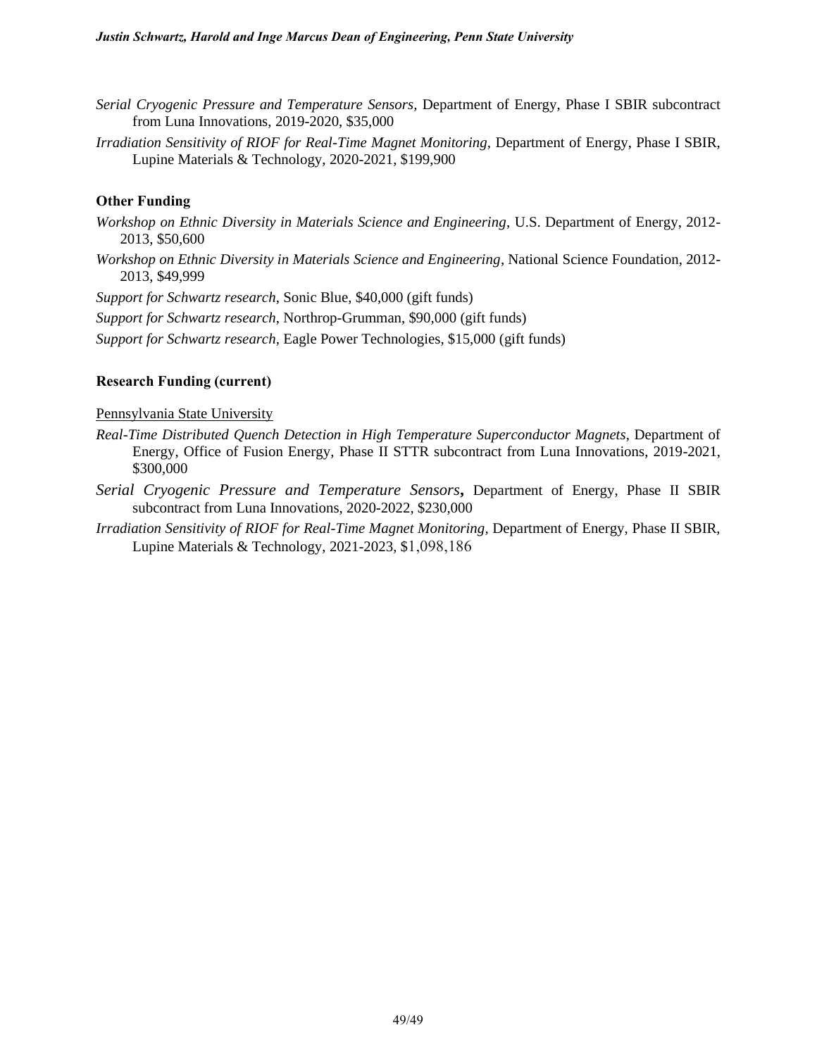*Serial Cryogenic Pressure and Temperature Sensors*, Department of Energy, Phase I SBIR subcontract from Luna Innovations, 2019-2020, $35,000

*Irradiation Sensitivity of RIOF for Real-Time Magnet Monitoring*, Department of Energy, Phase I SBIR, Lupine Materials & Technology, 2020-2021, $199,900

### Other Funding

*Workshop on Ethnic Diversity in Materials Science and Engineering*, U.S. Department of Energy, 2012-2013, $50,600

*Workshop on Ethnic Diversity in Materials Science and Engineering*, National Science Foundation, 2012-2013, $49,999

*Support for Schwartz research*, Sonic Blue, $40,000 (gift funds)

*Support for Schwartz research*, Northrop-Grumman, $90,000 (gift funds)

*Support for Schwartz research*, Eagle Power Technologies, $15,000 (gift funds)

### Research Funding (current)

Pennsylvania State University

*Real-Time Distributed Quench Detection in High Temperature Superconductor Magnets*, Department of Energy, Office of Fusion Energy, Phase II STTR subcontract from Luna Innovations, 2019-2021, $300,000

*Serial Cryogenic Pressure and Temperature Sensors***,** Department of Energy, Phase II SBIR subcontract from Luna Innovations, 2020-2022, $230,000

*Irradiation Sensitivity of RIOF for Real-Time Magnet Monitoring*, Department of Energy, Phase II SBIR, Lupine Materials & Technology, 2021-2023, $1,098,186